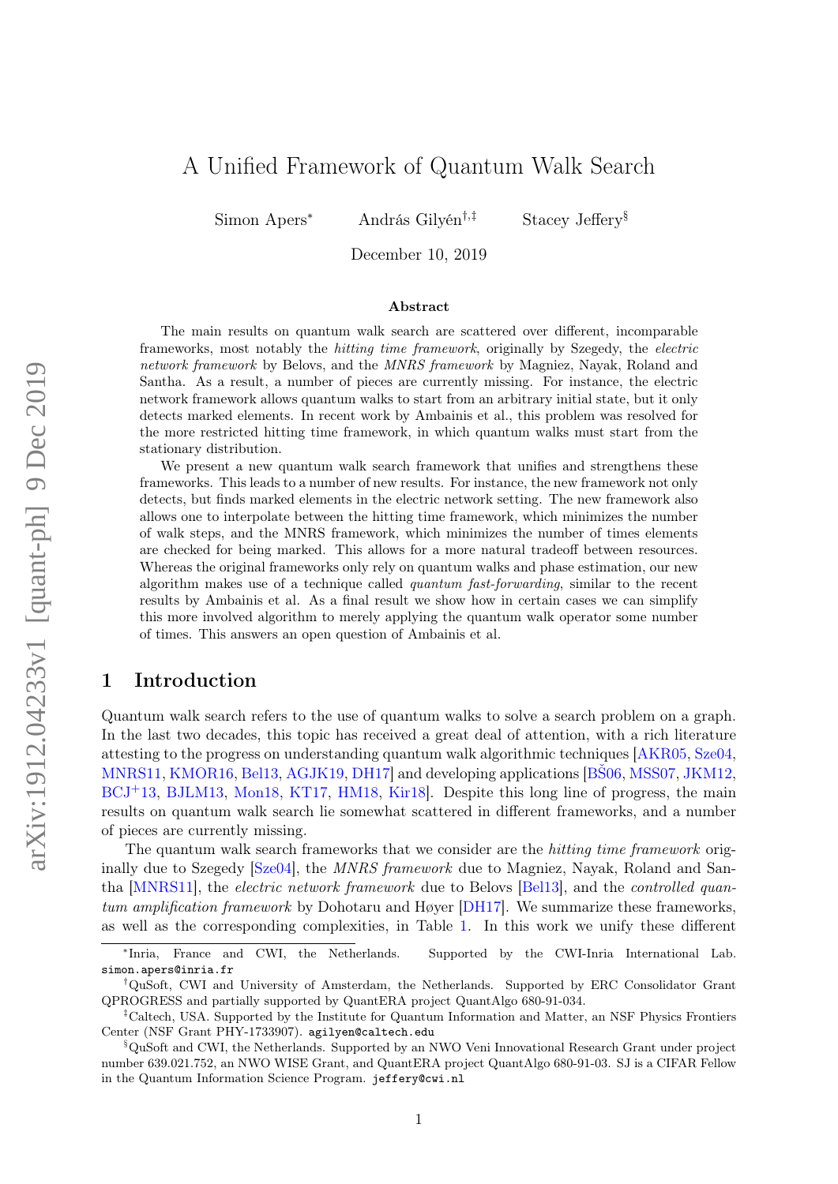# A Unified Framework of Quantum Walk Search

Simon Apers* András Gilyén†,‡ Stacey Jeffery§

December 10, 2019

### Abstract

The main results on quantum walk search are scattered over different, incomparable frameworks, most notably the *hitting time framework*, originally by Szegedy, the *electric network framework* by Belovs, and the *MNRS framework* by Magniez, Nayak, Roland and Santha. As a result, a number of pieces are currently missing. For instance, the electric network framework allows quantum walks to start from an arbitrary initial state, but it only detects marked elements. In recent work by Ambainis et al., this problem was resolved for the more restricted hitting time framework, in which quantum walks must start from the stationary distribution.

We present a new quantum walk search framework that unifies and strengthens these frameworks. This leads to a number of new results. For instance, the new framework not only detects, but finds marked elements in the electric network setting. The new framework also allows one to interpolate between the hitting time framework, which minimizes the number of walk steps, and the MNRS framework, which minimizes the number of times elements are checked for being marked. This allows for a more natural tradeoff between resources. Whereas the original frameworks only rely on quantum walks and phase estimation, our new algorithm makes use of a technique called *quantum fast-forwarding*, similar to the recent results by Ambainis et al. As a final result we show how in certain cases we can simplify this more involved algorithm to merely applying the quantum walk operator some number of times. This answers an open question of Ambainis et al.

## 1 Introduction

Quantum walk search refers to the use of quantum walks to solve a search problem on a graph. In the last two decades, this topic has received a great deal of attention, with a rich literature attesting to the progress on understanding quantum walk algorithmic techniques [AKR05, Sze04, MNRS11, KMOR16, Bel13, AGJK19, DH17] and developing applications [BŠ06, MSS07, JKM12, BCJ+13, BJLM13, Mon18, KT17, HM18, Kir18]. Despite this long line of progress, the main results on quantum walk search lie somewhat scattered in different frameworks, and a number of pieces are currently missing.

The quantum walk search frameworks that we consider are the *hitting time framework* originally due to Szegedy [Sze04], the *MNRS framework* due to Magniez, Nayak, Roland and Santha [MNRS11], the *electric network framework* due to Belovs [Bel13], and the *controlled quantum amplification framework* by Dohotaru and Høyer [DH17]. We summarize these frameworks, as well as the corresponding complexities, in Table 1. In this work we unify these different

---

*Inria, France and CWI, the Netherlands. Supported by the CWI-Inria International Lab. simon.apers@inria.fr

†QuSoft, CWI and University of Amsterdam, the Netherlands. Supported by ERC Consolidator Grant QPROGRESS and partially supported by QuantERA project QuantAlgo 680-91-034.

‡Caltech, USA. Supported by the Institute for Quantum Information and Matter, an NSF Physics Frontiers Center (NSF Grant PHY-1733907). agilyen@caltech.edu

§QuSoft and CWI, the Netherlands. Supported by an NWO Veni Innovational Research Grant under project number 639.021.752, an NWO WISE Grant, and QuantERA project QuantAlgo 680-91-03. SJ is a CIFAR Fellow in the Quantum Information Science Program. jeffery@cwi.nl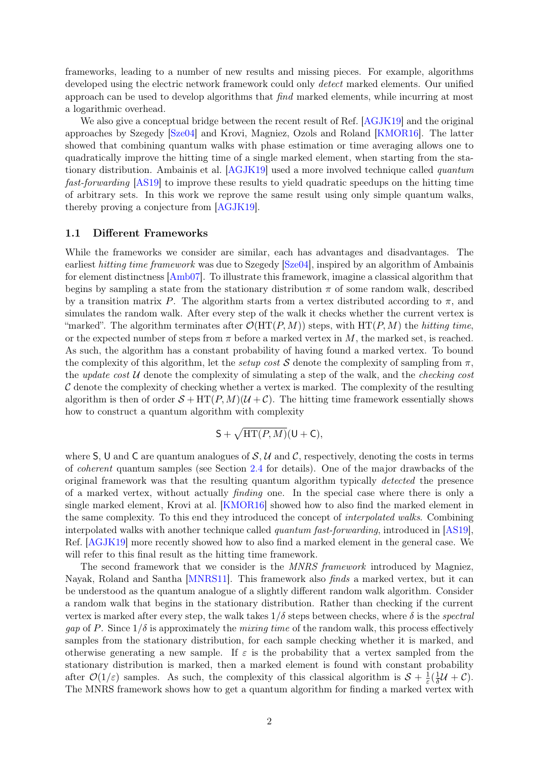frameworks, leading to a number of new results and missing pieces. For example, algorithms developed using the electric network framework could only *detect* marked elements. Our unified approach can be used to develop algorithms that *find* marked elements, while incurring at most a logarithmic overhead.

We also give a conceptual bridge between the recent result of Ref. [AGJK19] and the original approaches by Szegedy [Sze04] and Krovi, Magniez, Ozols and Roland [KMOR16]. The latter showed that combining quantum walks with phase estimation or time averaging allows one to quadratically improve the hitting time of a single marked element, when starting from the stationary distribution. Ambainis et al. [AGJK19] used a more involved technique called *quantum fast-forwarding* [AS19] to improve these results to yield quadratic speedups on the hitting time of arbitrary sets. In this work we reprove the same result using only simple quantum walks, thereby proving a conjecture from [AGJK19].

### 1.1 Different Frameworks

While the frameworks we consider are similar, each has advantages and disadvantages. The earliest *hitting time framework* was due to Szegedy [Sze04], inspired by an algorithm of Ambainis for element distinctness [Amb07]. To illustrate this framework, imagine a classical algorithm that begins by sampling a state from the stationary distribution $\pi$ of some random walk, described by a transition matrix $P$. The algorithm starts from a vertex distributed according to $\pi$, and simulates the random walk. After every step of the walk it checks whether the current vertex is "marked". The algorithm terminates after $\mathcal{O}(\mathrm{HT}(P,M))$ steps, with $\mathrm{HT}(P,M)$ the *hitting time*, or the expected number of steps from $\pi$ before a marked vertex in $M$, the marked set, is reached. As such, the algorithm has a constant probability of having found a marked vertex. To bound the complexity of this algorithm, let the *setup cost* $\mathcal{S}$ denote the complexity of sampling from $\pi$, the *update cost* $\mathcal{U}$ denote the complexity of simulating a step of the walk, and the *checking cost* $\mathcal{C}$ denote the complexity of checking whether a vertex is marked. The complexity of the resulting algorithm is then of order $\mathcal{S} + \mathrm{HT}(P,M)(\mathcal{U} + \mathcal{C})$. The hitting time framework essentially shows how to construct a quantum algorithm with complexity

$$\mathsf{S} + \sqrt{\mathrm{HT}(P,M)}(\mathsf{U} + \mathsf{C}),$$

where $\mathsf{S}$, $\mathsf{U}$ and $\mathsf{C}$ are quantum analogues of $\mathcal{S}$, $\mathcal{U}$ and $\mathcal{C}$, respectively, denoting the costs in terms of *coherent* quantum samples (see Section 2.4 for details). One of the major drawbacks of the original framework was that the resulting quantum algorithm typically *detected* the presence of a marked vertex, without actually *finding* one. In the special case where there is only a single marked element, Krovi at al. [KMOR16] showed how to also find the marked element in the same complexity. To this end they introduced the concept of *interpolated walks*. Combining interpolated walks with another technique called *quantum fast-forwarding*, introduced in [AS19], Ref. [AGJK19] more recently showed how to also find a marked element in the general case. We will refer to this final result as the hitting time framework.

The second framework that we consider is the *MNRS framework* introduced by Magniez, Nayak, Roland and Santha [MNRS11]. This framework also *finds* a marked vertex, but it can be understood as the quantum analogue of a slightly different random walk algorithm. Consider a random walk that begins in the stationary distribution. Rather than checking if the current vertex is marked after every step, the walk takes $1/\delta$ steps between checks, where $\delta$ is the *spectral gap* of $P$. Since $1/\delta$ is approximately the *mixing time* of the random walk, this process effectively samples from the stationary distribution, for each sample checking whether it is marked, and otherwise generating a new sample. If $\varepsilon$ is the probability that a vertex sampled from the stationary distribution is marked, then a marked element is found with constant probability after $\mathcal{O}(1/\varepsilon)$ samples. As such, the complexity of this classical algorithm is $\mathcal{S} + \frac{1}{\varepsilon}(\frac{1}{\delta}\mathcal{U} + \mathcal{C})$. The MNRS framework shows how to get a quantum algorithm for finding a marked vertex with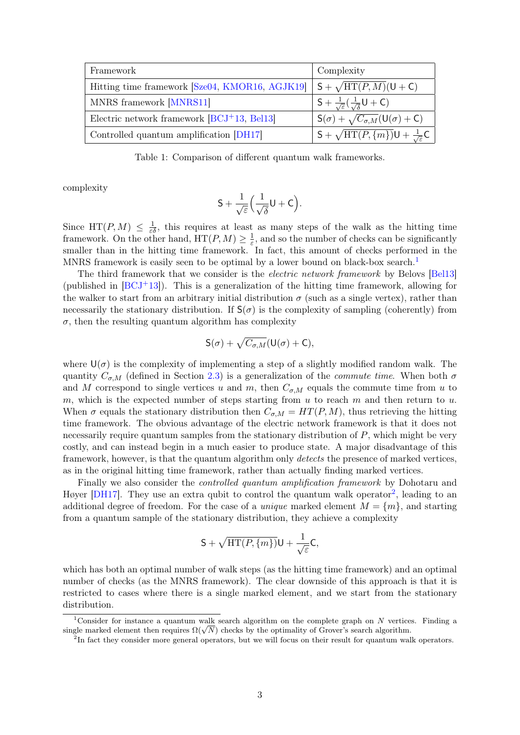| Framework | Complexity |
|---|---|
| Hitting time framework [Sze04, KMOR16, AGJK19] | $\mathsf{S} + \sqrt{\mathrm{HT}(P, M)}(\mathsf{U} + \mathsf{C})$ |
| MNRS framework [MNRS11] | $\mathsf{S} + \frac{1}{\sqrt{\varepsilon}}(\frac{1}{\sqrt{\delta}}\mathsf{U} + \mathsf{C})$ |
| Electric network framework [BCJ+13, Bel13] | $\mathsf{S}(\sigma) + \sqrt{C_{\sigma,M}}(\mathsf{U}(\sigma) + \mathsf{C})$ |
| Controlled quantum amplification [DH17] | $\mathsf{S} + \sqrt{\mathrm{HT}(P, \{m\})}\mathsf{U} + \frac{1}{\sqrt{\varepsilon}}\mathsf{C}$ |

Table 1: Comparison of different quantum walk frameworks.

complexity

$$\mathsf{S} + \frac{1}{\sqrt{\varepsilon}}\Big(\frac{1}{\sqrt{\delta}}\mathsf{U} + \mathsf{C}\Big).$$

Since $\mathrm{HT}(P, M) \leq \frac{1}{\varepsilon\delta}$, this requires at least as many steps of the walk as the hitting time framework. On the other hand, $\mathrm{HT}(P, M) \geq \frac{1}{\varepsilon}$, and so the number of checks can be significantly smaller than in the hitting time framework. In fact, this amount of checks performed in the MNRS framework is easily seen to be optimal by a lower bound on black-box search.[1]

The third framework that we consider is the *electric network framework* by Belovs [Bel13] (published in [BCJ+13]). This is a generalization of the hitting time framework, allowing for the walker to start from an arbitrary initial distribution $\sigma$ (such as a single vertex), rather than necessarily the stationary distribution. If $\mathsf{S}(\sigma)$ is the complexity of sampling (coherently) from $\sigma$, then the resulting quantum algorithm has complexity

$$\mathsf{S}(\sigma) + \sqrt{C_{\sigma,M}}(\mathsf{U}(\sigma) + \mathsf{C}),$$

where $\mathsf{U}(\sigma)$ is the complexity of implementing a step of a slightly modified random walk. The quantity $C_{\sigma,M}$ (defined in Section 2.3) is a generalization of the *commute time*. When both $\sigma$ and $M$ correspond to single vertices $u$ and $m$, then $C_{\sigma,M}$ equals the commute time from $u$ to $m$, which is the expected number of steps starting from $u$ to reach $m$ and then return to $u$. When $\sigma$ equals the stationary distribution then $C_{\sigma,M} = HT(P, M)$, thus retrieving the hitting time framework. The obvious advantage of the electric network framework is that it does not necessarily require quantum samples from the stationary distribution of $P$, which might be very costly, and can instead begin in a much easier to produce state. A major disadvantage of this framework, however, is that the quantum algorithm only *detects* the presence of marked vertices, as in the original hitting time framework, rather than actually finding marked vertices.

Finally we also consider the *controlled quantum amplification framework* by Dohotaru and Høyer [DH17]. They use an extra qubit to control the quantum walk operator[2], leading to an additional degree of freedom. For the case of a *unique* marked element $M = \{m\}$, and starting from a quantum sample of the stationary distribution, they achieve a complexity

$$\mathsf{S} + \sqrt{\mathrm{HT}(P, \{m\})}\mathsf{U} + \frac{1}{\sqrt{\varepsilon}}\mathsf{C},$$

which has both an optimal number of walk steps (as the hitting time framework) and an optimal number of checks (as the MNRS framework). The clear downside of this approach is that it is restricted to cases where there is a single marked element, and we start from the stationary distribution.

[1] Consider for instance a quantum walk search algorithm on the complete graph on $N$ vertices. Finding a single marked element then requires $\Omega(\sqrt{N})$ checks by the optimality of Grover's search algorithm.

[2] In fact they consider more general operators, but we will focus on their result for quantum walk operators.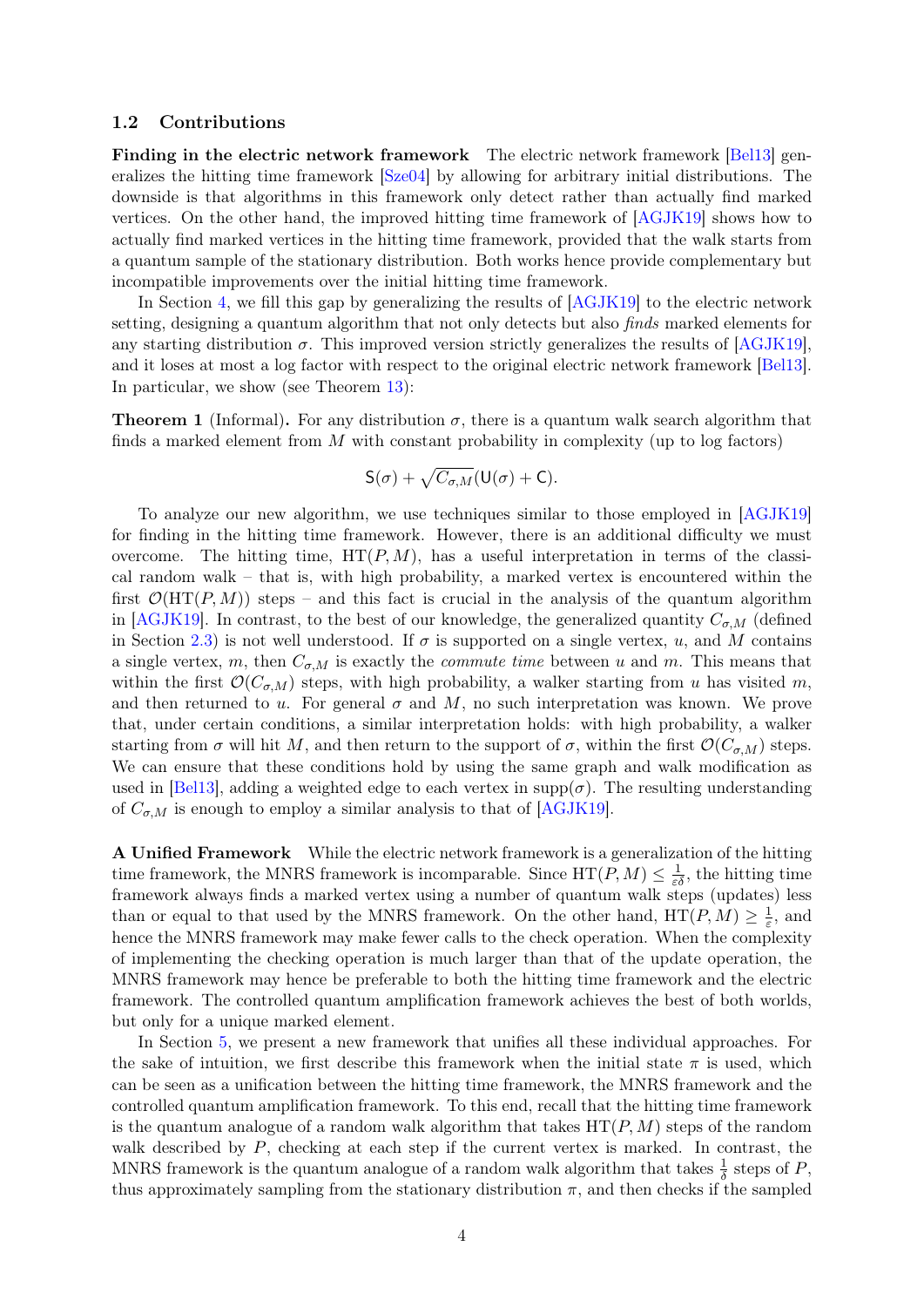### 1.2 Contributions

**Finding in the electric network framework** The electric network framework [Bel13] generalizes the hitting time framework [Sze04] by allowing for arbitrary initial distributions. The downside is that algorithms in this framework only detect rather than actually find marked vertices. On the other hand, the improved hitting time framework of [AGJK19] shows how to actually find marked vertices in the hitting time framework, provided that the walk starts from a quantum sample of the stationary distribution. Both works hence provide complementary but incompatible improvements over the initial hitting time framework.

In Section 4, we fill this gap by generalizing the results of [AGJK19] to the electric network setting, designing a quantum algorithm that not only detects but also *finds* marked elements for any starting distribution $\sigma$. This improved version strictly generalizes the results of [AGJK19], and it loses at most a log factor with respect to the original electric network framework [Bel13]. In particular, we show (see Theorem 13):

**Theorem 1** (Informal)**.** For any distribution $\sigma$, there is a quantum walk search algorithm that finds a marked element from $M$ with constant probability in complexity (up to log factors)

$$\mathsf{S}(\sigma) + \sqrt{C_{\sigma,M}}(\mathsf{U}(\sigma) + \mathsf{C}).$$

To analyze our new algorithm, we use techniques similar to those employed in [AGJK19] for finding in the hitting time framework. However, there is an additional difficulty we must overcome. The hitting time, $\mathrm{HT}(P, M)$, has a useful interpretation in terms of the classical random walk – that is, with high probability, a marked vertex is encountered within the first $\mathcal{O}(\mathrm{HT}(P, M))$ steps – and this fact is crucial in the analysis of the quantum algorithm in [AGJK19]. In contrast, to the best of our knowledge, the generalized quantity $C_{\sigma,M}$ (defined in Section 2.3) is not well understood. If $\sigma$ is supported on a single vertex, $u$, and $M$ contains a single vertex, $m$, then $C_{\sigma,M}$ is exactly the *commute time* between $u$ and $m$. This means that within the first $\mathcal{O}(C_{\sigma,M})$ steps, with high probability, a walker starting from $u$ has visited $m$, and then returned to $u$. For general $\sigma$ and $M$, no such interpretation was known. We prove that, under certain conditions, a similar interpretation holds: with high probability, a walker starting from $\sigma$ will hit $M$, and then return to the support of $\sigma$, within the first $\mathcal{O}(C_{\sigma,M})$ steps. We can ensure that these conditions hold by using the same graph and walk modification as used in [Bel13], adding a weighted edge to each vertex in $\mathrm{supp}(\sigma)$. The resulting understanding of $C_{\sigma,M}$ is enough to employ a similar analysis to that of [AGJK19].

**A Unified Framework** While the electric network framework is a generalization of the hitting time framework, the MNRS framework is incomparable. Since $\mathrm{HT}(P, M) \leq \frac{1}{\varepsilon\delta}$, the hitting time framework always finds a marked vertex using a number of quantum walk steps (updates) less than or equal to that used by the MNRS framework. On the other hand, $\mathrm{HT}(P, M) \geq \frac{1}{\varepsilon}$, and hence the MNRS framework may make fewer calls to the check operation. When the complexity of implementing the checking operation is much larger than that of the update operation, the MNRS framework may hence be preferable to both the hitting time framework and the electric framework. The controlled quantum amplification framework achieves the best of both worlds, but only for a unique marked element.

In Section 5, we present a new framework that unifies all these individual approaches. For the sake of intuition, we first describe this framework when the initial state $\pi$ is used, which can be seen as a unification between the hitting time framework, the MNRS framework and the controlled quantum amplification framework. To this end, recall that the hitting time framework is the quantum analogue of a random walk algorithm that takes $\mathrm{HT}(P, M)$ steps of the random walk described by $P$, checking at each step if the current vertex is marked. In contrast, the MNRS framework is the quantum analogue of a random walk algorithm that takes $\frac{1}{\delta}$ steps of $P$, thus approximately sampling from the stationary distribution $\pi$, and then checks if the sampled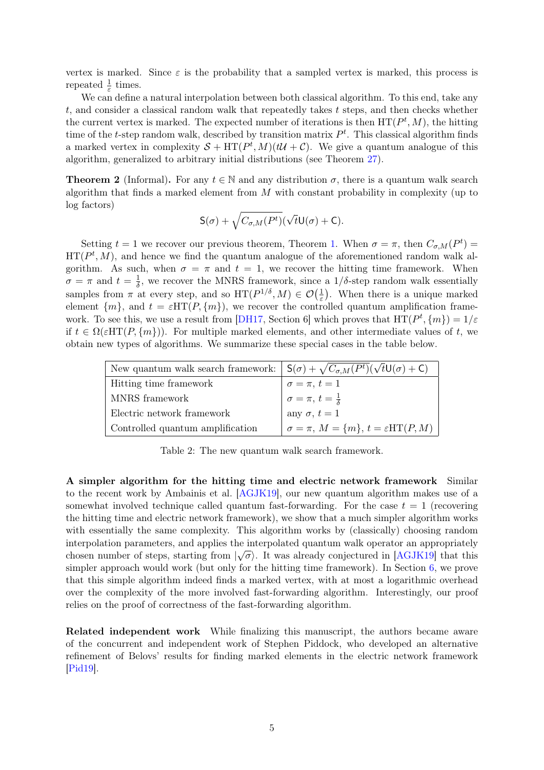vertex is marked. Since $\varepsilon$ is the probability that a sampled vertex is marked, this process is repeated $\frac{1}{\varepsilon}$ times.

We can define a natural interpolation between both classical algorithm. To this end, take any $t$, and consider a classical random walk that repeatedly takes $t$ steps, and then checks whether the current vertex is marked. The expected number of iterations is then $\mathrm{HT}(P^t, M)$, the hitting time of the $t$-step random walk, described by transition matrix $P^t$. This classical algorithm finds a marked vertex in complexity $\mathcal{S} + \mathrm{HT}(P^t, M)(t\mathcal{U} + \mathcal{C})$. We give a quantum analogue of this algorithm, generalized to arbitrary initial distributions (see Theorem 27).

**Theorem 2** (Informal)**.** For any $t \in \mathbb{N}$ and any distribution $\sigma$, there is a quantum walk search algorithm that finds a marked element from $M$ with constant probability in complexity (up to log factors)

$$\mathsf{S}(\sigma) + \sqrt{C_{\sigma,M}(P^t)}(\sqrt{t}\mathsf{U}(\sigma) + \mathsf{C}).$$

Setting $t = 1$ we recover our previous theorem, Theorem 1. When $\sigma = \pi$, then $C_{\sigma,M}(P^t) = \mathrm{HT}(P^t, M)$, and hence we find the quantum analogue of the aforementioned random walk algorithm. As such, when $\sigma = \pi$ and $t = 1$, we recover the hitting time framework. When $\sigma = \pi$ and $t = \frac{1}{\delta}$, we recover the MNRS framework, since a $1/\delta$-step random walk essentially samples from $\pi$ at every step, and so $\mathrm{HT}(P^{1/\delta}, M) \in \mathcal{O}\big(\frac{1}{\varepsilon}\big)$. When there is a unique marked element $\{m\}$, and $t = \varepsilon\mathrm{HT}(P, \{m\})$, we recover the controlled quantum amplification framework. To see this, we use a result from [DH17, Section 6] which proves that $\mathrm{HT}(P^t, \{m\}) = 1/\varepsilon$ if $t \in \Omega(\varepsilon\mathrm{HT}(P, \{m\}))$. For multiple marked elements, and other intermediate values of $t$, we obtain new types of algorithms. We summarize these special cases in the table below.

| New quantum walk search framework: | $\mathsf{S}(\sigma) + \sqrt{C_{\sigma,M}(P^t)}(\sqrt{t}\mathsf{U}(\sigma) + \mathsf{C})$ |
|---|---|
| Hitting time framework | $\sigma = \pi$, $t = 1$ |
| MNRS framework | $\sigma = \pi$, $t = \frac{1}{\delta}$ |
| Electric network framework | any $\sigma$, $t = 1$ |
| Controlled quantum amplification | $\sigma = \pi$, $M = \{m\}$, $t = \varepsilon\mathrm{HT}(P, M)$ |

Table 2: The new quantum walk search framework.

**A simpler algorithm for the hitting time and electric network framework** Similar to the recent work by Ambainis et al. [AGJK19], our new quantum algorithm makes use of a somewhat involved technique called quantum fast-forwarding. For the case $t = 1$ (recovering the hitting time and electric network framework), we show that a much simpler algorithm works with essentially the same complexity. This algorithm works by (classically) choosing random interpolation parameters, and applies the interpolated quantum walk operator an appropriately chosen number of steps, starting from $|\sqrt{\sigma}\rangle$. It was already conjectured in [AGJK19] that this simpler approach would work (but only for the hitting time framework). In Section 6, we prove that this simple algorithm indeed finds a marked vertex, with at most a logarithmic overhead over the complexity of the more involved fast-forwarding algorithm. Interestingly, our proof relies on the proof of correctness of the fast-forwarding algorithm.

**Related independent work** While finalizing this manuscript, the authors became aware of the concurrent and independent work of Stephen Piddock, who developed an alternative refinement of Belovs' results for finding marked elements in the electric network framework [Pid19].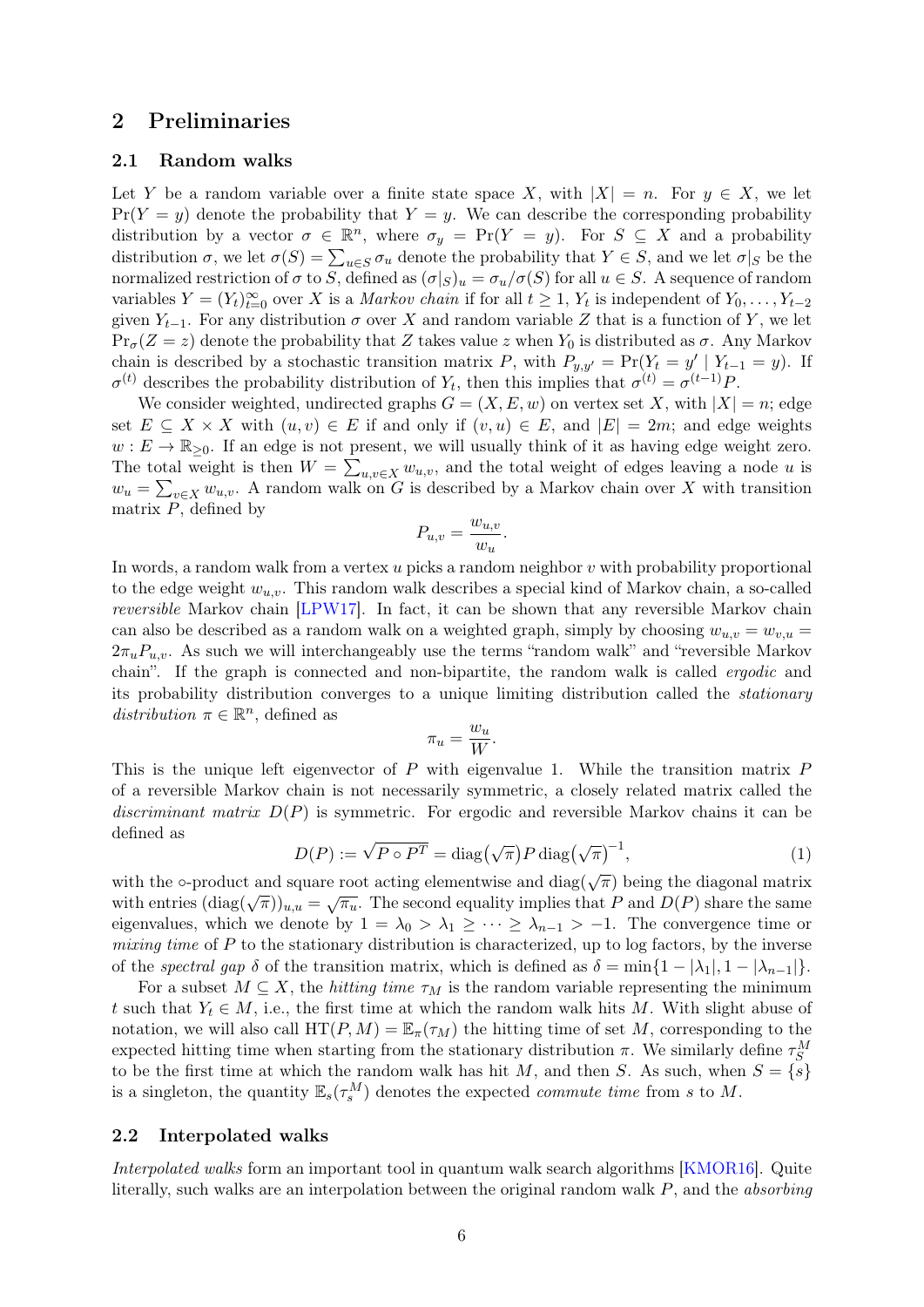## 2 Preliminaries

### 2.1 Random walks

Let $Y$ be a random variable over a finite state space $X$, with $|X| = n$. For $y \in X$, we let $\Pr(Y = y)$ denote the probability that $Y = y$. We can describe the corresponding probability distribution by a vector $\sigma \in \mathbb{R}^n$, where $\sigma_y = \Pr(Y = y)$. For $S \subseteq X$ and a probability distribution $\sigma$, we let $\sigma(S) = \sum_{u \in S} \sigma_u$ denote the probability that $Y \in S$, and we let $\sigma|_S$ be the normalized restriction of $\sigma$ to $S$, defined as $(\sigma|_S)_u = \sigma_u/\sigma(S)$ for all $u \in S$. A sequence of random variables $Y = (Y_t)_{t=0}^{\infty}$ over $X$ is a *Markov chain* if for all $t \geq 1$, $Y_t$ is independent of $Y_0, \ldots, Y_{t-2}$ given $Y_{t-1}$. For any distribution $\sigma$ over $X$ and random variable $Z$ that is a function of $Y$, we let $\Pr_\sigma(Z = z)$ denote the probability that $Z$ takes value $z$ when $Y_0$ is distributed as $\sigma$. Any Markov chain is described by a stochastic transition matrix $P$, with $P_{y,y'} = \Pr(Y_t = y' \mid Y_{t-1} = y)$. If $\sigma^{(t)}$ describes the probability distribution of $Y_t$, then this implies that $\sigma^{(t)} = \sigma^{(t-1)}P$.

We consider weighted, undirected graphs $G = (X, E, w)$ on vertex set $X$, with $|X| = n$; edge set $E \subseteq X \times X$ with $(u, v) \in E$ if and only if $(v, u) \in E$, and $|E| = 2m$; and edge weights $w : E \to \mathbb{R}_{\geq 0}$. If an edge is not present, we will usually think of it as having edge weight zero. The total weight is then $W = \sum_{u,v \in X} w_{u,v}$, and the total weight of edges leaving a node $u$ is $w_u = \sum_{v \in X} w_{u,v}$. A random walk on $G$ is described by a Markov chain over $X$ with transition matrix $P$, defined by

$$P_{u,v} = \frac{w_{u,v}}{w_u}.$$

In words, a random walk from a vertex $u$ picks a random neighbor $v$ with probability proportional to the edge weight $w_{u,v}$. This random walk describes a special kind of Markov chain, a so-called *reversible* Markov chain [LPW17]. In fact, it can be shown that any reversible Markov chain can also be described as a random walk on a weighted graph, simply by choosing $w_{u,v} = w_{v,u} = 2\pi_u P_{u,v}$. As such we will interchangeably use the terms "random walk" and "reversible Markov chain". If the graph is connected and non-bipartite, the random walk is called *ergodic* and its probability distribution converges to a unique limiting distribution called the *stationary distribution* $\pi \in \mathbb{R}^n$, defined as

$$\pi_u = \frac{w_u}{W}.$$

This is the unique left eigenvector of $P$ with eigenvalue 1. While the transition matrix $P$ of a reversible Markov chain is not necessarily symmetric, a closely related matrix called the *discriminant matrix* $D(P)$ is symmetric. For ergodic and reversible Markov chains it can be defined as

$$D(P) := \sqrt{P \circ P^T} = \operatorname{diag}\big(\sqrt{\pi}\big) P \operatorname{diag}\big(\sqrt{\pi}\big)^{-1}, \tag{1}$$

with the $\circ$-product and square root acting elementwise and $\operatorname{diag}(\sqrt{\pi})$ being the diagonal matrix with entries $(\operatorname{diag}(\sqrt{\pi}))_{u,u} = \sqrt{\pi_u}$. The second equality implies that $P$ and $D(P)$ share the same eigenvalues, which we denote by $1 = \lambda_0 > \lambda_1 \geq \cdots \geq \lambda_{n-1} > -1$. The convergence time or *mixing time* of $P$ to the stationary distribution is characterized, up to log factors, by the inverse of the *spectral gap* $\delta$ of the transition matrix, which is defined as $\delta = \min\{1 - |\lambda_1|, 1 - |\lambda_{n-1}|\}$.

For a subset $M \subseteq X$, the *hitting time* $\tau_M$ is the random variable representing the minimum $t$ such that $Y_t \in M$, i.e., the first time at which the random walk hits $M$. With slight abuse of notation, we will also call $\mathrm{HT}(P, M) = \mathbb{E}_\pi(\tau_M)$ the hitting time of set $M$, corresponding to the expected hitting time when starting from the stationary distribution $\pi$. We similarly define $\tau_S^M$ to be the first time at which the random walk has hit $M$, and then $S$. As such, when $S = \{s\}$ is a singleton, the quantity $\mathbb{E}_s(\tau_s^M)$ denotes the expected *commute time* from $s$ to $M$.

### 2.2 Interpolated walks

*Interpolated walks* form an important tool in quantum walk search algorithms [KMOR16]. Quite literally, such walks are an interpolation between the original random walk $P$, and the *absorbing*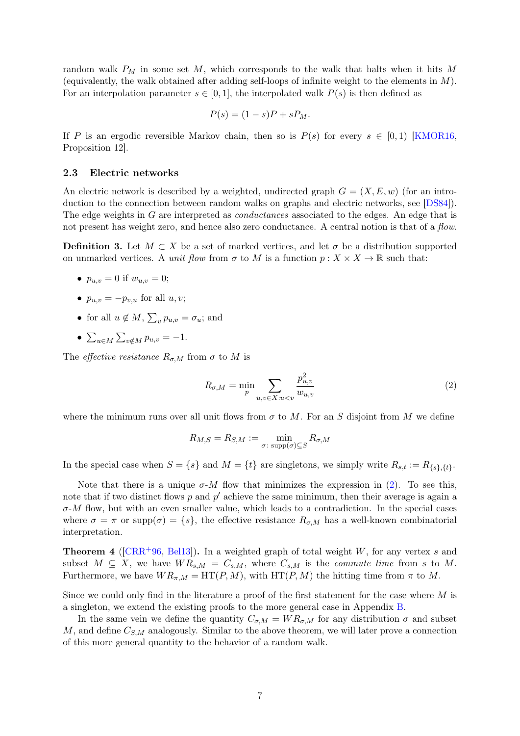random walk $P_M$ in some set $M$, which corresponds to the walk that halts when it hits $M$ (equivalently, the walk obtained after adding self-loops of infinite weight to the elements in $M$). For an interpolation parameter $s \in [0,1]$, the interpolated walk $P(s)$ is then defined as

$$P(s) = (1-s)P + sP_M.$$

If $P$ is an ergodic reversible Markov chain, then so is $P(s)$ for every $s \in [0,1)$ [KMOR16, Proposition 12].

### 2.3 Electric networks

An electric network is described by a weighted, undirected graph $G = (X, E, w)$ (for an introduction to the connection between random walks on graphs and electric networks, see [DS84]). The edge weights in $G$ are interpreted as *conductances* associated to the edges. An edge that is not present has weight zero, and hence also zero conductance. A central notion is that of a *flow*.

**Definition 3.** Let $M \subset X$ be a set of marked vertices, and let $\sigma$ be a distribution supported on unmarked vertices. A *unit flow* from $\sigma$ to $M$ is a function $p : X \times X \to \mathbb{R}$ such that:

- $p_{u,v} = 0$ if $w_{u,v} = 0$;
- $p_{u,v} = -p_{v,u}$ for all $u, v$;
- for all $u \notin M$, $\sum_v p_{u,v} = \sigma_u$; and
- $\sum_{u \in M} \sum_{v \notin M} p_{u,v} = -1$.

The *effective resistance* $R_{\sigma,M}$ from $\sigma$ to $M$ is

$$R_{\sigma,M} = \min_p \sum_{u,v \in X : u < v} \frac{p_{u,v}^2}{w_{u,v}} \tag{2}$$

where the minimum runs over all unit flows from $\sigma$ to $M$. For an $S$ disjoint from $M$ we define

$$R_{M,S} = R_{S,M} := \min_{\sigma :\, \mathrm{supp}(\sigma) \subseteq S} R_{\sigma,M}$$

In the special case when $S = \{s\}$ and $M = \{t\}$ are singletons, we simply write $R_{s,t} := R_{\{s\},\{t\}}$.

Note that there is a unique $\sigma$-$M$ flow that minimizes the expression in (2). To see this, note that if two distinct flows $p$ and $p'$ achieve the same minimum, then their average is again a $\sigma$-$M$ flow, but with an even smaller value, which leads to a contradiction. In the special cases where $\sigma = \pi$ or $\mathrm{supp}(\sigma) = \{s\}$, the effective resistance $R_{\sigma,M}$ has a well-known combinatorial interpretation.

**Theorem 4** ([CRR+96, Bel13]). In a weighted graph of total weight $W$, for any vertex $s$ and subset $M \subseteq X$, we have $WR_{s,M} = C_{s,M}$, where $C_{s,M}$ is the *commute time* from $s$ to $M$. Furthermore, we have $WR_{\pi,M} = \mathrm{HT}(P, M)$, with $\mathrm{HT}(P, M)$ the hitting time from $\pi$ to $M$.

Since we could only find in the literature a proof of the first statement for the case where $M$ is a singleton, we extend the existing proofs to the more general case in Appendix B.

In the same vein we define the quantity $C_{\sigma,M} = WR_{\sigma,M}$ for any distribution $\sigma$ and subset $M$, and define $C_{S,M}$ analogously. Similar to the above theorem, we will later prove a connection of this more general quantity to the behavior of a random walk.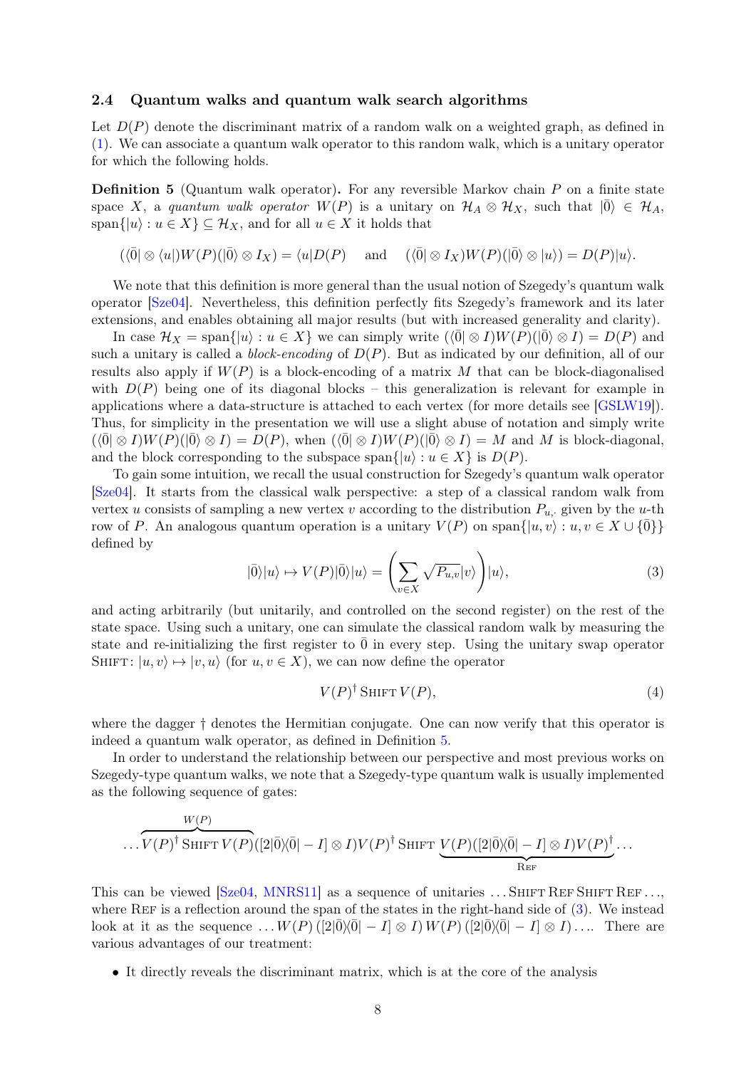### 2.4 Quantum walks and quantum walk search algorithms

Let $D(P)$ denote the discriminant matrix of a random walk on a weighted graph, as defined in (1). We can associate a quantum walk operator to this random walk, which is a unitary operator for which the following holds.

**Definition 5** (Quantum walk operator)**.** For any reversible Markov chain $P$ on a finite state space $X$, a *quantum walk operator* $W(P)$ is a unitary on $\mathcal{H}_A \otimes \mathcal{H}_X$, such that $|\bar{0}\rangle \in \mathcal{H}_A$, $\mathrm{span}\{|u\rangle : u \in X\} \subseteq \mathcal{H}_X$, and for all $u \in X$ it holds that

$$(\langle\bar{0}| \otimes \langle u|)W(P)(|\bar{0}\rangle \otimes I_X) = \langle u|D(P) \quad \text{and} \quad (\langle\bar{0}| \otimes I_X)W(P)(|\bar{0}\rangle \otimes |u\rangle) = D(P)|u\rangle.$$

We note that this definition is more general than the usual notion of Szegedy's quantum walk operator [Sze04]. Nevertheless, this definition perfectly fits Szegedy's framework and its later extensions, and enables obtaining all major results (but with increased generality and clarity).

In case $\mathcal{H}_X = \mathrm{span}\{|u\rangle : u \in X\}$ we can simply write $(\langle\bar{0}| \otimes I)W(P)(|\bar{0}\rangle \otimes I) = D(P)$ and such a unitary is called a *block-encoding* of $D(P)$. But as indicated by our definition, all of our results also apply if $W(P)$ is a block-encoding of a matrix $M$ that can be block-diagonalised with $D(P)$ being one of its diagonal blocks – this generalization is relevant for example in applications where a data-structure is attached to each vertex (for more details see [GSLW19]). Thus, for simplicity in the presentation we will use a slight abuse of notation and simply write $(\langle\bar{0}| \otimes I)W(P)(|\bar{0}\rangle \otimes I) = D(P)$, when $(\langle\bar{0}| \otimes I)W(P)(|\bar{0}\rangle \otimes I) = M$ and $M$ is block-diagonal, and the block corresponding to the subspace $\mathrm{span}\{|u\rangle : u \in X\}$ is $D(P)$.

To gain some intuition, we recall the usual construction for Szegedy's quantum walk operator [Sze04]. It starts from the classical walk perspective: a step of a classical random walk from vertex $u$ consists of sampling a new vertex $v$ according to the distribution $P_{u,\cdot}$ given by the $u$-th row of $P$. An analogous quantum operation is a unitary $V(P)$ on $\mathrm{span}\{|u, v\rangle : u, v \in X \cup \{\bar{0}\}\}$ defined by

$$|\bar{0}\rangle|u\rangle \mapsto V(P)|\bar{0}\rangle|u\rangle = \left(\sum_{v \in X} \sqrt{P_{u,v}}|v\rangle\right)|u\rangle, \tag{3}$$

and acting arbitrarily (but unitarily, and controlled on the second register) on the rest of the state space. Using such a unitary, one can simulate the classical random walk by measuring the state and re-initializing the first register to $\bar{0}$ in every step. Using the unitary swap operator $\textsc{Shift}\colon |u, v\rangle \mapsto |v, u\rangle$ (for $u, v \in X$), we can now define the operator

$$V(P)^\dagger \,\textsc{Shift}\, V(P), \tag{4}$$

where the dagger $\dagger$ denotes the Hermitian conjugate. One can now verify that this operator is indeed a quantum walk operator, as defined in Definition 5.

In order to understand the relationship between our perspective and most previous works on Szegedy-type quantum walks, we note that a Szegedy-type quantum walk is usually implemented as the following sequence of gates:

$$\ldots \overbrace{V(P)^\dagger \,\textsc{Shift}\, V(P)}^{W(P)}([2|\bar{0}\rangle\!\langle\bar{0}| - I] \otimes I)V(P)^\dagger \,\textsc{Shift}\, \underbrace{V(P)([2|\bar{0}\rangle\!\langle\bar{0}| - I] \otimes I)V(P)^\dagger}_{\textsc{Ref}} \ldots$$

This can be viewed [Sze04, MNRS11] as a sequence of unitaries $\ldots \textsc{Shift}\,\textsc{Ref}\,\textsc{Shift}\,\textsc{Ref}\ldots$, where $\textsc{Ref}$ is a reflection around the span of the states in the right-hand side of (3). We instead look at it as the sequence $\ldots W(P)\,([2|\bar{0}\rangle\!\langle\bar{0}| - I] \otimes I)\,W(P)\,([2|\bar{0}\rangle\!\langle\bar{0}| - I] \otimes I)\ldots$. There are various advantages of our treatment:

- It directly reveals the discriminant matrix, which is at the core of the analysis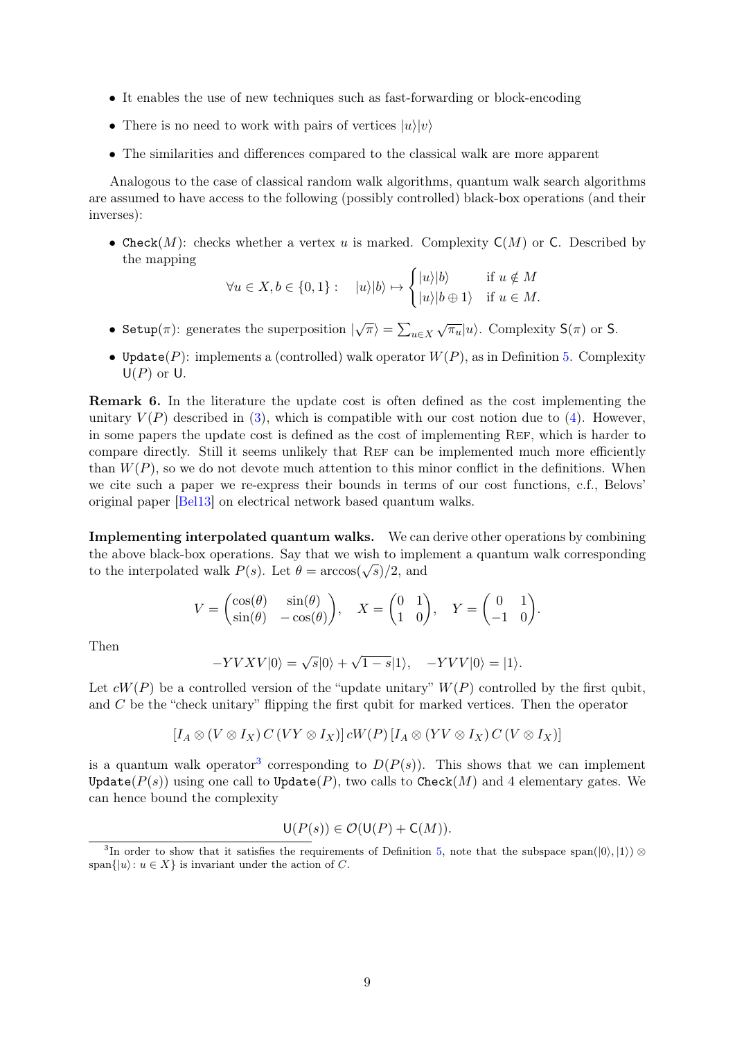- It enables the use of new techniques such as fast-forwarding or block-encoding
- There is no need to work with pairs of vertices $|u\rangle|v\rangle$
- The similarities and differences compared to the classical walk are more apparent

Analogous to the case of classical random walk algorithms, quantum walk search algorithms are assumed to have access to the following (possibly controlled) black-box operations (and their inverses):

- `Check`$(M)$: checks whether a vertex $u$ is marked. Complexity $\mathsf{C}(M)$ or $\mathsf{C}$. Described by the mapping

$$\forall u \in X, b \in \{0,1\}: \quad |u\rangle|b\rangle \mapsto \begin{cases} |u\rangle|b\rangle & \text{if } u \notin M \\ |u\rangle|b \oplus 1\rangle & \text{if } u \in M. \end{cases}$$

- `Setup`$(\pi)$: generates the superposition $|\sqrt{\pi}\rangle = \sum_{u\in X}\sqrt{\pi_u}|u\rangle$. Complexity $\mathsf{S}(\pi)$ or $\mathsf{S}$.
- `Update`$(P)$: implements a (controlled) walk operator $W(P)$, as in Definition 5. Complexity $\mathsf{U}(P)$ or $\mathsf{U}$.

**Remark 6.** In the literature the update cost is often defined as the cost implementing the unitary $V(P)$ described in (3), which is compatible with our cost notion due to (4). However, in some papers the update cost is defined as the cost of implementing $\text{Ref}$, which is harder to compare directly. Still it seems unlikely that $\text{Ref}$ can be implemented much more efficiently than $W(P)$, so we do not devote much attention to this minor conflict in the definitions. When we cite such a paper we re-express their bounds in terms of our cost functions, c.f., Belovs' original paper [Bel13] on electrical network based quantum walks.

**Implementing interpolated quantum walks.** We can derive other operations by combining the above black-box operations. Say that we wish to implement a quantum walk corresponding to the interpolated walk $P(s)$. Let $\theta = \arccos(\sqrt{s})/2$, and

$$V = \begin{pmatrix} \cos(\theta) & \sin(\theta) \\ \sin(\theta) & -\cos(\theta) \end{pmatrix}, \quad X = \begin{pmatrix} 0 & 1 \\ 1 & 0 \end{pmatrix}, \quad Y = \begin{pmatrix} 0 & 1 \\ -1 & 0 \end{pmatrix}.$$

Then

$$-YVXV|0\rangle = \sqrt{s}|0\rangle + \sqrt{1-s}|1\rangle, \quad -YVV|0\rangle = |1\rangle.$$

Let $cW(P)$ be a controlled version of the "update unitary" $W(P)$ controlled by the first qubit, and $C$ be the "check unitary" flipping the first qubit for marked vertices. Then the operator

$$[I_A \otimes (V \otimes I_X)\, C\, (VY \otimes I_X)]\, cW(P)\, [I_A \otimes (YV \otimes I_X)\, C\, (V \otimes I_X)]$$

is a quantum walk operator[3] corresponding to $D(P(s))$. This shows that we can implement `Update`$(P(s))$ using one call to `Update`$(P)$, two calls to `Check`$(M)$ and 4 elementary gates. We can hence bound the complexity

$$\mathsf{U}(P(s)) \in \mathcal{O}(\mathsf{U}(P) + \mathsf{C}(M)).$$

[3] In order to show that it satisfies the requirements of Definition 5, note that the subspace $\text{span}(|0\rangle, |1\rangle) \otimes \text{span}\{|u\rangle : u \in X\}$ is invariant under the action of $C$.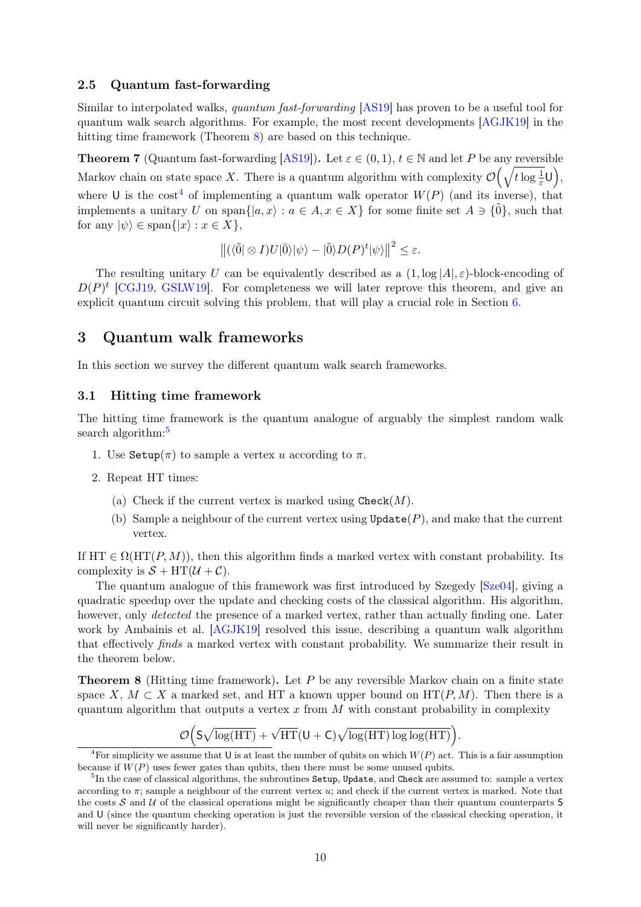### 2.5 Quantum fast-forwarding

Similar to interpolated walks, *quantum fast-forwarding* [AS19] has proven to be a useful tool for quantum walk search algorithms. For example, the most recent developments [AGJK19] in the hitting time framework (Theorem 8) are based on this technique.

**Theorem 7** (Quantum fast-forwarding [AS19])**.** Let $\varepsilon \in (0,1)$, $t \in \mathbb{N}$ and let $P$ be any reversible Markov chain on state space $X$. There is a quantum algorithm with complexity $\mathcal{O}\Big(\sqrt{t \log \frac{1}{\varepsilon}}\mathsf{U}\Big)$, where $\mathsf{U}$ is the cost[4] of implementing a quantum walk operator $W(P)$ (and its inverse), that implements a unitary $U$ on $\mathrm{span}\{|a,x\rangle : a \in A, x \in X\}$ for some finite set $A \ni \{\tilde{0}\}$, such that for any $|\psi\rangle \in \mathrm{span}\{|x\rangle : x \in X\}$,

$$\left\|(\langle\tilde{0}| \otimes I)U|\tilde{0}\rangle|\psi\rangle - |\tilde{0}\rangle D(P)^t|\psi\rangle\right\|^2 \leq \varepsilon.$$

The resulting unitary $U$ can be equivalently described as a $(1, \log|A|, \varepsilon)$-block-encoding of $D(P)^t$ [CGJ19, GSLW19]. For completeness we will later reprove this theorem, and give an explicit quantum circuit solving this problem, that will play a crucial role in Section 6.

## 3 Quantum walk frameworks

In this section we survey the different quantum walk search frameworks.

### 3.1 Hitting time framework

The hitting time framework is the quantum analogue of arguably the simplest random walk search algorithm:[5]

1. Use `Setup`$(\pi)$ to sample a vertex $u$ according to $\pi$.
2. Repeat HT times:
   (a) Check if the current vertex is marked using `Check`$(M)$.
   (b) Sample a neighbour of the current vertex using `Update`$(P)$, and make that the current vertex.

If $\mathrm{HT} \in \Omega(\mathrm{HT}(P,M))$, then this algorithm finds a marked vertex with constant probability. Its complexity is $\mathcal{S} + \mathrm{HT}(\mathcal{U} + \mathcal{C})$.

The quantum analogue of this framework was first introduced by Szegedy [Sze04], giving a quadratic speedup over the update and checking costs of the classical algorithm. His algorithm, however, only *detected* the presence of a marked vertex, rather than actually finding one. Later work by Ambainis et al. [AGJK19] resolved this issue, describing a quantum walk algorithm that effectively *finds* a marked vertex with constant probability. We summarize their result in the theorem below.

**Theorem 8** (Hitting time framework)**.** Let $P$ be any reversible Markov chain on a finite state space $X$, $M \subset X$ a marked set, and HT a known upper bound on $\mathrm{HT}(P,M)$. Then there is a quantum algorithm that outputs a vertex $x$ from $M$ with constant probability in complexity

$$\mathcal{O}\Big(\mathsf{S}\sqrt{\log(\mathrm{HT})} + \sqrt{\mathrm{HT}}(\mathsf{U}+\mathsf{C})\sqrt{\log(\mathrm{HT})\log\log(\mathrm{HT})}\Big).$$

[4] For simplicity we assume that $\mathsf{U}$ is at least the number of qubits on which $W(P)$ act. This is a fair assumption because if $W(P)$ uses fewer gates than qubits, then there must be some unused qubits.

[5] In the case of classical algorithms, the subroutines `Setup`, `Update`, and `Check` are assumed to: sample a vertex according to $\pi$; sample a neighbour of the current vertex $u$; and check if the current vertex is marked. Note that the costs $\mathcal{S}$ and $\mathcal{U}$ of the classical operations might be significantly cheaper than their quantum counterparts $\mathsf{S}$ and $\mathsf{U}$ (since the quantum checking operation is just the reversible version of the classical checking operation, it will never be significantly harder).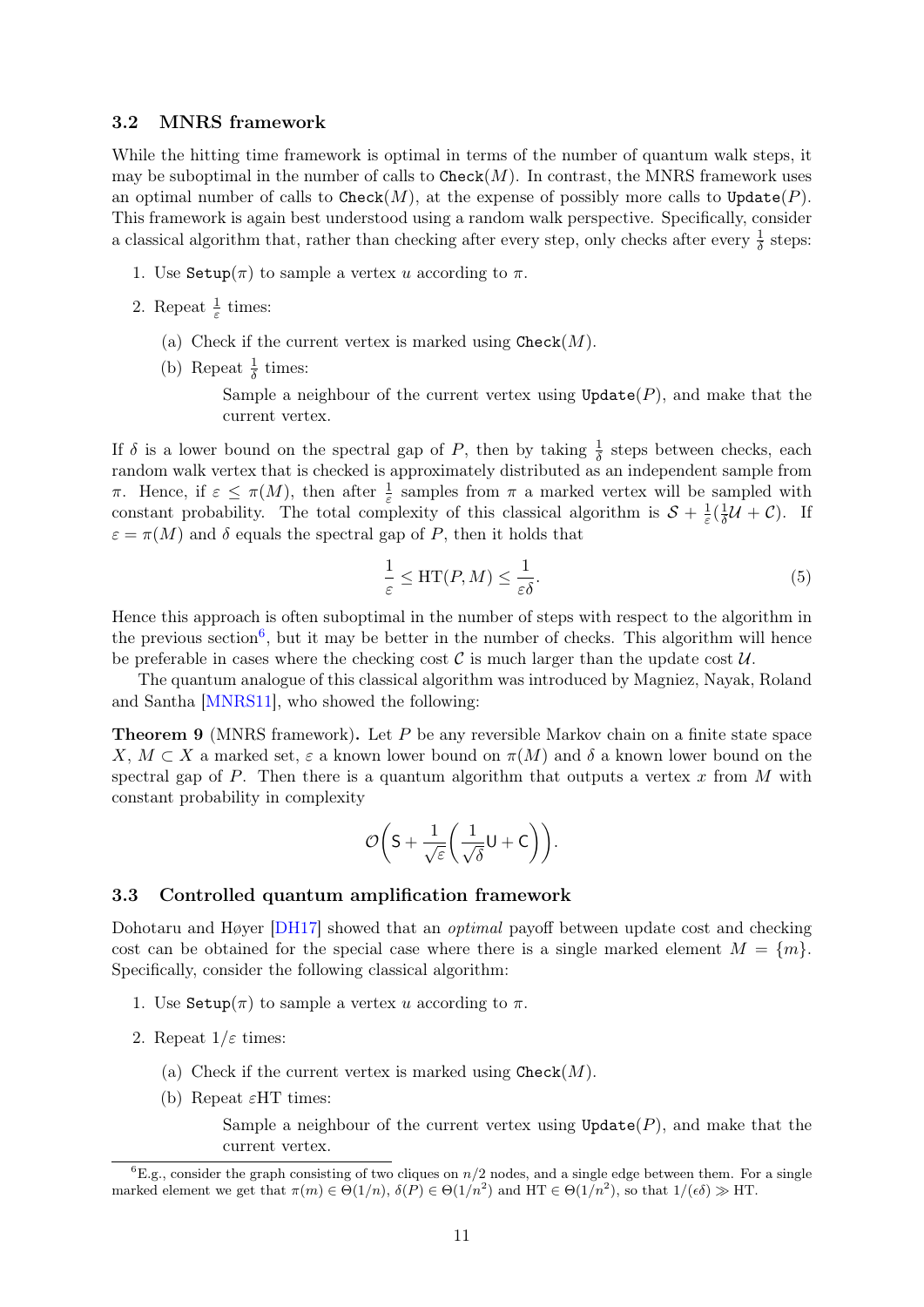### 3.2 MNRS framework

While the hitting time framework is optimal in terms of the number of quantum walk steps, it may be suboptimal in the number of calls to `Check`$(M)$. In contrast, the MNRS framework uses an optimal number of calls to `Check`$(M)$, at the expense of possibly more calls to `Update`$(P)$. This framework is again best understood using a random walk perspective. Specifically, consider a classical algorithm that, rather than checking after every step, only checks after every $\frac{1}{\delta}$ steps:

1. Use `Setup`$(\pi)$ to sample a vertex $u$ according to $\pi$.
2. Repeat $\frac{1}{\varepsilon}$ times:
   (a) Check if the current vertex is marked using `Check`$(M)$.
   (b) Repeat $\frac{1}{\delta}$ times:
      Sample a neighbour of the current vertex using `Update`$(P)$, and make that the current vertex.

If $\delta$ is a lower bound on the spectral gap of $P$, then by taking $\frac{1}{\delta}$ steps between checks, each random walk vertex that is checked is approximately distributed as an independent sample from $\pi$. Hence, if $\varepsilon \leq \pi(M)$, then after $\frac{1}{\varepsilon}$ samples from $\pi$ a marked vertex will be sampled with constant probability. The total complexity of this classical algorithm is $\mathcal{S} + \frac{1}{\varepsilon}(\frac{1}{\delta}\mathcal{U} + \mathcal{C})$. If $\varepsilon = \pi(M)$ and $\delta$ equals the spectral gap of $P$, then it holds that

$$\frac{1}{\varepsilon} \leq \mathrm{HT}(P, M) \leq \frac{1}{\varepsilon\delta}. \tag{5}$$

Hence this approach is often suboptimal in the number of steps with respect to the algorithm in the previous section[6], but it may be better in the number of checks. This algorithm will hence be preferable in cases where the checking cost $\mathcal{C}$ is much larger than the update cost $\mathcal{U}$.

The quantum analogue of this classical algorithm was introduced by Magniez, Nayak, Roland and Santha [MNRS11], who showed the following:

**Theorem 9** (MNRS framework)**.** *Let $P$ be any reversible Markov chain on a finite state space $X$, $M \subset X$ a marked set, $\varepsilon$ a known lower bound on $\pi(M)$ and $\delta$ a known lower bound on the spectral gap of $P$. Then there is a quantum algorithm that outputs a vertex $x$ from $M$ with constant probability in complexity*

$$\mathcal{O}\left(\mathsf{S} + \frac{1}{\sqrt{\varepsilon}}\left(\frac{1}{\sqrt{\delta}}\mathsf{U} + \mathsf{C}\right)\right).$$

### 3.3 Controlled quantum amplification framework

Dohotaru and Høyer [DH17] showed that an *optimal* payoff between update cost and checking cost can be obtained for the special case where there is a single marked element $M = \{m\}$. Specifically, consider the following classical algorithm:

1. Use `Setup`$(\pi)$ to sample a vertex $u$ according to $\pi$.
2. Repeat $1/\varepsilon$ times:
   (a) Check if the current vertex is marked using `Check`$(M)$.
   (b) Repeat $\varepsilon\mathrm{HT}$ times:
      Sample a neighbour of the current vertex using `Update`$(P)$, and make that the current vertex.

[6] E.g., consider the graph consisting of two cliques on $n/2$ nodes, and a single edge between them. For a single marked element we get that $\pi(m) \in \Theta(1/n)$, $\delta(P) \in \Theta(1/n^2)$ and $\mathrm{HT} \in \Theta(1/n^2)$, so that $1/(\epsilon\delta) \gg \mathrm{HT}$.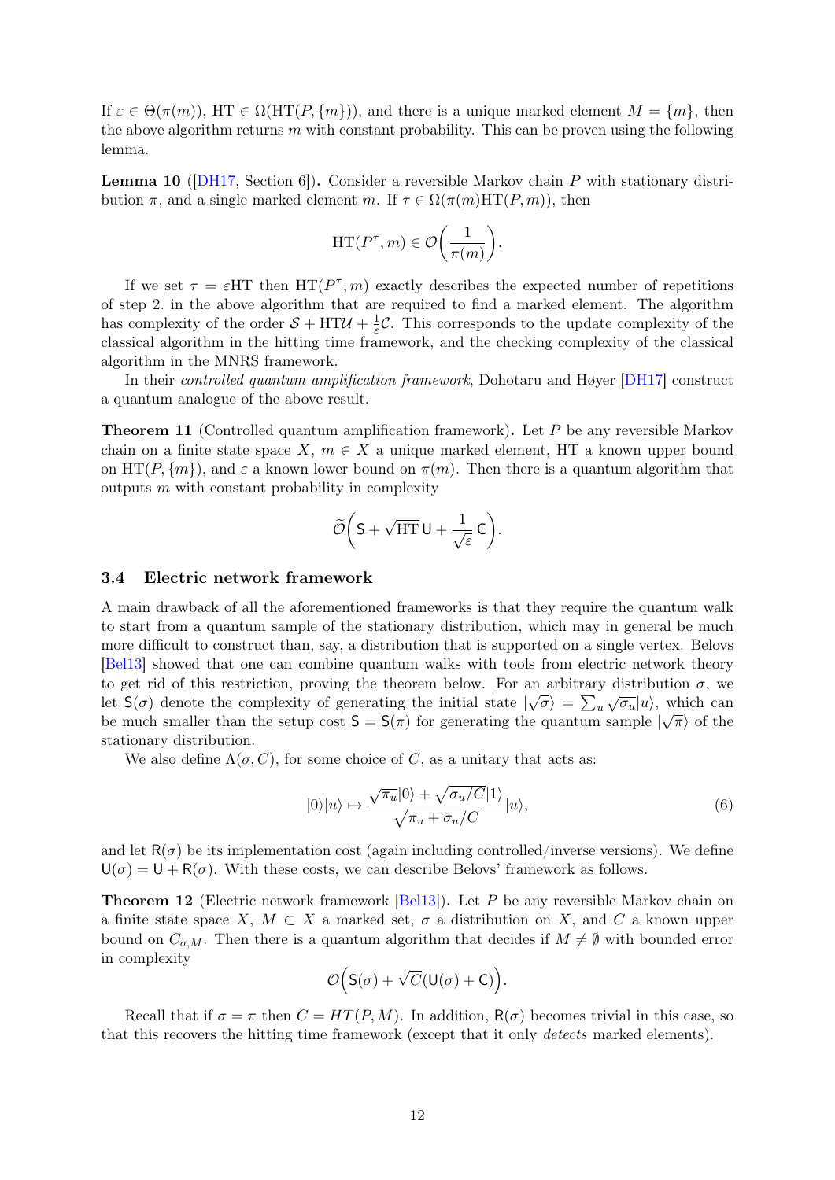If $\varepsilon \in \Theta(\pi(m))$, $\mathrm{HT} \in \Omega(\mathrm{HT}(P, \{m\}))$, and there is a unique marked element $M = \{m\}$, then the above algorithm returns $m$ with constant probability. This can be proven using the following lemma.

**Lemma 10** ([DH17, Section 6])**.** *Consider a reversible Markov chain $P$ with stationary distribution $\pi$, and a single marked element $m$. If $\tau \in \Omega(\pi(m)\mathrm{HT}(P, m))$, then*

$$\mathrm{HT}(P^{\tau}, m) \in \mathcal{O}\bigg(\frac{1}{\pi(m)}\bigg).$$

If we set $\tau = \varepsilon\mathrm{HT}$ then $\mathrm{HT}(P^{\tau}, m)$ exactly describes the expected number of repetitions of step 2. in the above algorithm that are required to find a marked element. The algorithm has complexity of the order $\mathcal{S} + \mathrm{HT}\mathcal{U} + \frac{1}{\varepsilon}\mathcal{C}$. This corresponds to the update complexity of the classical algorithm in the hitting time framework, and the checking complexity of the classical algorithm in the MNRS framework.

In their *controlled quantum amplification framework*, Dohotaru and Høyer [DH17] construct a quantum analogue of the above result.

**Theorem 11** (Controlled quantum amplification framework)**.** *Let $P$ be any reversible Markov chain on a finite state space $X$, $m \in X$ a unique marked element, $\mathrm{HT}$ a known upper bound on $\mathrm{HT}(P, \{m\})$, and $\varepsilon$ a known lower bound on $\pi(m)$. Then there is a quantum algorithm that outputs $m$ with constant probability in complexity*

$$\widetilde{\mathcal{O}}\bigg(\mathsf{S} + \sqrt{\mathrm{HT}}\,\mathsf{U} + \frac{1}{\sqrt{\varepsilon}}\,\mathsf{C}\bigg).$$

### 3.4 Electric network framework

A main drawback of all the aforementioned frameworks is that they require the quantum walk to start from a quantum sample of the stationary distribution, which may in general be much more difficult to construct than, say, a distribution that is supported on a single vertex. Belovs [Bel13] showed that one can combine quantum walks with tools from electric network theory to get rid of this restriction, proving the theorem below. For an arbitrary distribution $\sigma$, we let $\mathsf{S}(\sigma)$ denote the complexity of generating the initial state $|\sqrt{\sigma}\rangle = \sum_u \sqrt{\sigma_u}|u\rangle$, which can be much smaller than the setup cost $\mathsf{S} = \mathsf{S}(\pi)$ for generating the quantum sample $|\sqrt{\pi}\rangle$ of the stationary distribution.

We also define $\Lambda(\sigma, C)$, for some choice of $C$, as a unitary that acts as:

$$|0\rangle|u\rangle \mapsto \frac{\sqrt{\pi_u}|0\rangle + \sqrt{\sigma_u/C}|1\rangle}{\sqrt{\pi_u + \sigma_u/C}}|u\rangle, \tag{6}$$

and let $\mathsf{R}(\sigma)$ be its implementation cost (again including controlled/inverse versions). We define $\mathsf{U}(\sigma) = \mathsf{U} + \mathsf{R}(\sigma)$. With these costs, we can describe Belovs' framework as follows.

**Theorem 12** (Electric network framework [Bel13])**.** *Let $P$ be any reversible Markov chain on a finite state space $X$, $M \subset X$ a marked set, $\sigma$ a distribution on $X$, and $C$ a known upper bound on $C_{\sigma,M}$. Then there is a quantum algorithm that decides if $M \neq \emptyset$ with bounded error in complexity*

$$\mathcal{O}\Big(\mathsf{S}(\sigma) + \sqrt{C}(\mathsf{U}(\sigma) + \mathsf{C})\Big).$$

Recall that if $\sigma = \pi$ then $C = HT(P, M)$. In addition, $\mathsf{R}(\sigma)$ becomes trivial in this case, so that this recovers the hitting time framework (except that it only *detects* marked elements).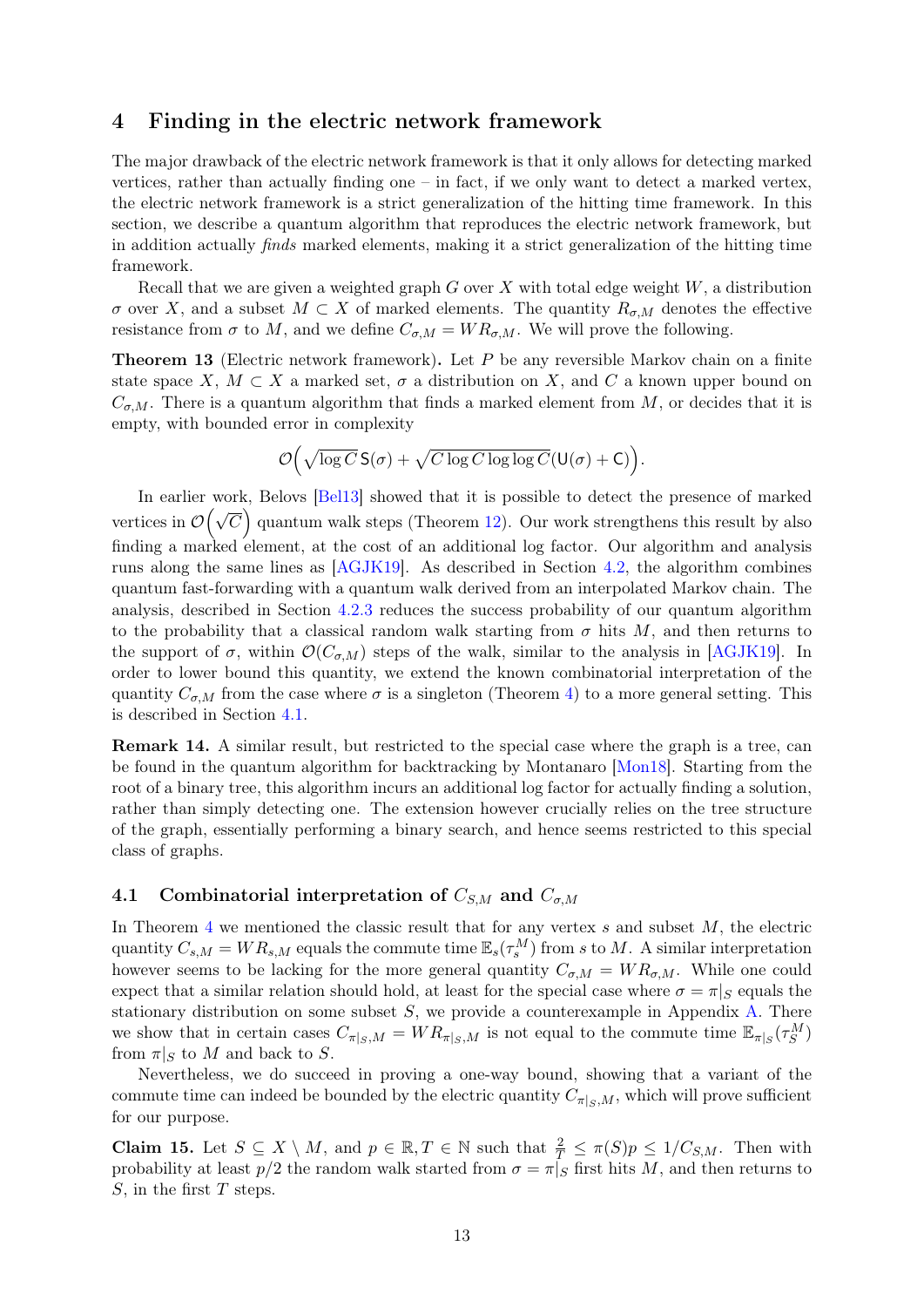# 4 Finding in the electric network framework

The major drawback of the electric network framework is that it only allows for detecting marked vertices, rather than actually finding one – in fact, if we only want to detect a marked vertex, the electric network framework is a strict generalization of the hitting time framework. In this section, we describe a quantum algorithm that reproduces the electric network framework, but in addition actually *finds* marked elements, making it a strict generalization of the hitting time framework.

Recall that we are given a weighted graph $G$ over $X$ with total edge weight $W$, a distribution $\sigma$ over $X$, and a subset $M \subset X$ of marked elements. The quantity $R_{\sigma,M}$ denotes the effective resistance from $\sigma$ to $M$, and we define $C_{\sigma,M} = WR_{\sigma,M}$. We will prove the following.

**Theorem 13** (Electric network framework)**.** Let $P$ be any reversible Markov chain on a finite state space $X$, $M \subset X$ a marked set, $\sigma$ a distribution on $X$, and $C$ a known upper bound on $C_{\sigma,M}$. There is a quantum algorithm that finds a marked element from $M$, or decides that it is empty, with bounded error in complexity

$$\mathcal{O}\Big(\sqrt{\log C}\,\mathsf{S}(\sigma) + \sqrt{C \log C \log\log C}(\mathsf{U}(\sigma) + \mathsf{C})\Big).$$

In earlier work, Belovs [Bel13] showed that it is possible to detect the presence of marked vertices in $\mathcal{O}\big(\sqrt{C}\big)$ quantum walk steps (Theorem 12). Our work strengthens this result by also finding a marked element, at the cost of an additional log factor. Our algorithm and analysis runs along the same lines as [AGJK19]. As described in Section 4.2, the algorithm combines quantum fast-forwarding with a quantum walk derived from an interpolated Markov chain. The analysis, described in Section 4.2.3 reduces the success probability of our quantum algorithm to the probability that a classical random walk starting from $\sigma$ hits $M$, and then returns to the support of $\sigma$, within $\mathcal{O}(C_{\sigma,M})$ steps of the walk, similar to the analysis in [AGJK19]. In order to lower bound this quantity, we extend the known combinatorial interpretation of the quantity $C_{\sigma,M}$ from the case where $\sigma$ is a singleton (Theorem 4) to a more general setting. This is described in Section 4.1.

**Remark 14.** A similar result, but restricted to the special case where the graph is a tree, can be found in the quantum algorithm for backtracking by Montanaro [Mon18]. Starting from the root of a binary tree, this algorithm incurs an additional log factor for actually finding a solution, rather than simply detecting one. The extension however crucially relies on the tree structure of the graph, essentially performing a binary search, and hence seems restricted to this special class of graphs.

## 4.1 Combinatorial interpretation of $C_{S,M}$ and $C_{\sigma,M}$

In Theorem 4 we mentioned the classic result that for any vertex $s$ and subset $M$, the electric quantity $C_{s,M} = WR_{s,M}$ equals the commute time $\mathbb{E}_s(\tau_s^M)$ from $s$ to $M$. A similar interpretation however seems to be lacking for the more general quantity $C_{\sigma,M} = WR_{\sigma,M}$. While one could expect that a similar relation should hold, at least for the special case where $\sigma = \pi|_S$ equals the stationary distribution on some subset $S$, we provide a counterexample in Appendix A. There we show that in certain cases $C_{\pi|_S,M} = WR_{\pi|_S,M}$ is not equal to the commute time $\mathbb{E}_{\pi|_S}(\tau_S^M)$ from $\pi|_S$ to $M$ and back to $S$.

Nevertheless, we do succeed in proving a one-way bound, showing that a variant of the commute time can indeed be bounded by the electric quantity $C_{\pi|_S,M}$, which will prove sufficient for our purpose.

**Claim 15.** Let $S \subseteq X \setminus M$, and $p \in \mathbb{R}, T \in \mathbb{N}$ such that $\frac{2}{T} \leq \pi(S)p \leq 1/C_{S,M}$. Then with probability at least $p/2$ the random walk started from $\sigma = \pi|_S$ first hits $M$, and then returns to $S$, in the first $T$ steps.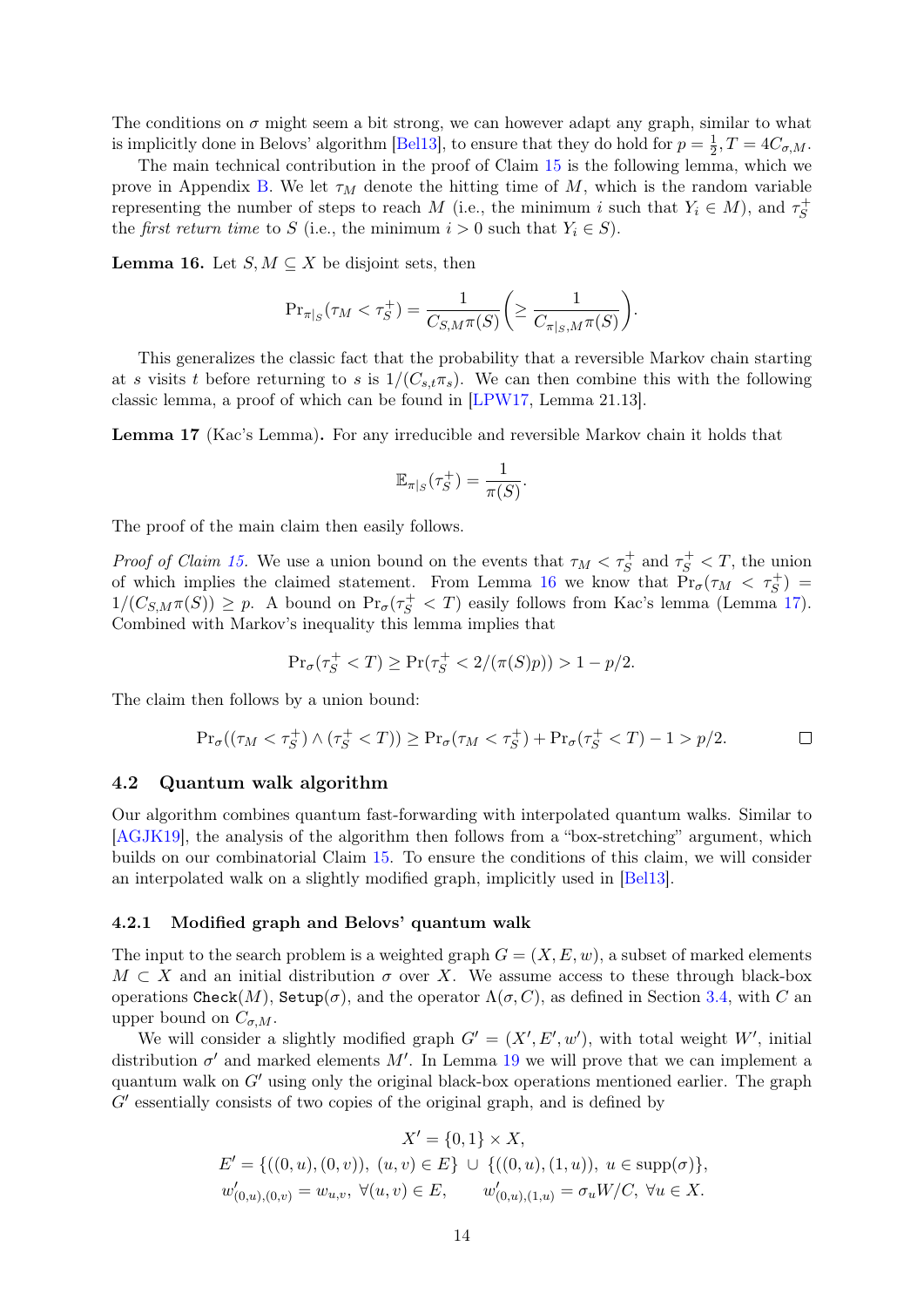The conditions on $\sigma$ might seem a bit strong, we can however adapt any graph, similar to what is implicitly done in Belovs' algorithm [Bel13], to ensure that they do hold for $p = \frac{1}{2}, T = 4C_{\sigma,M}$.

The main technical contribution in the proof of Claim 15 is the following lemma, which we prove in Appendix B. We let $\tau_M$ denote the hitting time of $M$, which is the random variable representing the number of steps to reach $M$ (i.e., the minimum $i$ such that $Y_i \in M$), and $\tau_S^+$ the *first return time* to $S$ (i.e., the minimum $i > 0$ such that $Y_i \in S$).

**Lemma 16.** Let $S, M \subseteq X$ be disjoint sets, then

$$\Pr_{\pi|_S}(\tau_M < \tau_S^+) = \frac{1}{C_{S,M}\pi(S)} \left( \geq \frac{1}{C_{\pi|_S,M}\pi(S)} \right).$$

This generalizes the classic fact that the probability that a reversible Markov chain starting at $s$ visits $t$ before returning to $s$ is $1/(C_{s,t}\pi_s)$. We can then combine this with the following classic lemma, a proof of which can be found in [LPW17, Lemma 21.13].

**Lemma 17** (Kac's Lemma)**.** For any irreducible and reversible Markov chain it holds that

$$\mathbb{E}_{\pi|_S}(\tau_S^+) = \frac{1}{\pi(S)}.$$

The proof of the main claim then easily follows.

*Proof of Claim 15.* We use a union bound on the events that $\tau_M < \tau_S^+$ and $\tau_S^+ < T$, the union of which implies the claimed statement. From Lemma 16 we know that $\Pr_\sigma(\tau_M < \tau_S^+) = 1/(C_{S,M}\pi(S)) \geq p$. A bound on $\Pr_\sigma(\tau_S^+ < T)$ easily follows from Kac's lemma (Lemma 17). Combined with Markov's inequality this lemma implies that

$$\Pr_\sigma(\tau_S^+ < T) \geq \Pr(\tau_S^+ < 2/(\pi(S)p)) > 1 - p/2.$$

The claim then follows by a union bound:

$$\Pr_\sigma((\tau_M < \tau_S^+) \wedge (\tau_S^+ < T)) \geq \Pr_\sigma(\tau_M < \tau_S^+) + \Pr_\sigma(\tau_S^+ < T) - 1 > p/2. \qquad \square$$

## 4.2 Quantum walk algorithm

Our algorithm combines quantum fast-forwarding with interpolated quantum walks. Similar to [AGJK19], the analysis of the algorithm then follows from a "box-stretching" argument, which builds on our combinatorial Claim 15. To ensure the conditions of this claim, we will consider an interpolated walk on a slightly modified graph, implicitly used in [Bel13].

### 4.2.1 Modified graph and Belovs' quantum walk

The input to the search problem is a weighted graph $G = (X, E, w)$, a subset of marked elements $M \subset X$ and an initial distribution $\sigma$ over $X$. We assume access to these through black-box operations $\texttt{Check}(M)$, $\texttt{Setup}(\sigma)$, and the operator $\Lambda(\sigma, C)$, as defined in Section 3.4, with $C$ an upper bound on $C_{\sigma,M}$.

We will consider a slightly modified graph $G' = (X', E', w')$, with total weight $W'$, initial distribution $\sigma'$ and marked elements $M'$. In Lemma 19 we will prove that we can implement a quantum walk on $G'$ using only the original black-box operations mentioned earlier. The graph $G'$ essentially consists of two copies of the original graph, and is defined by

$$X' = \{0,1\} \times X,$$
$$E' = \{((0,u),(0,v)),\ (u,v) \in E\} \cup \{((0,u),(1,u)),\ u \in \text{supp}(\sigma)\},$$
$$w'_{(0,u),(0,v)} = w_{u,v},\ \forall (u,v) \in E, \qquad w'_{(0,u),(1,u)} = \sigma_u W/C,\ \forall u \in X.$$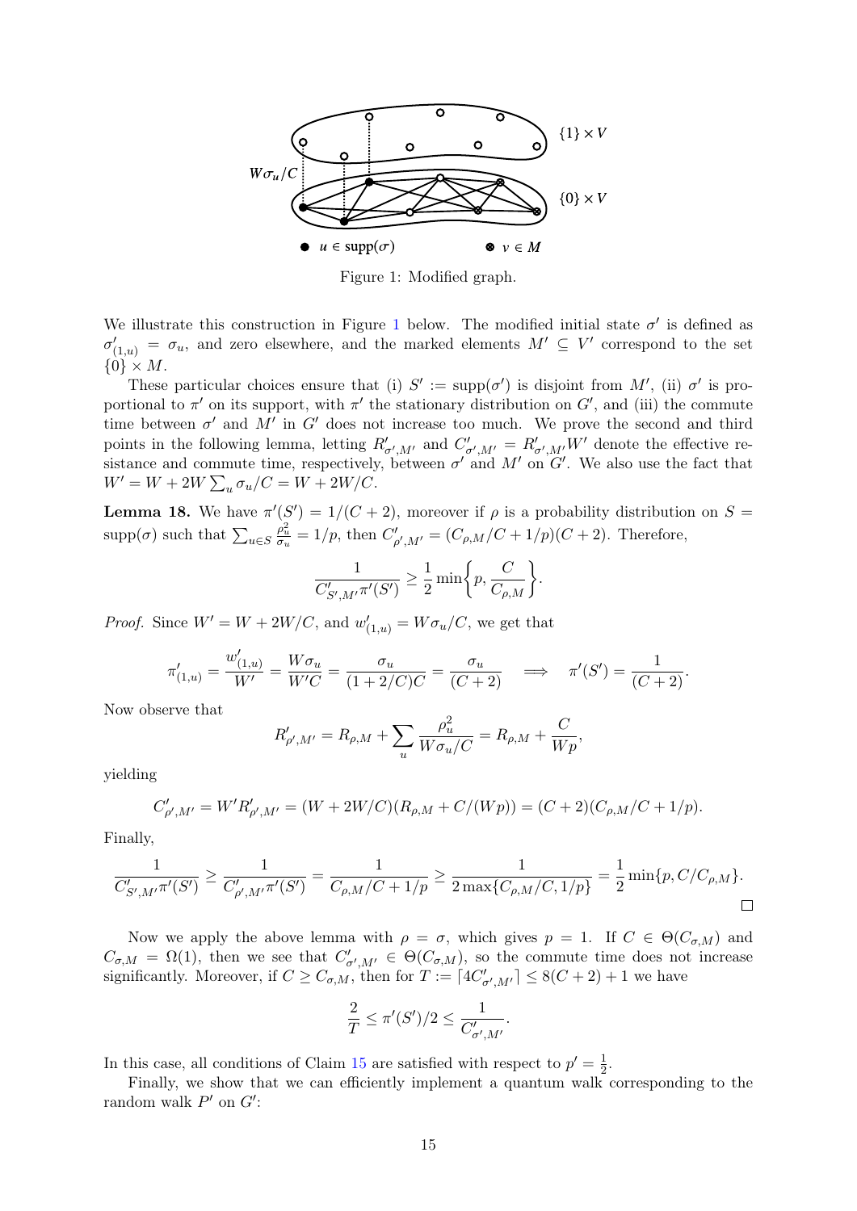Figure 1: Modified graph.

We illustrate this construction in Figure 1 below. The modified initial state $\sigma'$ is defined as $\sigma'_{(1,u)} = \sigma_u$, and zero elsewhere, and the marked elements $M' \subseteq V'$ correspond to the set $\{0\} \times M$.

These particular choices ensure that (i) $S' := \text{supp}(\sigma')$ is disjoint from $M'$, (ii) $\sigma'$ is proportional to $\pi'$ on its support, with $\pi'$ the stationary distribution on $G'$, and (iii) the commute time between $\sigma'$ and $M'$ in $G'$ does not increase too much. We prove the second and third points in the following lemma, letting $R'_{\sigma',M'}$ and $C'_{\sigma',M'} = R'_{\sigma',M'}W'$ denote the effective resistance and commute time, respectively, between $\sigma'$ and $M'$ on $G'$. We also use the fact that $W' = W + 2W\sum_u \sigma_u/C = W + 2W/C$.

**Lemma 18.** We have $\pi'(S') = 1/(C+2)$, moreover if $\rho$ is a probability distribution on $S = \text{supp}(\sigma)$ such that $\sum_{u\in S} \frac{\rho_u^2}{\sigma_u} = 1/p$, then $C'_{\rho',M'} = (C_{\rho,M}/C + 1/p)(C+2)$. Therefore,

$$\frac{1}{C'_{S',M'}\pi'(S')} \geq \frac{1}{2}\min\left\{p, \frac{C}{C_{\rho,M}}\right\}.$$

*Proof.* Since $W' = W + 2W/C$, and $w'_{(1,u)} = W\sigma_u/C$, we get that

$$\pi'_{(1,u)} = \frac{w'_{(1,u)}}{W'} = \frac{W\sigma_u}{W'C} = \frac{\sigma_u}{(1+2/C)C} = \frac{\sigma_u}{(C+2)} \quad \Longrightarrow \quad \pi'(S') = \frac{1}{(C+2)}.$$

Now observe that

$$R'_{\rho',M'} = R_{\rho,M} + \sum_u \frac{\rho_u^2}{W\sigma_u/C} = R_{\rho,M} + \frac{C}{Wp},$$

yielding

$$C'_{\rho',M'} = W'R'_{\rho',M'} = (W + 2W/C)(R_{\rho,M} + C/(Wp)) = (C+2)(C_{\rho,M}/C + 1/p).$$

Finally,

$$\frac{1}{C'_{S',M'}\pi'(S')} \geq \frac{1}{C'_{\rho',M'}\pi'(S')} = \frac{1}{C_{\rho,M}/C + 1/p} \geq \frac{1}{2\max\{C_{\rho,M}/C, 1/p\}} = \frac{1}{2}\min\{p, C/C_{\rho,M}\}.$$

□

Now we apply the above lemma with $\rho = \sigma$, which gives $p = 1$. If $C \in \Theta(C_{\sigma,M})$ and $C_{\sigma,M} = \Omega(1)$, then we see that $C'_{\sigma',M'} \in \Theta(C_{\sigma,M})$, so the commute time does not increase significantly. Moreover, if $C \geq C_{\sigma,M}$, then for $T := \lceil 4C'_{\sigma',M'} \rceil \leq 8(C+2)+1$ we have

$$\frac{2}{T} \leq \pi'(S')/2 \leq \frac{1}{C'_{\sigma',M'}}.$$

In this case, all conditions of Claim 15 are satisfied with respect to $p' = \frac{1}{2}$.

Finally, we show that we can efficiently implement a quantum walk corresponding to the random walk $P'$ on $G'$: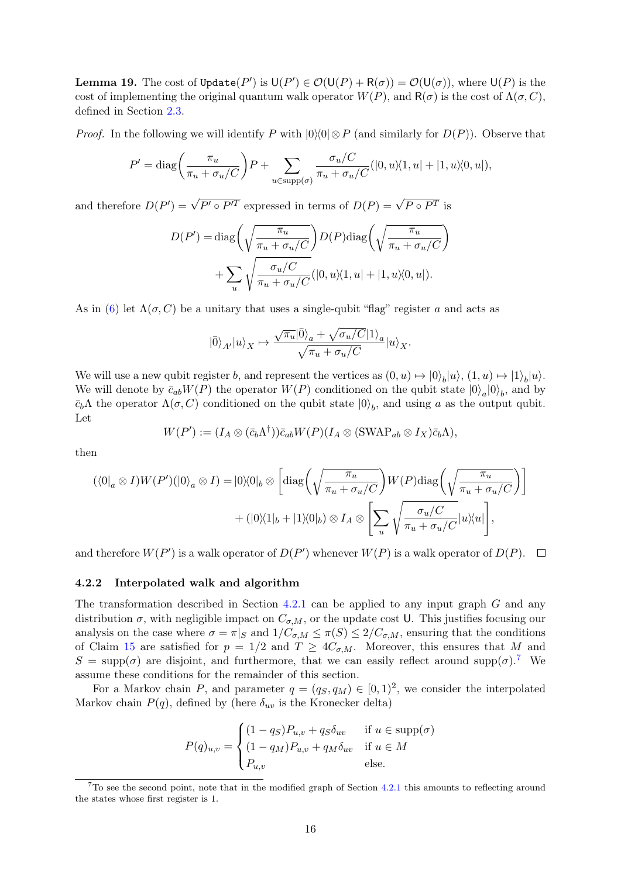**Lemma 19.** The cost of $\texttt{Update}(P')$ is $\mathsf{U}(P') \in \mathcal{O}(\mathsf{U}(P) + \mathsf{R}(\sigma)) = \mathcal{O}(\mathsf{U}(\sigma))$, where $\mathsf{U}(P)$ is the cost of implementing the original quantum walk operator $W(P)$, and $\mathsf{R}(\sigma)$ is the cost of $\Lambda(\sigma, C)$, defined in Section 2.3.

*Proof.* In the following we will identify $P$ with $|0\rangle\langle 0| \otimes P$ (and similarly for $D(P)$). Observe that

$$P' = \mathrm{diag}\left(\frac{\pi_u}{\pi_u + \sigma_u/C}\right)P + \sum_{u \in \mathrm{supp}(\sigma)} \frac{\sigma_u/C}{\pi_u + \sigma_u/C}(|0,u\rangle\langle 1,u| + |1,u\rangle\langle 0,u|),$$

and therefore $D(P') = \sqrt{P' \circ P'^T}$ expressed in terms of $D(P) = \sqrt{P \circ P^T}$ is

$$\begin{aligned} D(P') &= \mathrm{diag}\left(\sqrt{\frac{\pi_u}{\pi_u + \sigma_u/C}}\right) D(P) \mathrm{diag}\left(\sqrt{\frac{\pi_u}{\pi_u + \sigma_u/C}}\right) \\ &\quad + \sum_u \sqrt{\frac{\sigma_u/C}{\pi_u + \sigma_u/C}}(|0,u\rangle\langle 1,u| + |1,u\rangle\langle 0,u|). \end{aligned}$$

As in (6) let $\Lambda(\sigma, C)$ be a unitary that uses a single-qubit "flag" register $a$ and acts as

$$|\bar{0}\rangle_{A'}|u\rangle_X \mapsto \frac{\sqrt{\pi_u}|\bar{0}\rangle_a + \sqrt{\sigma_u/C}|1\rangle_a}{\sqrt{\pi_u + \sigma_u/C}}|u\rangle_X.$$

We will use a new qubit register $b$, and represent the vertices as $(0,u) \mapsto |0\rangle_b|u\rangle$, $(1,u) \mapsto |1\rangle_b|u\rangle$. We will denote by $\bar{c}_{ab}W(P)$ the operator $W(P)$ conditioned on the qubit state $|0\rangle_a|0\rangle_b$, and by $\bar{c}_b\Lambda$ the operator $\Lambda(\sigma, C)$ conditioned on the qubit state $|0\rangle_b$, and using $a$ as the output qubit. Let

$$W(P') := (I_A \otimes (\bar{c}_b\Lambda^\dagger))\bar{c}_{ab}W(P)(I_A \otimes (\mathrm{SWAP}_{ab} \otimes I_X)\bar{c}_b\Lambda),$$

then

$$\begin{aligned} (\langle 0|_a \otimes I)W(P')(|0\rangle_a \otimes I) &= |0\rangle\langle 0|_b \otimes \left[\mathrm{diag}\left(\sqrt{\frac{\pi_u}{\pi_u + \sigma_u/C}}\right) W(P) \mathrm{diag}\left(\sqrt{\frac{\pi_u}{\pi_u + \sigma_u/C}}\right)\right] \\ &\quad + (|0\rangle\langle 1|_b + |1\rangle\langle 0|_b) \otimes I_A \otimes \left[\sum_u \sqrt{\frac{\sigma_u/C}{\pi_u + \sigma_u/C}}|u\rangle\langle u|\right], \end{aligned}$$

and therefore $W(P')$ is a walk operator of $D(P')$ whenever $W(P)$ is a walk operator of $D(P)$. $\square$

### 4.2.2 Interpolated walk and algorithm

The transformation described in Section 4.2.1 can be applied to any input graph $G$ and any distribution $\sigma$, with negligible impact on $C_{\sigma,M}$, or the update cost $\mathsf{U}$. This justifies focusing our analysis on the case where $\sigma = \pi|_S$ and $1/C_{\sigma,M} \le \pi(S) \le 2/C_{\sigma,M}$, ensuring that the conditions of Claim 15 are satisfied for $p = 1/2$ and $T \ge 4C_{\sigma,M}$. Moreover, this ensures that $M$ and $S = \mathrm{supp}(\sigma)$ are disjoint, and furthermore, that we can easily reflect around $\mathrm{supp}(\sigma)$.[7] We assume these conditions for the remainder of this section.

For a Markov chain $P$, and parameter $q = (q_S, q_M) \in [0,1)^2$, we consider the interpolated Markov chain $P(q)$, defined by (here $\delta_{uv}$ is the Kronecker delta)

$$P(q)_{u,v} = \begin{cases} (1-q_S)P_{u,v} + q_S\delta_{uv} & \text{if } u \in \mathrm{supp}(\sigma) \\ (1-q_M)P_{u,v} + q_M\delta_{uv} & \text{if } u \in M \\ P_{u,v} & \text{else.} \end{cases}$$

[7] To see the second point, note that in the modified graph of Section 4.2.1 this amounts to reflecting around the states whose first register is 1.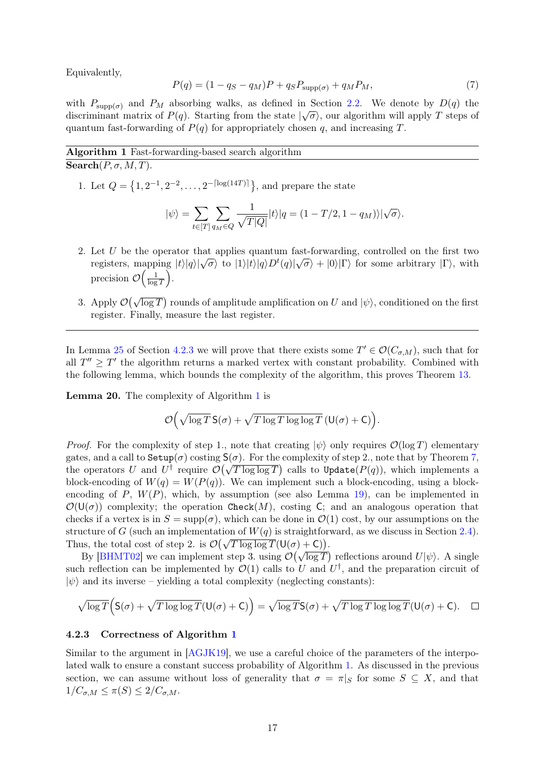Equivalently,

$$P(q) = (1 - q_S - q_M)P + q_S P_{\text{supp}(\sigma)} + q_M P_M, \tag{7}$$

with $P_{\text{supp}(\sigma)}$ and $P_M$ absorbing walks, as defined in Section 2.2. We denote by $D(q)$ the discriminant matrix of $P(q)$. Starting from the state $|\sqrt{\sigma}\rangle$, our algorithm will apply $T$ steps of quantum fast-forwarding of $P(q)$ for appropriately chosen $q$, and increasing $T$.

---

**Algorithm 1** Fast-forwarding-based search algorithm

---

**Search**$(P, \sigma, M, T)$.

1. Let $Q = \{1, 2^{-1}, 2^{-2}, \dots, 2^{-\lceil \log(14T) \rceil}\}$, and prepare the state

$$|\psi\rangle = \sum_{t \in [T]} \sum_{q_M \in Q} \frac{1}{\sqrt{T|Q|}} |t\rangle |q = (1 - T/2, 1 - q_M)\rangle |\sqrt{\sigma}\rangle.$$

2. Let $U$ be the operator that applies quantum fast-forwarding, controlled on the first two registers, mapping $|t\rangle|q\rangle|\sqrt{\sigma}\rangle$ to $|1\rangle|t\rangle|q\rangle D^t(q)|\sqrt{\sigma}\rangle + |0\rangle|\Gamma\rangle$ for some arbitrary $|\Gamma\rangle$, with precision $\mathcal{O}\Big(\frac{1}{\log T}\Big)$.

3. Apply $\mathcal{O}\big(\sqrt{\log T}\big)$ rounds of amplitude amplification on $U$ and $|\psi\rangle$, conditioned on the first register. Finally, measure the last register.

---

In Lemma 25 of Section 4.2.3 we will prove that there exists some $T' \in \mathcal{O}(C_{\sigma,M})$, such that for all $T'' \geq T'$ the algorithm returns a marked vertex with constant probability. Combined with the following lemma, which bounds the complexity of the algorithm, this proves Theorem 13.

**Lemma 20.** The complexity of Algorithm 1 is

$$\mathcal{O}\Big(\sqrt{\log T}\,\mathsf{S}(\sigma) + \sqrt{T \log T \log\log T}\,(\mathsf{U}(\sigma) + \mathsf{C})\Big).$$

*Proof.* For the complexity of step 1., note that creating $|\psi\rangle$ only requires $\mathcal{O}(\log T)$ elementary gates, and a call to `Setup`$(\sigma)$ costing $\mathsf{S}(\sigma)$. For the complexity of step 2., note that by Theorem 7, the operators $U$ and $U^\dagger$ require $\mathcal{O}\big(\sqrt{T \log\log T}\big)$ calls to `Update`$(P(q))$, which implements a block-encoding of $W(q) = W(P(q))$. We can implement such a block-encoding, using a block-encoding of $P$, $W(P)$, which, by assumption (see also Lemma 19), can be implemented in $\mathcal{O}(\mathsf{U}(\sigma))$ complexity; the operation `Check`$(M)$, costing $\mathsf{C}$; and an analogous operation that checks if a vertex is in $S = \text{supp}(\sigma)$, which can be done in $\mathcal{O}(1)$ cost, by our assumptions on the structure of $G$ (such an implementation of $W(q)$ is straightforward, as we discuss in Section 2.4). Thus, the total cost of step 2. is $\mathcal{O}\big(\sqrt{T \log\log T}(\mathsf{U}(\sigma) + \mathsf{C})\big)$.

By [BHMT02] we can implement step 3. using $\mathcal{O}\big(\sqrt{\log T}\big)$ reflections around $U|\psi\rangle$. A single such reflection can be implemented by $\mathcal{O}(1)$ calls to $U$ and $U^\dagger$, and the preparation circuit of $|\psi\rangle$ and its inverse – yielding a total complexity (neglecting constants):

$$\sqrt{\log T}\Big(\mathsf{S}(\sigma) + \sqrt{T \log\log T}(\mathsf{U}(\sigma) + \mathsf{C})\Big) = \sqrt{\log T}\mathsf{S}(\sigma) + \sqrt{T \log T \log\log T}(\mathsf{U}(\sigma) + \mathsf{C}). \qquad \square$$

#### 4.2.3 Correctness of Algorithm 1

Similar to the argument in [AGJK19], we use a careful choice of the parameters of the interpolated walk to ensure a constant success probability of Algorithm 1. As discussed in the previous section, we can assume without loss of generality that $\sigma = \pi|_S$ for some $S \subseteq X$, and that $1/C_{\sigma,M} \leq \pi(S) \leq 2/C_{\sigma,M}$.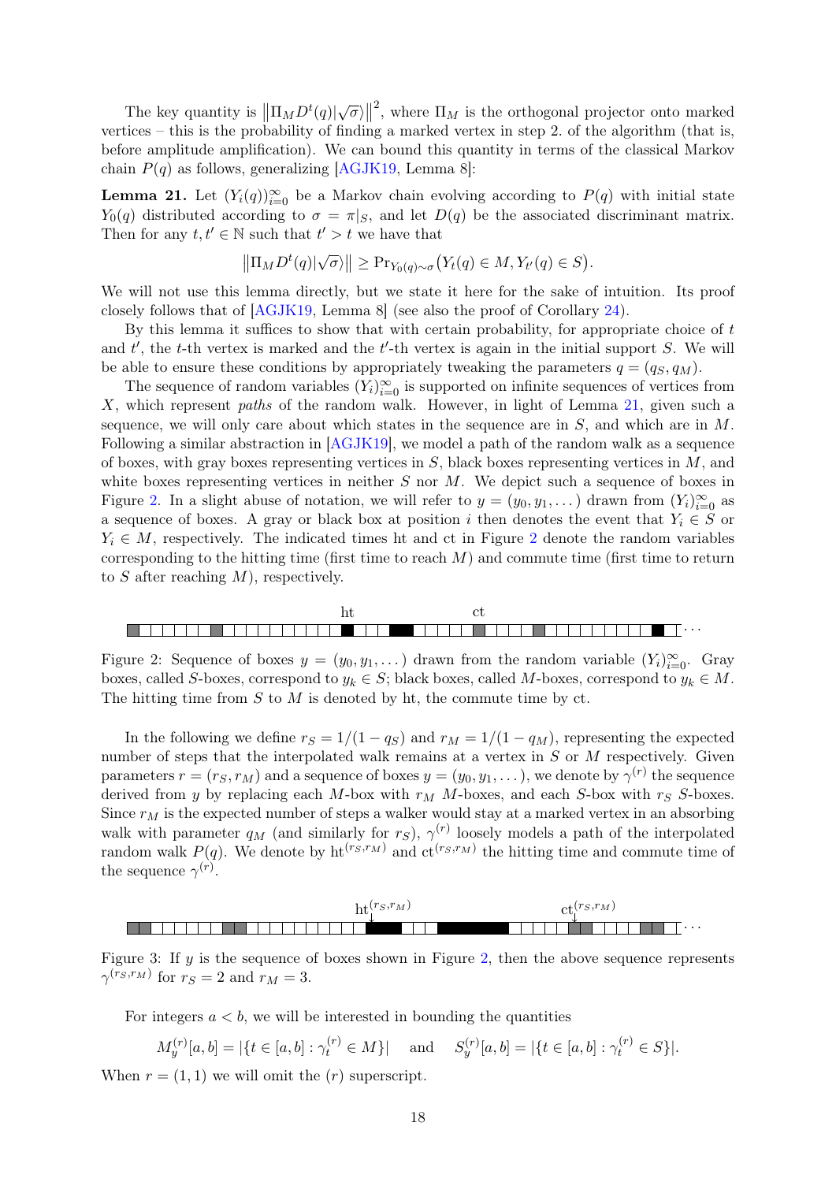The key quantity is $\left\|\Pi_M D^t(q)|\sqrt{\sigma}\rangle\right\|^2$, where $\Pi_M$ is the orthogonal projector onto marked vertices – this is the probability of finding a marked vertex in step 2. of the algorithm (that is, before amplitude amplification). We can bound this quantity in terms of the classical Markov chain $P(q)$ as follows, generalizing [AGJK19, Lemma 8]:

**Lemma 21.** Let $(Y_i(q))_{i=0}^\infty$ be a Markov chain evolving according to $P(q)$ with initial state $Y_0(q)$ distributed according to $\sigma = \pi|_S$, and let $D(q)$ be the associated discriminant matrix. Then for any $t, t' \in \mathbb{N}$ such that $t' > t$ we have that

$$\left\|\Pi_M D^t(q)|\sqrt{\sigma}\rangle\right\| \geq \Pr_{Y_0(q)\sim\sigma}\big(Y_t(q) \in M, Y_{t'}(q) \in S\big).$$

We will not use this lemma directly, but we state it here for the sake of intuition. Its proof closely follows that of [AGJK19, Lemma 8] (see also the proof of Corollary 24).

By this lemma it suffices to show that with certain probability, for appropriate choice of $t$ and $t'$, the $t$-th vertex is marked and the $t'$-th vertex is again in the initial support $S$. We will be able to ensure these conditions by appropriately tweaking the parameters $q = (q_S, q_M)$.

The sequence of random variables $(Y_i)_{i=0}^\infty$ is supported on infinite sequences of vertices from $X$, which represent *paths* of the random walk. However, in light of Lemma 21, given such a sequence, we will only care about which states in the sequence are in $S$, and which are in $M$. Following a similar abstraction in [AGJK19], we model a path of the random walk as a sequence of boxes, with gray boxes representing vertices in $S$, black boxes representing vertices in $M$, and white boxes representing vertices in neither $S$ nor $M$. We depict such a sequence of boxes in Figure 2. In a slight abuse of notation, we will refer to $y = (y_0, y_1, \dots)$ drawn from $(Y_i)_{i=0}^\infty$ as a sequence of boxes. A gray or black box at position $i$ then denotes the event that $Y_i \in S$ or $Y_i \in M$, respectively. The indicated times ht and ct in Figure 2 denote the random variables corresponding to the hitting time (first time to reach $M$) and commute time (first time to return to $S$ after reaching $M$), respectively.

Figure 2: Sequence of boxes $y = (y_0, y_1, \dots)$ drawn from the random variable $(Y_i)_{i=0}^\infty$. Gray boxes, called $S$-boxes, correspond to $y_k \in S$; black boxes, called $M$-boxes, correspond to $y_k \in M$. The hitting time from $S$ to $M$ is denoted by ht, the commute time by ct.

In the following we define $r_S = 1/(1 - q_S)$ and $r_M = 1/(1 - q_M)$, representing the expected number of steps that the interpolated walk remains at a vertex in $S$ or $M$ respectively. Given parameters $r = (r_S, r_M)$ and a sequence of boxes $y = (y_0, y_1, \dots)$, we denote by $\gamma^{(r)}$ the sequence derived from $y$ by replacing each $M$-box with $r_M$ $M$-boxes, and each $S$-box with $r_S$ $S$-boxes. Since $r_M$ is the expected number of steps a walker would stay at a marked vertex in an absorbing walk with parameter $q_M$ (and similarly for $r_S$), $\gamma^{(r)}$ loosely models a path of the interpolated random walk $P(q)$. We denote by $\mathrm{ht}^{(r_S, r_M)}$ and $\mathrm{ct}^{(r_S, r_M)}$ the hitting time and commute time of the sequence $\gamma^{(r)}$.

Figure 3: If $y$ is the sequence of boxes shown in Figure 2, then the above sequence represents $\gamma^{(r_S, r_M)}$ for $r_S = 2$ and $r_M = 3$.

For integers $a < b$, we will be interested in bounding the quantities

$$M_y^{(r)}[a, b] = |\{t \in [a, b] : \gamma_t^{(r)} \in M\}| \quad \text{and} \quad S_y^{(r)}[a, b] = |\{t \in [a, b] : \gamma_t^{(r)} \in S\}|.$$

When $r = (1, 1)$ we will omit the $(r)$ superscript.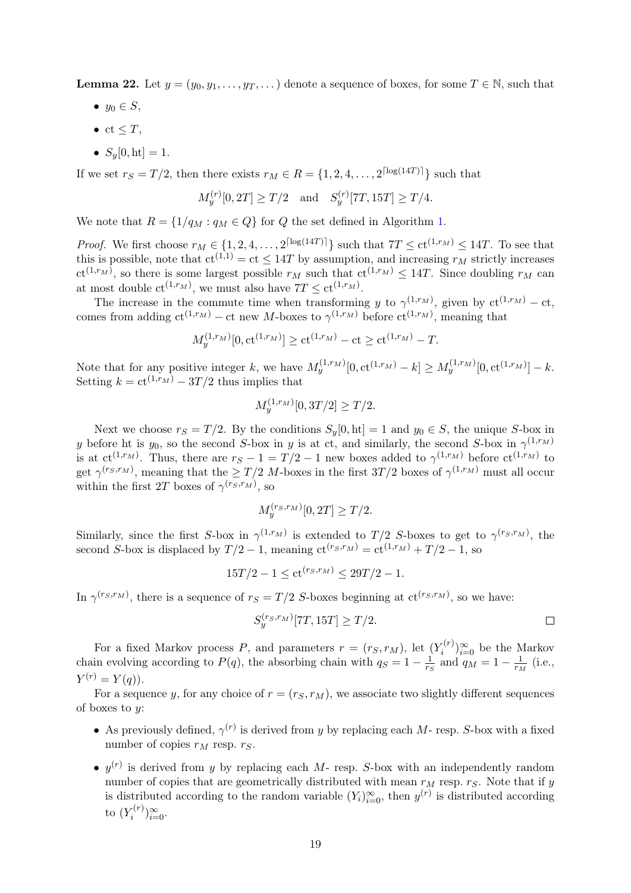**Lemma 22.** Let $y = (y_0, y_1, \dots, y_T, \dots)$ denote a sequence of boxes, for some $T \in \mathbb{N}$, such that

- $y_0 \in S$,
- $\mathrm{ct} \leq T$,
- $S_y[0, \mathrm{ht}] = 1$.

If we set $r_S = T/2$, then there exists $r_M \in R = \{1, 2, 4, \dots, 2^{\lceil \log(14T) \rceil}\}$ such that

$$M_y^{(r)}[0, 2T] \geq T/2 \quad \text{and} \quad S_y^{(r)}[7T, 15T] \geq T/4.$$

We note that $R = \{1/q_M : q_M \in Q\}$ for $Q$ the set defined in Algorithm 1.

*Proof.* We first choose $r_M \in \{1, 2, 4, \dots, 2^{\lceil \log(14T) \rceil}\}$ such that $7T \leq \mathrm{ct}^{(1,r_M)} \leq 14T$. To see that this is possible, note that $\mathrm{ct}^{(1,1)} = \mathrm{ct} \leq 14T$ by assumption, and increasing $r_M$ strictly increases $\mathrm{ct}^{(1,r_M)}$, so there is some largest possible $r_M$ such that $\mathrm{ct}^{(1,r_M)} \leq 14T$. Since doubling $r_M$ can at most double $\mathrm{ct}^{(1,r_M)}$, we must also have $7T \leq \mathrm{ct}^{(1,r_M)}$.

The increase in the commute time when transforming $y$ to $\gamma^{(1,r_M)}$, given by $\mathrm{ct}^{(1,r_M)} - \mathrm{ct}$, comes from adding $\mathrm{ct}^{(1,r_M)} - \mathrm{ct}$ new $M$-boxes to $\gamma^{(1,r_M)}$ before $\mathrm{ct}^{(1,r_M)}$, meaning that

$$M_y^{(1,r_M)}[0, \mathrm{ct}^{(1,r_M)}] \geq \mathrm{ct}^{(1,r_M)} - \mathrm{ct} \geq \mathrm{ct}^{(1,r_M)} - T.$$

Note that for any positive integer $k$, we have $M_y^{(1,r_M)}[0, \mathrm{ct}^{(1,r_M)} - k] \geq M_y^{(1,r_M)}[0, \mathrm{ct}^{(1,r_M)}] - k$. Setting $k = \mathrm{ct}^{(1,r_M)} - 3T/2$ thus implies that

$$M_y^{(1,r_M)}[0, 3T/2] \geq T/2.$$

Next we choose $r_S = T/2$. By the conditions $S_y[0, \mathrm{ht}] = 1$ and $y_0 \in S$, the unique $S$-box in $y$ before ht is $y_0$, so the second $S$-box in $y$ is at ct, and similarly, the second $S$-box in $\gamma^{(1,r_M)}$ is at $\mathrm{ct}^{(1,r_M)}$. Thus, there are $r_S - 1 = T/2 - 1$ new boxes added to $\gamma^{(1,r_M)}$ before $\mathrm{ct}^{(1,r_M)}$ to get $\gamma^{(r_S,r_M)}$, meaning that the $\geq T/2$ $M$-boxes in the first $3T/2$ boxes of $\gamma^{(1,r_M)}$ must all occur within the first $2T$ boxes of $\gamma^{(r_S,r_M)}$, so

$$M_y^{(r_S,r_M)}[0, 2T] \geq T/2.$$

Similarly, since the first $S$-box in $\gamma^{(1,r_M)}$ is extended to $T/2$ $S$-boxes to get to $\gamma^{(r_S,r_M)}$, the second $S$-box is displaced by $T/2 - 1$, meaning $\mathrm{ct}^{(r_S,r_M)} = \mathrm{ct}^{(1,r_M)} + T/2 - 1$, so

$$15T/2 - 1 \leq \mathrm{ct}^{(r_S,r_M)} \leq 29T/2 - 1.$$

In $\gamma^{(r_S,r_M)}$, there is a sequence of $r_S = T/2$ $S$-boxes beginning at $\mathrm{ct}^{(r_S,r_M)}$, so we have:

$$S_y^{(r_S,r_M)}[7T, 15T] \geq T/2.$$

$\square$

For a fixed Markov process $P$, and parameters $r = (r_S, r_M)$, let $(Y_i^{(r)})_{i=0}^{\infty}$ be the Markov chain evolving according to $P(q)$, the absorbing chain with $q_S = 1 - \frac{1}{r_S}$ and $q_M = 1 - \frac{1}{r_M}$ (i.e., $Y^{(r)} = Y(q)$).

For a sequence $y$, for any choice of $r = (r_S, r_M)$, we associate two slightly different sequences of boxes to $y$:

- As previously defined, $\gamma^{(r)}$ is derived from $y$ by replacing each $M$- resp. $S$-box with a fixed number of copies $r_M$ resp. $r_S$.
- $y^{(r)}$ is derived from $y$ by replacing each $M$- resp. $S$-box with an independently random number of copies that are geometrically distributed with mean $r_M$ resp. $r_S$. Note that if $y$ is distributed according to the random variable $(Y_i)_{i=0}^{\infty}$, then $y^{(r)}$ is distributed according to $(Y_i^{(r)})_{i=0}^{\infty}$.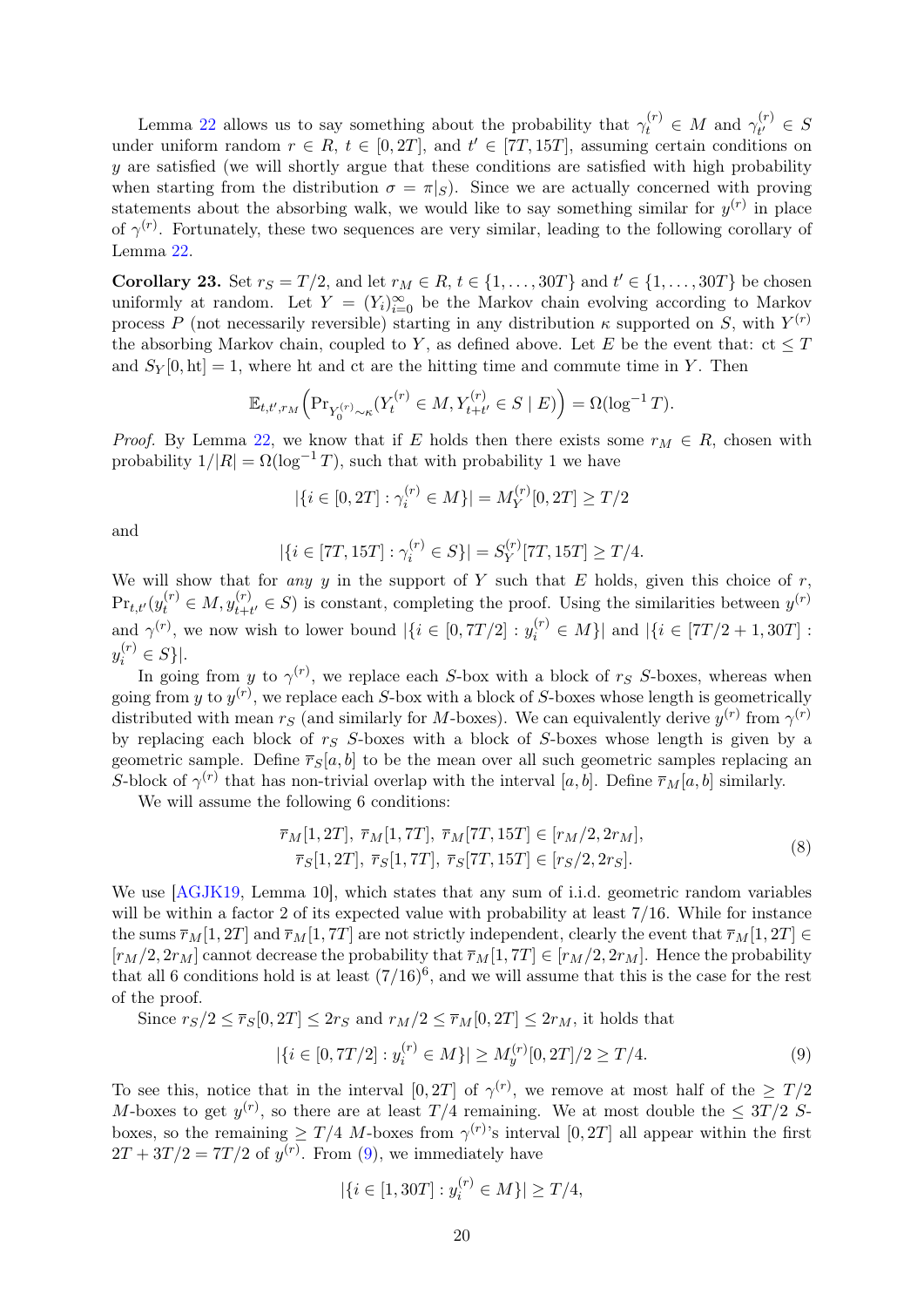Lemma 22 allows us to say something about the probability that $\gamma_t^{(r)} \in M$ and $\gamma_{t'}^{(r)} \in S$ under uniform random $r \in R$, $t \in [0, 2T]$, and $t' \in [7T, 15T]$, assuming certain conditions on $y$ are satisfied (we will shortly argue that these conditions are satisfied with high probability when starting from the distribution $\sigma = \pi|_S$). Since we are actually concerned with proving statements about the absorbing walk, we would like to say something similar for $y^{(r)}$ in place of $\gamma^{(r)}$. Fortunately, these two sequences are very similar, leading to the following corollary of Lemma 22.

**Corollary 23.** Set $r_S = T/2$, and let $r_M \in R$, $t \in \{1, \ldots, 30T\}$ and $t' \in \{1, \ldots, 30T\}$ be chosen uniformly at random. Let $Y = (Y_i)_{i=0}^{\infty}$ be the Markov chain evolving according to Markov process $P$ (not necessarily reversible) starting in any distribution $\kappa$ supported on $S$, with $Y^{(r)}$ the absorbing Markov chain, coupled to $Y$, as defined above. Let $E$ be the event that: $\mathrm{ct} \leq T$ and $S_Y[0, \mathrm{ht}] = 1$, where ht and ct are the hitting time and commute time in $Y$. Then

$$\mathbb{E}_{t,t',r_M}\Big(\Pr_{Y_0^{(r)} \sim \kappa}(Y_t^{(r)} \in M, Y_{t+t'}^{(r)} \in S \mid E)\Big) = \Omega(\log^{-1} T).$$

*Proof.* By Lemma 22, we know that if $E$ holds then there exists some $r_M \in R$, chosen with probability $1/|R| = \Omega(\log^{-1} T)$, such that with probability 1 we have

$$|\{i \in [0, 2T] : \gamma_i^{(r)} \in M\}| = M_Y^{(r)}[0, 2T] \geq T/2$$

and

$$|\{i \in [7T, 15T] : \gamma_i^{(r)} \in S\}| = S_Y^{(r)}[7T, 15T] \geq T/4.$$

We will show that for *any* $y$ in the support of $Y$ such that $E$ holds, given this choice of $r$, $\Pr_{t,t'}(y_t^{(r)} \in M, y_{t+t'}^{(r)} \in S)$ is constant, completing the proof. Using the similarities between $y^{(r)}$ and $\gamma^{(r)}$, we now wish to lower bound $|\{i \in [0, 7T/2] : y_i^{(r)} \in M\}|$ and $|\{i \in [7T/2 + 1, 30T] : y_i^{(r)} \in S\}|$.

In going from $y$ to $\gamma^{(r)}$, we replace each $S$-box with a block of $r_S$ $S$-boxes, whereas when going from $y$ to $y^{(r)}$, we replace each $S$-box with a block of $S$-boxes whose length is geometrically distributed with mean $r_S$ (and similarly for $M$-boxes). We can equivalently derive $y^{(r)}$ from $\gamma^{(r)}$ by replacing each block of $r_S$ $S$-boxes with a block of $S$-boxes whose length is given by a geometric sample. Define $\overline{r}_S[a, b]$ to be the mean over all such geometric samples replacing an $S$-block of $\gamma^{(r)}$ that has non-trivial overlap with the interval $[a, b]$. Define $\overline{r}_M[a, b]$ similarly.

We will assume the following 6 conditions:

$$\begin{aligned}
\overline{r}_M[1, 2T],\ \overline{r}_M[1, 7T],\ \overline{r}_M[7T, 15T] \in [r_M/2, 2r_M],\\
\overline{r}_S[1, 2T],\ \overline{r}_S[1, 7T],\ \overline{r}_S[7T, 15T] \in [r_S/2, 2r_S].
\end{aligned} \tag{8}$$

We use [AGJK19, Lemma 10], which states that any sum of i.i.d. geometric random variables will be within a factor 2 of its expected value with probability at least 7/16. While for instance the sums $\overline{r}_M[1, 2T]$ and $\overline{r}_M[1, 7T]$ are not strictly independent, clearly the event that $\overline{r}_M[1, 2T] \in [r_M/2, 2r_M]$ cannot decrease the probability that $\overline{r}_M[1, 7T] \in [r_M/2, 2r_M]$. Hence the probability that all 6 conditions hold is at least $(7/16)^6$, and we will assume that this is the case for the rest of the proof.

Since $r_S/2 \leq \overline{r}_S[0, 2T] \leq 2r_S$ and $r_M/2 \leq \overline{r}_M[0, 2T] \leq 2r_M$, it holds that

$$|\{i \in [0, 7T/2] : y_i^{(r)} \in M\}| \geq M_y^{(r)}[0, 2T]/2 \geq T/4. \tag{9}$$

To see this, notice that in the interval $[0, 2T]$ of $\gamma^{(r)}$, we remove at most half of the $\geq T/2$ $M$-boxes to get $y^{(r)}$, so there are at least $T/4$ remaining. We at most double the $\leq 3T/2$ $S$-boxes, so the remaining $\geq T/4$ $M$-boxes from $\gamma^{(r)}$'s interval $[0, 2T]$ all appear within the first $2T + 3T/2 = 7T/2$ of $y^{(r)}$. From (9), we immediately have

$$|\{i \in [1, 30T] : y_i^{(r)} \in M\}| \geq T/4,$$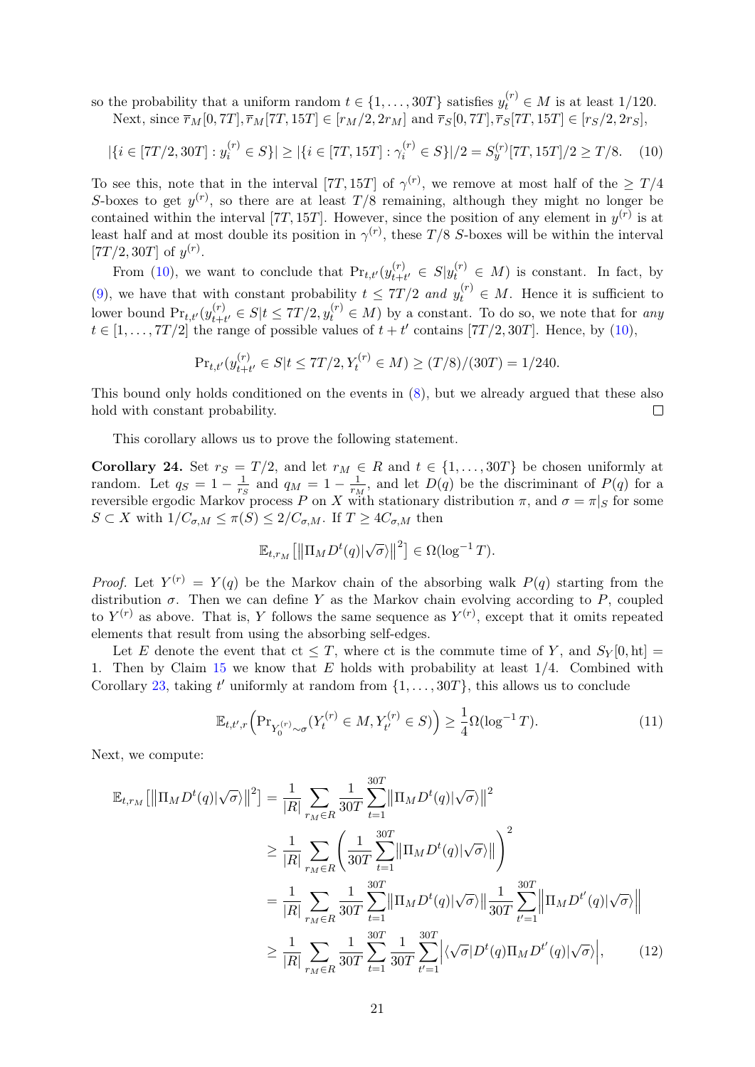so the probability that a uniform random $t \in \{1, \dots, 30T\}$ satisfies $y_t^{(r)} \in M$ is at least $1/120$.

Next, since $\overline{r}_M[0,7T], \overline{r}_M[7T,15T] \in [r_M/2, 2r_M]$ and $\overline{r}_S[0,7T], \overline{r}_S[7T,15T] \in [r_S/2, 2r_S]$,

$$|\{i \in [7T/2, 30T] : y_i^{(r)} \in S\}| \geq |\{i \in [7T, 15T] : \gamma_i^{(r)} \in S\}|/2 = S_y^{(r)}[7T, 15T]/2 \geq T/8. \quad (10)$$

To see this, note that in the interval $[7T, 15T]$ of $\gamma^{(r)}$, we remove at most half of the $\geq T/4$ $S$-boxes to get $y^{(r)}$, so there are at least $T/8$ remaining, although they might no longer be contained within the interval $[7T, 15T]$. However, since the position of any element in $y^{(r)}$ is at least half and at most double its position in $\gamma^{(r)}$, these $T/8$ $S$-boxes will be within the interval $[7T/2, 30T]$ of $y^{(r)}$.

From (10), we want to conclude that $\Pr_{t,t'}(y_{t+t'}^{(r)} \in S | y_t^{(r)} \in M)$ is constant. In fact, by (9), we have that with constant probability $t \leq 7T/2$ *and* $y_t^{(r)} \in M$. Hence it is sufficient to lower bound $\Pr_{t,t'}(y_{t+t'}^{(r)} \in S | t \leq 7T/2, y_t^{(r)} \in M)$ by a constant. To do so, we note that for *any* $t \in [1, \dots, 7T/2]$ the range of possible values of $t + t'$ contains $[7T/2, 30T]$. Hence, by (10),

$$\Pr_{t,t'}(y_{t+t'}^{(r)} \in S | t \leq 7T/2, Y_t^{(r)} \in M) \geq (T/8)/(30T) = 1/240.$$

This bound only holds conditioned on the events in (8), but we already argued that these also hold with constant probability. $\square$

This corollary allows us to prove the following statement.

**Corollary 24.** Set $r_S = T/2$, and let $r_M \in R$ and $t \in \{1, \dots, 30T\}$ be chosen uniformly at random. Let $q_S = 1 - \frac{1}{r_S}$ and $q_M = 1 - \frac{1}{r_M}$, and let $D(q)$ be the discriminant of $P(q)$ for a reversible ergodic Markov process $P$ on $X$ with stationary distribution $\pi$, and $\sigma = \pi|_S$ for some $S \subset X$ with $1/C_{\sigma,M} \leq \pi(S) \leq 2/C_{\sigma,M}$. If $T \geq 4C_{\sigma,M}$ then

$$\mathbb{E}_{t,r_M}\left[\left\|\Pi_M D^t(q)|\sqrt{\sigma}\rangle\right\|^2\right] \in \Omega(\log^{-1} T).$$

*Proof.* Let $Y^{(r)} = Y(q)$ be the Markov chain of the absorbing walk $P(q)$ starting from the distribution $\sigma$. Then we can define $Y$ as the Markov chain evolving according to $P$, coupled to $Y^{(r)}$ as above. That is, $Y$ follows the same sequence as $Y^{(r)}$, except that it omits repeated elements that result from using the absorbing self-edges.

Let $E$ denote the event that $\mathrm{ct} \leq T$, where ct is the commute time of $Y$, and $S_Y[0, \mathrm{ht}] = 1$. Then by Claim 15 we know that $E$ holds with probability at least $1/4$. Combined with Corollary 23, taking $t'$ uniformly at random from $\{1, \dots, 30T\}$, this allows us to conclude

$$\mathbb{E}_{t,t',r}\left(\Pr_{Y_0^{(r)} \sim \sigma}(Y_t^{(r)} \in M, Y_{t'}^{(r)} \in S)\right) \geq \frac{1}{4}\Omega(\log^{-1} T). \quad (11)$$

Next, we compute:

$$\begin{aligned}
\mathbb{E}_{t,r_M}\left[\left\|\Pi_M D^t(q)|\sqrt{\sigma}\rangle\right\|^2\right] &= \frac{1}{|R|}\sum_{r_M \in R}\frac{1}{30T}\sum_{t=1}^{30T}\left\|\Pi_M D^t(q)|\sqrt{\sigma}\rangle\right\|^2 \\
&\geq \frac{1}{|R|}\sum_{r_M \in R}\left(\frac{1}{30T}\sum_{t=1}^{30T}\left\|\Pi_M D^t(q)|\sqrt{\sigma}\rangle\right\|\right)^2 \\
&= \frac{1}{|R|}\sum_{r_M \in R}\frac{1}{30T}\sum_{t=1}^{30T}\left\|\Pi_M D^t(q)|\sqrt{\sigma}\rangle\right\|\frac{1}{30T}\sum_{t'=1}^{30T}\left\|\Pi_M D^{t'}(q)|\sqrt{\sigma}\rangle\right\| \\
&\geq \frac{1}{|R|}\sum_{r_M \in R}\frac{1}{30T}\sum_{t=1}^{30T}\frac{1}{30T}\sum_{t'=1}^{30T}\left|\langle\sqrt{\sigma}|D^t(q)\Pi_M D^{t'}(q)|\sqrt{\sigma}\rangle\right|, \quad (12)
\end{aligned}$$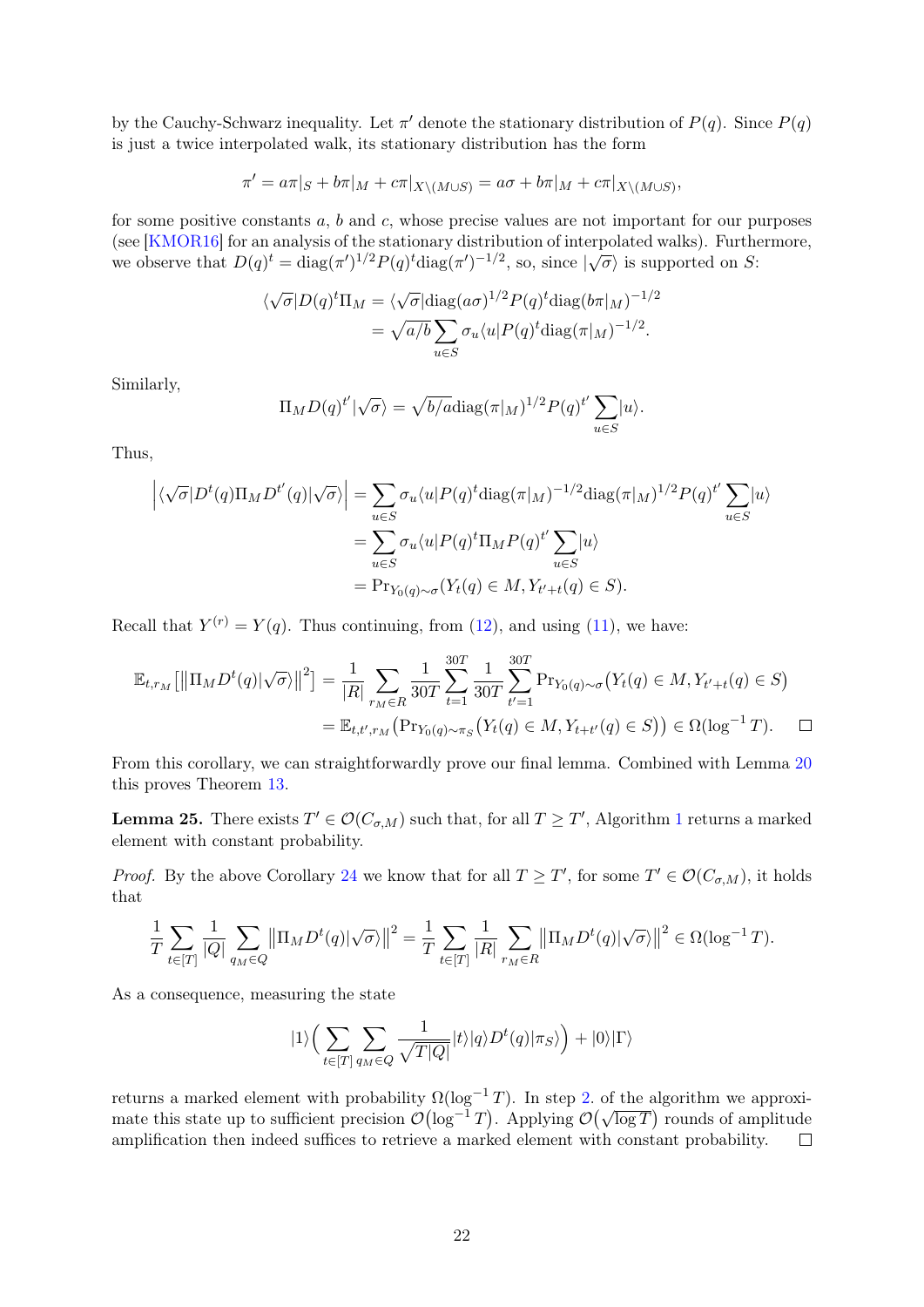by the Cauchy-Schwarz inequality. Let $\pi'$ denote the stationary distribution of $P(q)$. Since $P(q)$ is just a twice interpolated walk, its stationary distribution has the form

$$\pi' = a\pi|_S + b\pi|_M + c\pi|_{X\setminus(M\cup S)} = a\sigma + b\pi|_M + c\pi|_{X\setminus(M\cup S)},$$

for some positive constants $a$, $b$ and $c$, whose precise values are not important for our purposes (see [KMOR16] for an analysis of the stationary distribution of interpolated walks). Furthermore, we observe that $D(q)^t = \mathrm{diag}(\pi')^{1/2}P(q)^t\mathrm{diag}(\pi')^{-1/2}$, so, since $|\sqrt{\sigma}\rangle$ is supported on $S$:

$$\begin{aligned}
\langle\sqrt{\sigma}|D(q)^t\Pi_M &= \langle\sqrt{\sigma}|\mathrm{diag}(a\sigma)^{1/2}P(q)^t\mathrm{diag}(b\pi|_M)^{-1/2}\\
&= \sqrt{a/b}\sum_{u\in S}\sigma_u\langle u|P(q)^t\mathrm{diag}(\pi|_M)^{-1/2}.
\end{aligned}$$

Similarly,

$$\Pi_M D(q)^{t'}|\sqrt{\sigma}\rangle = \sqrt{b/a}\,\mathrm{diag}(\pi|_M)^{1/2}P(q)^{t'}\sum_{u\in S}|u\rangle.$$

Thus,

$$\begin{aligned}
\left|\langle\sqrt{\sigma}|D^t(q)\Pi_M D^{t'}(q)|\sqrt{\sigma}\rangle\right| &= \sum_{u\in S}\sigma_u\langle u|P(q)^t\mathrm{diag}(\pi|_M)^{-1/2}\mathrm{diag}(\pi|_M)^{1/2}P(q)^{t'}\sum_{u\in S}|u\rangle\\
&= \sum_{u\in S}\sigma_u\langle u|P(q)^t\Pi_M P(q)^{t'}\sum_{u\in S}|u\rangle\\
&= \Pr_{Y_0(q)\sim\sigma}\big(Y_t(q)\in M, Y_{t'+t}(q)\in S\big).
\end{aligned}$$

Recall that $Y^{(r)} = Y(q)$. Thus continuing, from (12), and using (11), we have:

$$\begin{aligned}
\mathbb{E}_{t,r_M}\left[\left\|\Pi_M D^t(q)|\sqrt{\sigma}\rangle\right\|^2\right] &= \frac{1}{|R|}\sum_{r_M\in R}\frac{1}{30T}\sum_{t=1}^{30T}\frac{1}{30T}\sum_{t'=1}^{30T}\Pr_{Y_0(q)\sim\sigma}\big(Y_t(q)\in M, Y_{t'+t}(q)\in S\big)\\
&= \mathbb{E}_{t,t',r_M}\big(\Pr_{Y_0(q)\sim\pi_S}\big(Y_t(q)\in M, Y_{t+t'}(q)\in S\big)\big)\in\Omega(\log^{-1}T). \qquad\square
\end{aligned}$$

From this corollary, we can straightforwardly prove our final lemma. Combined with Lemma 20 this proves Theorem 13.

**Lemma 25.** There exists $T'\in\mathcal{O}(C_{\sigma,M})$ such that, for all $T\geq T'$, Algorithm 1 returns a marked element with constant probability.

*Proof.* By the above Corollary 24 we know that for all $T\geq T'$, for some $T'\in\mathcal{O}(C_{\sigma,M})$, it holds that

$$\frac{1}{T}\sum_{t\in[T]}\frac{1}{|Q|}\sum_{q_M\in Q}\left\|\Pi_M D^t(q)|\sqrt{\sigma}\rangle\right\|^2 = \frac{1}{T}\sum_{t\in[T]}\frac{1}{|R|}\sum_{r_M\in R}\left\|\Pi_M D^t(q)|\sqrt{\sigma}\rangle\right\|^2\in\Omega(\log^{-1}T).$$

As a consequence, measuring the state

$$|1\rangle\Big(\sum_{t\in[T]}\sum_{q_M\in Q}\frac{1}{\sqrt{T|Q|}}|t\rangle|q\rangle D^t(q)|\pi_S\rangle\Big) + |0\rangle|\Gamma\rangle$$

returns a marked element with probability $\Omega(\log^{-1}T)$. In step 2. of the algorithm we approximate this state up to sufficient precision $\mathcal{O}(\log^{-1}T)$. Applying $\mathcal{O}(\sqrt{\log T})$ rounds of amplitude amplification then indeed suffices to retrieve a marked element with constant probability. $\square$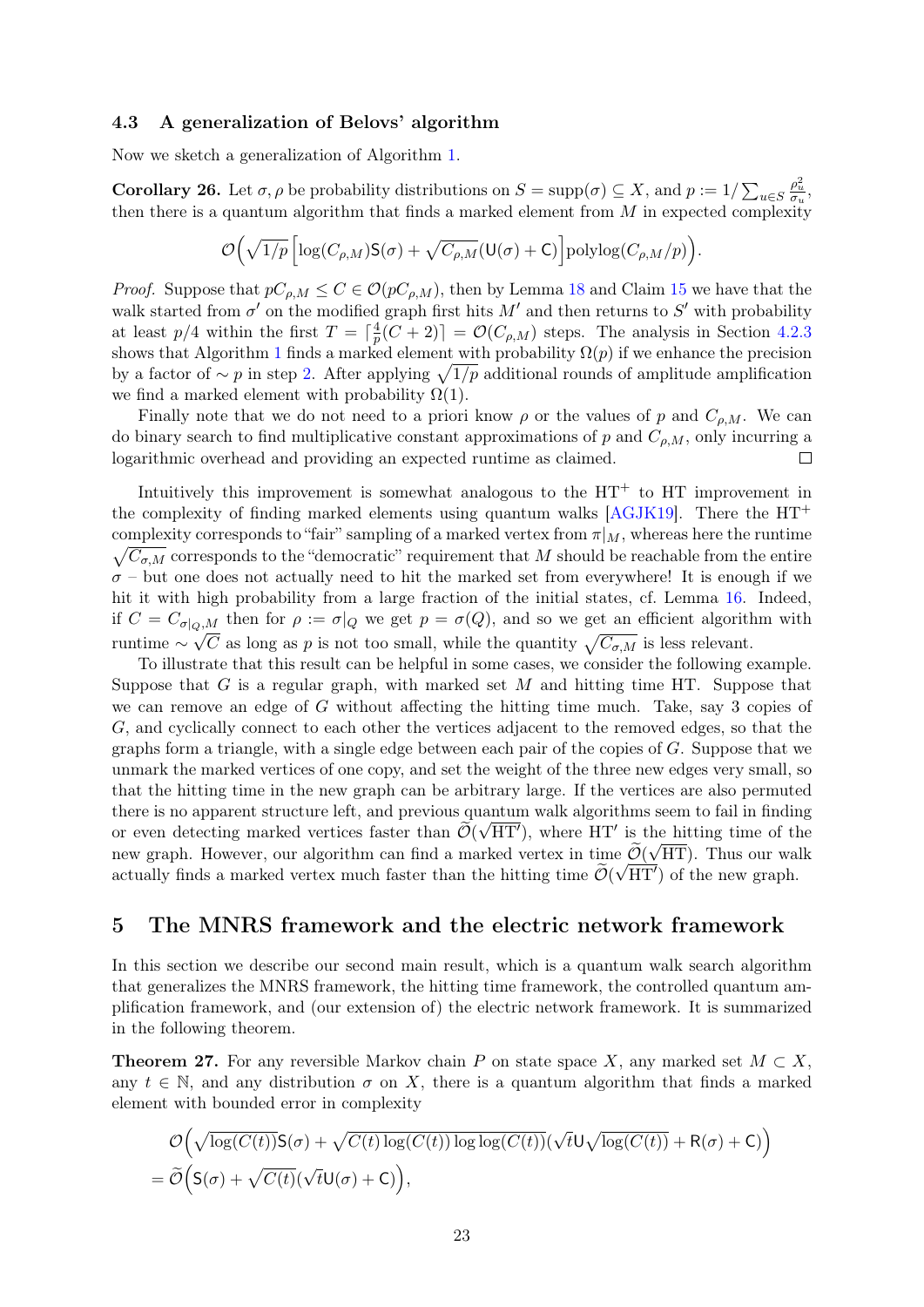### 4.3 A generalization of Belovs' algorithm

Now we sketch a generalization of Algorithm 1.

**Corollary 26.** Let $\sigma, \rho$ be probability distributions on $S = \mathrm{supp}(\sigma) \subseteq X$, and $p := 1/\sum_{u\in S} \frac{\rho_u^2}{\sigma_u}$, then there is a quantum algorithm that finds a marked element from $M$ in expected complexity

$$\mathcal{O}\Big(\sqrt{1/p}\,\Big[\log(C_{\rho,M})\mathsf{S}(\sigma) + \sqrt{C_{\rho,M}}(\mathsf{U}(\sigma) + \mathsf{C})\Big]\mathrm{polylog}(C_{\rho,M}/p)\Big).$$

*Proof.* Suppose that $pC_{\rho,M} \le C \in \mathcal{O}(pC_{\rho,M})$, then by Lemma 18 and Claim 15 we have that the walk started from $\sigma'$ on the modified graph first hits $M'$ and then returns to $S'$ with probability at least $p/4$ within the first $T = \lceil \frac{4}{p}(C+2)\rceil = \mathcal{O}(C_{\rho,M})$ steps. The analysis in Section 4.2.3 shows that Algorithm 1 finds a marked element with probability $\Omega(p)$ if we enhance the precision by a factor of $\sim p$ in step 2. After applying $\sqrt{1/p}$ additional rounds of amplitude amplification we find a marked element with probability $\Omega(1)$.

Finally note that we do not need to a priori know $\rho$ or the values of $p$ and $C_{\rho,M}$. We can do binary search to find multiplicative constant approximations of $p$ and $C_{\rho,M}$, only incurring a logarithmic overhead and providing an expected runtime as claimed. $\square$

Intuitively this improvement is somewhat analogous to the HT$^+$ to HT improvement in the complexity of finding marked elements using quantum walks [AGJK19]. There the HT$^+$ complexity corresponds to "fair" sampling of a marked vertex from $\pi|_M$, whereas here the runtime $\sqrt{C_{\sigma,M}}$ corresponds to the "democratic" requirement that $M$ should be reachable from the entire $\sigma$ – but one does not actually need to hit the marked set from everywhere! It is enough if we hit it with high probability from a large fraction of the initial states, cf. Lemma 16. Indeed, if $C = C_{\sigma|_Q,M}$ then for $\rho := \sigma|_Q$ we get $p = \sigma(Q)$, and so we get an efficient algorithm with runtime $\sim \sqrt{C}$ as long as $p$ is not too small, while the quantity $\sqrt{C_{\sigma,M}}$ is less relevant.

To illustrate that this result can be helpful in some cases, we consider the following example. Suppose that $G$ is a regular graph, with marked set $M$ and hitting time HT. Suppose that we can remove an edge of $G$ without affecting the hitting time much. Take, say 3 copies of $G$, and cyclically connect to each other the vertices adjacent to the removed edges, so that the graphs form a triangle, with a single edge between each pair of the copies of $G$. Suppose that we unmark the marked vertices of one copy, and set the weight of the three new edges very small, so that the hitting time in the new graph can be arbitrary large. If the vertices are also permuted there is no apparent structure left, and previous quantum walk algorithms seem to fail in finding or even detecting marked vertices faster than $\widetilde{\mathcal{O}}(\sqrt{\mathrm{HT}'})$, where HT$'$ is the hitting time of the new graph. However, our algorithm can find a marked vertex in time $\widetilde{\mathcal{O}}(\sqrt{\mathrm{HT}})$. Thus our walk actually finds a marked vertex much faster than the hitting time $\widetilde{\mathcal{O}}(\sqrt{\mathrm{HT}'})$ of the new graph.

## 5 The MNRS framework and the electric network framework

In this section we describe our second main result, which is a quantum walk search algorithm that generalizes the MNRS framework, the hitting time framework, the controlled quantum amplification framework, and (our extension of) the electric network framework. It is summarized in the following theorem.

**Theorem 27.** For any reversible Markov chain $P$ on state space $X$, any marked set $M \subset X$, any $t \in \mathbb{N}$, and any distribution $\sigma$ on $X$, there is a quantum algorithm that finds a marked element with bounded error in complexity

$$\begin{aligned}
&\mathcal{O}\Big(\sqrt{\log(C(t))}\mathsf{S}(\sigma) + \sqrt{C(t)\log(C(t))\log\log(C(t))}(\sqrt{t}\mathsf{U}\sqrt{\log(C(t))} + \mathsf{R}(\sigma) + \mathsf{C})\Big) \\
&= \widetilde{\mathcal{O}}\Big(\mathsf{S}(\sigma) + \sqrt{C(t)}(\sqrt{t}\mathsf{U}(\sigma) + \mathsf{C})\Big),
\end{aligned}$$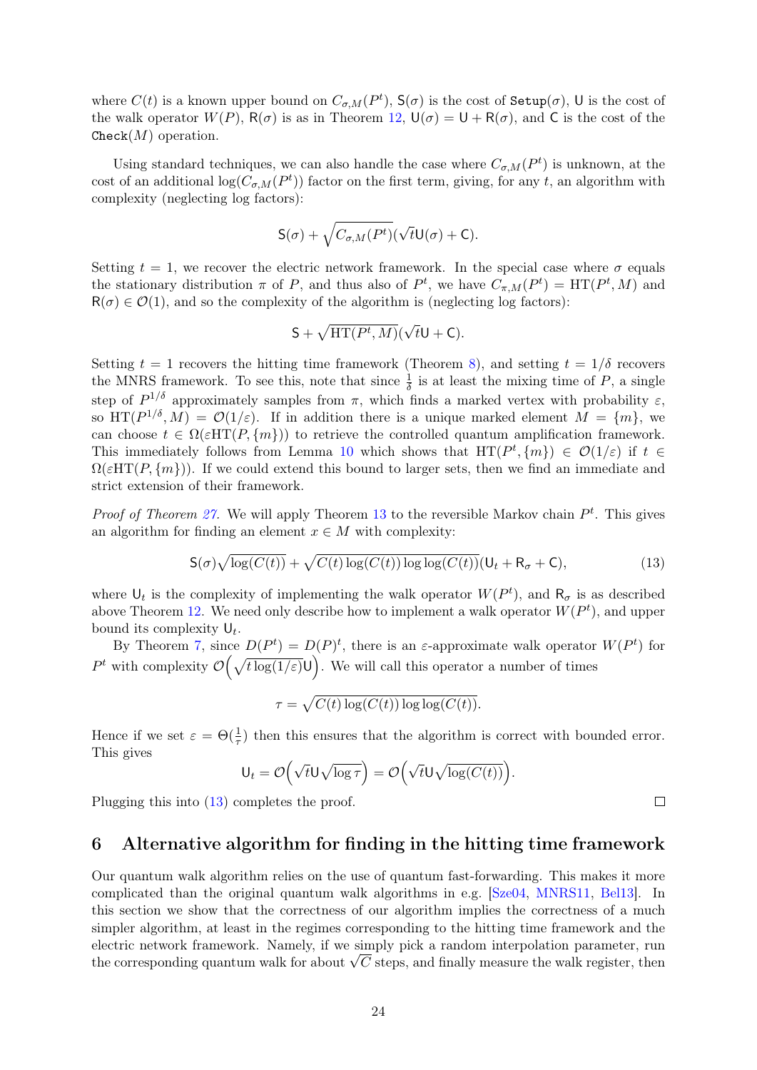where $C(t)$ is a known upper bound on $C_{\sigma,M}(P^t)$, $\mathsf{S}(\sigma)$ is the cost of $\texttt{Setup}(\sigma)$, $\mathsf{U}$ is the cost of the walk operator $W(P)$, $\mathsf{R}(\sigma)$ is as in Theorem 12, $\mathsf{U}(\sigma) = \mathsf{U} + \mathsf{R}(\sigma)$, and $\mathsf{C}$ is the cost of the $\texttt{Check}(M)$ operation.

Using standard techniques, we can also handle the case where $C_{\sigma,M}(P^t)$ is unknown, at the cost of an additional $\log(C_{\sigma,M}(P^t))$ factor on the first term, giving, for any $t$, an algorithm with complexity (neglecting log factors):

$$\mathsf{S}(\sigma) + \sqrt{C_{\sigma,M}(P^t)}(\sqrt{t}\mathsf{U}(\sigma) + \mathsf{C}).$$

Setting $t = 1$, we recover the electric network framework. In the special case where $\sigma$ equals the stationary distribution $\pi$ of $P$, and thus also of $P^t$, we have $C_{\pi,M}(P^t) = \mathrm{HT}(P^t, M)$ and $\mathsf{R}(\sigma) \in \mathcal{O}(1)$, and so the complexity of the algorithm is (neglecting log factors):

$$\mathsf{S} + \sqrt{\mathrm{HT}(P^t, M)}(\sqrt{t}\mathsf{U} + \mathsf{C}).$$

Setting $t = 1$ recovers the hitting time framework (Theorem 8), and setting $t = 1/\delta$ recovers the MNRS framework. To see this, note that since $\frac{1}{\delta}$ is at least the mixing time of $P$, a single step of $P^{1/\delta}$ approximately samples from $\pi$, which finds a marked vertex with probability $\varepsilon$, so $\mathrm{HT}(P^{1/\delta}, M) = \mathcal{O}(1/\varepsilon)$. If in addition there is a unique marked element $M = \{m\}$, we can choose $t \in \Omega(\varepsilon \mathrm{HT}(P, \{m\}))$ to retrieve the controlled quantum amplification framework. This immediately follows from Lemma 10 which shows that $\mathrm{HT}(P^t, \{m\}) \in \mathcal{O}(1/\varepsilon)$ if $t \in \Omega(\varepsilon \mathrm{HT}(P, \{m\}))$. If we could extend this bound to larger sets, then we find an immediate and strict extension of their framework.

*Proof of Theorem 27.* We will apply Theorem 13 to the reversible Markov chain $P^t$. This gives an algorithm for finding an element $x \in M$ with complexity:

$$\mathsf{S}(\sigma)\sqrt{\log(C(t))} + \sqrt{C(t)\log(C(t))\log\log(C(t))}(\mathsf{U}_t + \mathsf{R}_\sigma + \mathsf{C}), \tag{13}$$

where $\mathsf{U}_t$ is the complexity of implementing the walk operator $W(P^t)$, and $\mathsf{R}_\sigma$ is as described above Theorem 12. We need only describe how to implement a walk operator $W(P^t)$, and upper bound its complexity $\mathsf{U}_t$.

By Theorem 7, since $D(P^t) = D(P)^t$, there is an $\varepsilon$-approximate walk operator $W(P^t)$ for $P^t$ with complexity $\mathcal{O}\Big(\sqrt{t\log(1/\varepsilon)}\mathsf{U}\Big)$. We will call this operator a number of times

$$\tau = \sqrt{C(t)\log(C(t))\log\log(C(t))}.$$

Hence if we set $\varepsilon = \Theta(\frac{1}{\tau})$ then this ensures that the algorithm is correct with bounded error. This gives

$$\mathsf{U}_t = \mathcal{O}\Big(\sqrt{t}\mathsf{U}\sqrt{\log\tau}\Big) = \mathcal{O}\Big(\sqrt{t}\mathsf{U}\sqrt{\log(C(t))}\Big).$$

Plugging this into (13) completes the proof. $\square$

## 6 Alternative algorithm for finding in the hitting time framework

Our quantum walk algorithm relies on the use of quantum fast-forwarding. This makes it more complicated than the original quantum walk algorithms in e.g. [Sze04, MNRS11, Bel13]. In this section we show that the correctness of our algorithm implies the correctness of a much simpler algorithm, at least in the regimes corresponding to the hitting time framework and the electric network framework. Namely, if we simply pick a random interpolation parameter, run the corresponding quantum walk for about $\sqrt{C}$ steps, and finally measure the walk register, then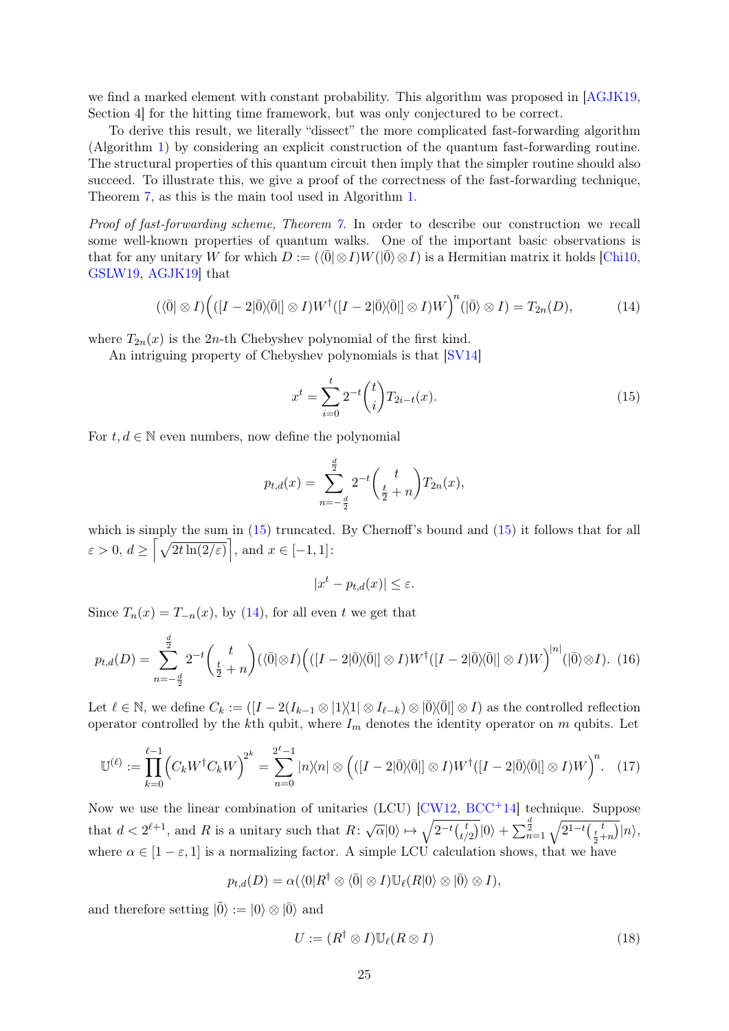we find a marked element with constant probability. This algorithm was proposed in [AGJK19, Section 4] for the hitting time framework, but was only conjectured to be correct.

To derive this result, we literally "dissect" the more complicated fast-forwarding algorithm (Algorithm 1) by considering an explicit construction of the quantum fast-forwarding routine. The structural properties of this quantum circuit then imply that the simpler routine should also succeed. To illustrate this, we give a proof of the correctness of the fast-forwarding technique, Theorem 7, as this is the main tool used in Algorithm 1.

*Proof of fast-forwarding scheme, Theorem 7.* In order to describe our construction we recall some well-known properties of quantum walks. One of the important basic observations is that for any unitary $W$ for which $D := (\langle\bar{0}|\otimes I)W(|\bar{0}\rangle\otimes I)$ is a Hermitian matrix it holds [Chi10, GSLW19, AGJK19] that

$$(\langle\bar{0}|\otimes I)\Big(([I-2|\bar{0}\rangle\langle\bar{0}|]\otimes I)W^\dagger([I-2|\bar{0}\rangle\langle\bar{0}|]\otimes I)W\Big)^n(|\bar{0}\rangle\otimes I) = T_{2n}(D), \tag{14}$$

where $T_{2n}(x)$ is the $2n$-th Chebyshev polynomial of the first kind.

An intriguing property of Chebyshev polynomials is that [SV14]

$$x^t = \sum_{i=0}^{t} 2^{-t}\binom{t}{i}T_{2i-t}(x). \tag{15}$$

For $t, d \in \mathbb{N}$ even numbers, now define the polynomial

$$p_{t,d}(x) = \sum_{n=-\frac{d}{2}}^{\frac{d}{2}} 2^{-t}\binom{t}{\frac{t}{2}+n}T_{2n}(x),$$

which is simply the sum in (15) truncated. By Chernoff's bound and (15) it follows that for all $\varepsilon > 0$, $d \geq \left\lceil\sqrt{2t\ln(2/\varepsilon)}\right\rceil$, and $x \in [-1, 1]$:

$$|x^t - p_{t,d}(x)| \leq \varepsilon.$$

Since $T_n(x) = T_{-n}(x)$, by (14), for all even $t$ we get that

$$p_{t,d}(D) = \sum_{n=-\frac{d}{2}}^{\frac{d}{2}} 2^{-t}\binom{t}{\frac{t}{2}+n}(\langle\bar{0}|\otimes I)\Big(([I-2|\bar{0}\rangle\langle\bar{0}|]\otimes I)W^\dagger([I-2|\bar{0}\rangle\langle\bar{0}|]\otimes I)W\Big)^{|n|}(|\bar{0}\rangle\otimes I). \tag{16}$$

Let $\ell \in \mathbb{N}$, we define $C_k := ([I - 2(I_{k-1}\otimes|1\rangle\langle 1|\otimes I_{\ell-k})\otimes|\bar{0}\rangle\langle\bar{0}|]\otimes I)$ as the controlled reflection operator controlled by the $k$th qubit, where $I_m$ denotes the identity operator on $m$ qubits. Let

$$\mathbb{U}^{(\ell)} := \prod_{k=0}^{\ell-1}\Big(C_k W^\dagger C_k W\Big)^{2^k} = \sum_{n=0}^{2^\ell-1}|n\rangle\langle n|\otimes\Big(([I-2|\bar{0}\rangle\langle\bar{0}|]\otimes I)W^\dagger([I-2|\bar{0}\rangle\langle\bar{0}|]\otimes I)W\Big)^n. \tag{17}$$

Now we use the linear combination of unitaries (LCU) [CW12, BCC+14] technique. Suppose that $d < 2^{\ell+1}$, and $R$ is a unitary such that $R\colon \sqrt{\alpha}|0\rangle \mapsto \sqrt{2^{-t}\binom{t}{t/2}}|0\rangle + \sum_{n=1}^{\frac{d}{2}}\sqrt{2^{1-t}\binom{t}{\frac{t}{2}+n}}|n\rangle$, where $\alpha \in [1-\varepsilon, 1]$ is a normalizing factor. A simple LCU calculation shows, that we have

$$p_{t,d}(D) = \alpha(\langle 0|R^\dagger\otimes\langle\bar{0}|\otimes I)\mathbb{U}_\ell(R|0\rangle\otimes|\bar{0}\rangle\otimes I),$$

and therefore setting $|\tilde{0}\rangle := |0\rangle\otimes|\bar{0}\rangle$ and

$$U := (R^\dagger\otimes I)\mathbb{U}_\ell(R\otimes I) \tag{18}$$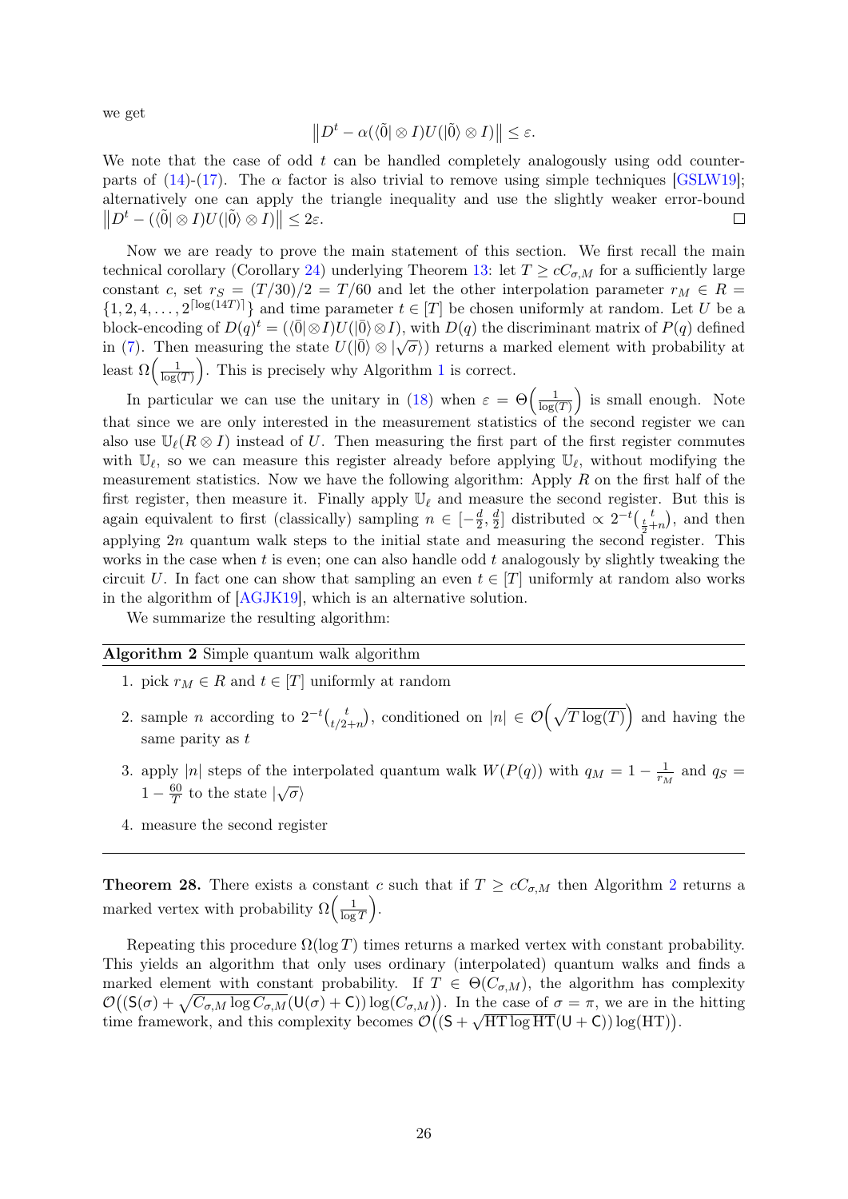we get

$$\left\| D^t - \alpha(\langle\tilde{0}| \otimes I)U(|\tilde{0}\rangle \otimes I)\right\| \leq \varepsilon.$$

We note that the case of odd $t$ can be handled completely analogously using odd counterparts of (14)-(17). The $\alpha$ factor is also trivial to remove using simple techniques [GSLW19]; alternatively one can apply the triangle inequality and use the slightly weaker error-bound $\left\| D^t - (\langle\tilde{0}| \otimes I)U(|\tilde{0}\rangle \otimes I)\right\| \leq 2\varepsilon$. □

Now we are ready to prove the main statement of this section. We first recall the main technical corollary (Corollary 24) underlying Theorem 13: let $T \geq cC_{\sigma,M}$ for a sufficiently large constant $c$, set $r_S = (T/30)/2 = T/60$ and let the other interpolation parameter $r_M \in R = \{1, 2, 4, \ldots, 2^{\lceil \log(14T) \rceil}\}$ and time parameter $t \in [T]$ be chosen uniformly at random. Let $U$ be a block-encoding of $D(q)^t = (\langle\bar{0}| \otimes I)U(|\bar{0}\rangle \otimes I)$, with $D(q)$ the discriminant matrix of $P(q)$ defined in (7). Then measuring the state $U(|\bar{0}\rangle \otimes |\sqrt{\sigma}\rangle)$ returns a marked element with probability at least $\Omega\left(\frac{1}{\log(T)}\right)$. This is precisely why Algorithm 1 is correct.

In particular we can use the unitary in (18) when $\varepsilon = \Theta\left(\frac{1}{\log(T)}\right)$ is small enough. Note that since we are only interested in the measurement statistics of the second register we can also use $\mathbb{U}_\ell(R \otimes I)$ instead of $U$. Then measuring the first part of the first register commutes with $\mathbb{U}_\ell$, so we can measure this register already before applying $\mathbb{U}_\ell$, without modifying the measurement statistics. Now we have the following algorithm: Apply $R$ on the first half of the first register, then measure it. Finally apply $\mathbb{U}_\ell$ and measure the second register. But this is again equivalent to first (classically) sampling $n \in [-\frac{d}{2}, \frac{d}{2}]$ distributed $\propto 2^{-t}\binom{t}{\frac{t}{2}+n}$, and then applying $2n$ quantum walk steps to the initial state and measuring the second register. This works in the case when $t$ is even; one can also handle odd $t$ analogously by slightly tweaking the circuit $U$. In fact one can show that sampling an even $t \in [T]$ uniformly at random also works in the algorithm of [AGJK19], which is an alternative solution.

We summarize the resulting algorithm:

---

**Algorithm 2** Simple quantum walk algorithm

---

1. pick $r_M \in R$ and $t \in [T]$ uniformly at random
2. sample $n$ according to $2^{-t}\binom{t}{t/2+n}$, conditioned on $|n| \in \mathcal{O}\left(\sqrt{T \log(T)}\right)$ and having the same parity as $t$
3. apply $|n|$ steps of the interpolated quantum walk $W(P(q))$ with $q_M = 1 - \frac{1}{r_M}$ and $q_S = 1 - \frac{60}{T}$ to the state $|\sqrt{\sigma}\rangle$
4. measure the second register

---

**Theorem 28.** *There exists a constant $c$ such that if $T \geq cC_{\sigma,M}$ then Algorithm 2 returns a marked vertex with probability $\Omega\left(\frac{1}{\log T}\right)$.*

Repeating this procedure $\Omega(\log T)$ times returns a marked vertex with constant probability. This yields an algorithm that only uses ordinary (interpolated) quantum walks and finds a marked element with constant probability. If $T \in \Theta(C_{\sigma,M})$, the algorithm has complexity $\mathcal{O}\left((\mathsf{S}(\sigma) + \sqrt{C_{\sigma,M} \log C_{\sigma,M}}(\mathsf{U}(\sigma) + \mathsf{C})) \log(C_{\sigma,M})\right)$. In the case of $\sigma = \pi$, we are in the hitting time framework, and this complexity becomes $\mathcal{O}\left((\mathsf{S} + \sqrt{\mathrm{HT} \log \mathrm{HT}}(\mathsf{U} + \mathsf{C})) \log(\mathrm{HT})\right)$.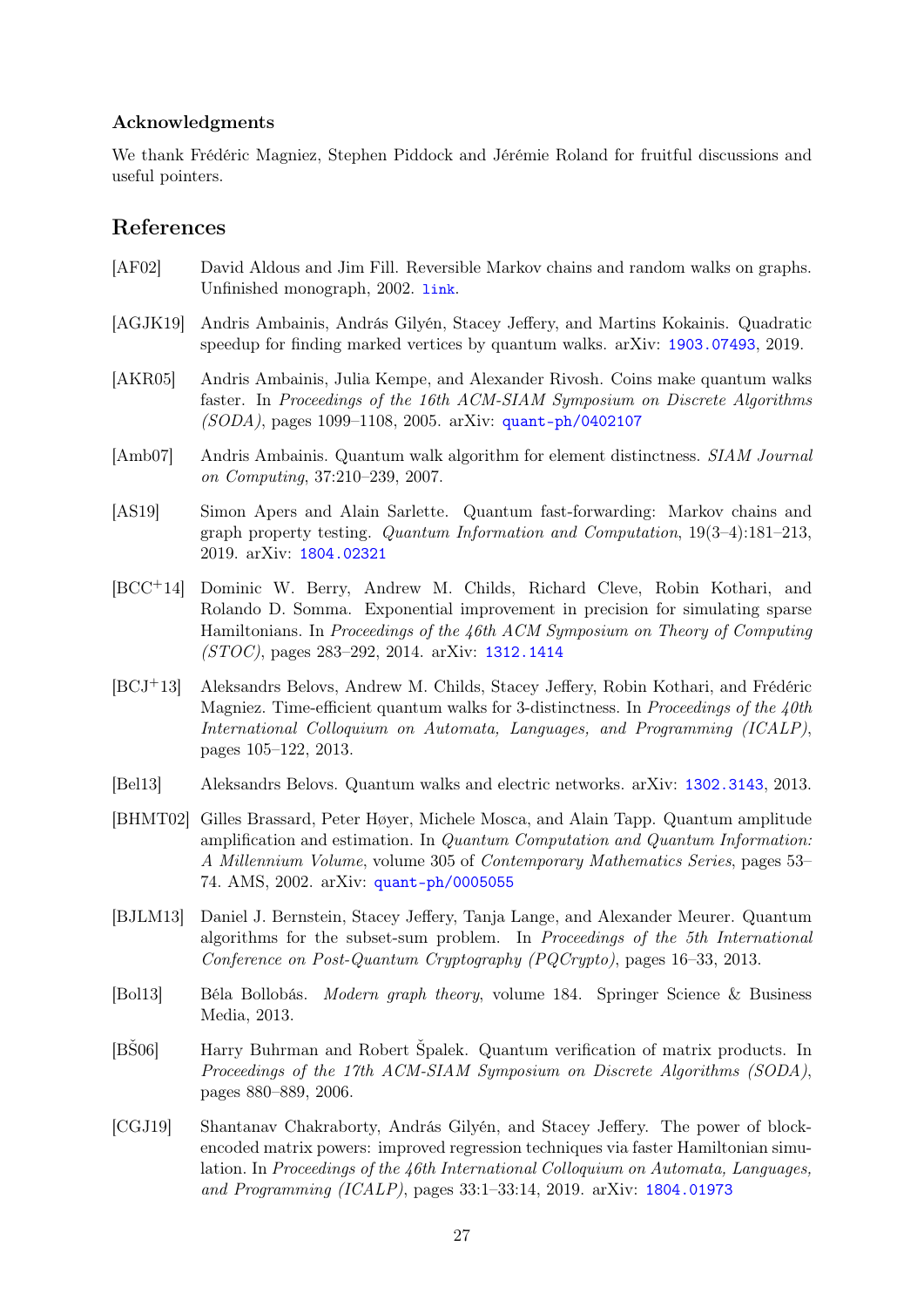### Acknowledgments

We thank Frédéric Magniez, Stephen Piddock and Jérémie Roland for fruitful discussions and useful pointers.

## References

[AF02] David Aldous and Jim Fill. Reversible Markov chains and random walks on graphs. Unfinished monograph, 2002. link.

[AGJK19] Andris Ambainis, András Gilyén, Stacey Jeffery, and Martins Kokainis. Quadratic speedup for finding marked vertices by quantum walks. arXiv: 1903.07493, 2019.

[AKR05] Andris Ambainis, Julia Kempe, and Alexander Rivosh. Coins make quantum walks faster. In *Proceedings of the 16th ACM-SIAM Symposium on Discrete Algorithms (SODA)*, pages 1099–1108, 2005. arXiv: quant-ph/0402107

[Amb07] Andris Ambainis. Quantum walk algorithm for element distinctness. *SIAM Journal on Computing*, 37:210–239, 2007.

[AS19] Simon Apers and Alain Sarlette. Quantum fast-forwarding: Markov chains and graph property testing. *Quantum Information and Computation*, 19(3–4):181–213, 2019. arXiv: 1804.02321

[BCC+14] Dominic W. Berry, Andrew M. Childs, Richard Cleve, Robin Kothari, and Rolando D. Somma. Exponential improvement in precision for simulating sparse Hamiltonians. In *Proceedings of the 46th ACM Symposium on Theory of Computing (STOC)*, pages 283–292, 2014. arXiv: 1312.1414

[BCJ+13] Aleksandrs Belovs, Andrew M. Childs, Stacey Jeffery, Robin Kothari, and Frédéric Magniez. Time-efficient quantum walks for 3-distinctness. In *Proceedings of the 40th International Colloquium on Automata, Languages, and Programming (ICALP)*, pages 105–122, 2013.

[Bel13] Aleksandrs Belovs. Quantum walks and electric networks. arXiv: 1302.3143, 2013.

[BHMT02] Gilles Brassard, Peter Høyer, Michele Mosca, and Alain Tapp. Quantum amplitude amplification and estimation. In *Quantum Computation and Quantum Information: A Millennium Volume*, volume 305 of *Contemporary Mathematics Series*, pages 53–74. AMS, 2002. arXiv: quant-ph/0005055

[BJLM13] Daniel J. Bernstein, Stacey Jeffery, Tanja Lange, and Alexander Meurer. Quantum algorithms for the subset-sum problem. In *Proceedings of the 5th International Conference on Post-Quantum Cryptography (PQCrypto)*, pages 16–33, 2013.

[Bol13] Béla Bollobás. *Modern graph theory*, volume 184. Springer Science & Business Media, 2013.

[BŠ06] Harry Buhrman and Robert Špalek. Quantum verification of matrix products. In *Proceedings of the 17th ACM-SIAM Symposium on Discrete Algorithms (SODA)*, pages 880–889, 2006.

[CGJ19] Shantanav Chakraborty, András Gilyén, and Stacey Jeffery. The power of block-encoded matrix powers: improved regression techniques via faster Hamiltonian simulation. In *Proceedings of the 46th International Colloquium on Automata, Languages, and Programming (ICALP)*, pages 33:1–33:14, 2019. arXiv: 1804.01973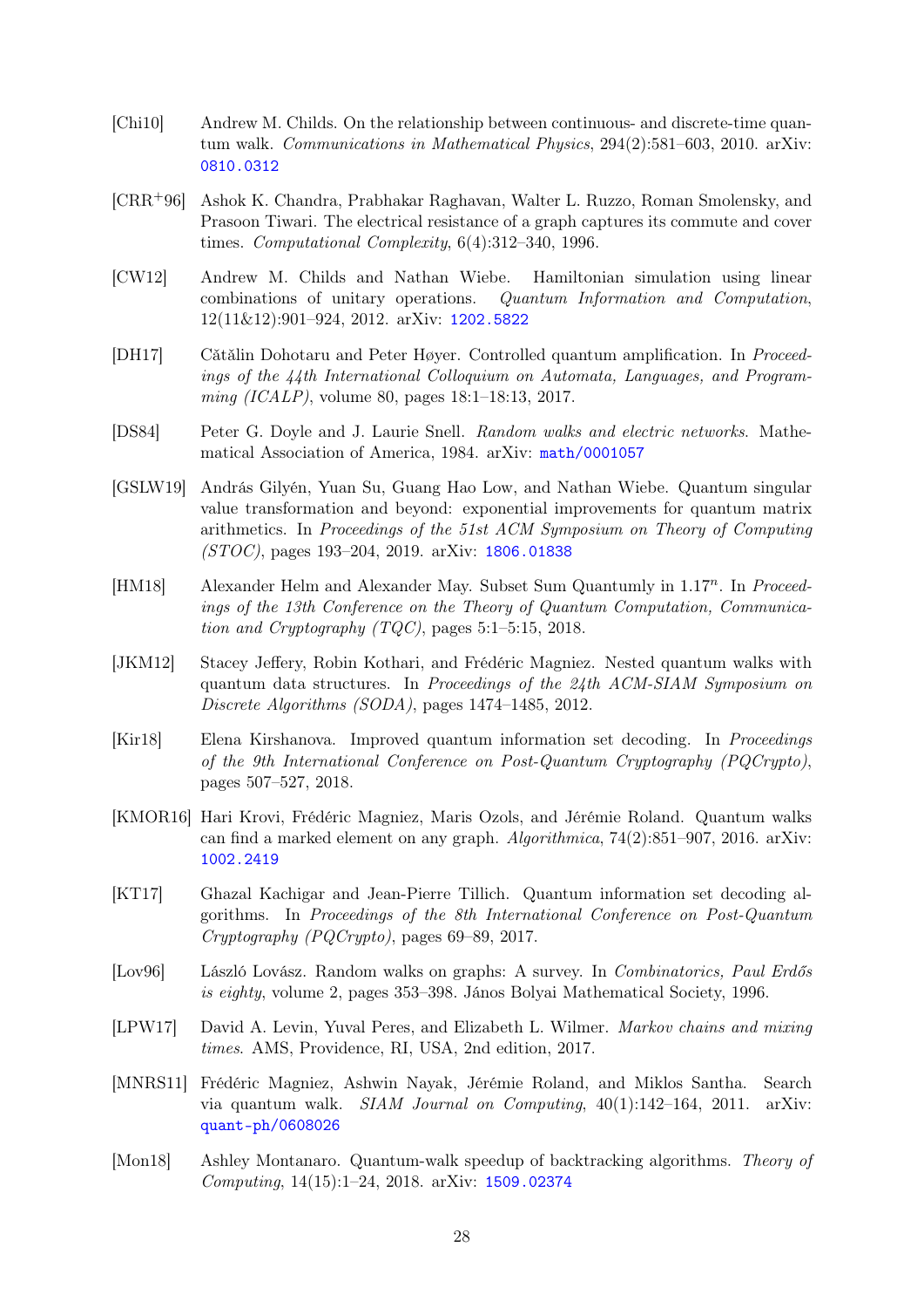[Chi10] Andrew M. Childs. On the relationship between continuous- and discrete-time quantum walk. *Communications in Mathematical Physics*, 294(2):581–603, 2010. arXiv: 0810.0312

[CRR+96] Ashok K. Chandra, Prabhakar Raghavan, Walter L. Ruzzo, Roman Smolensky, and Prasoon Tiwari. The electrical resistance of a graph captures its commute and cover times. *Computational Complexity*, 6(4):312–340, 1996.

[CW12] Andrew M. Childs and Nathan Wiebe. Hamiltonian simulation using linear combinations of unitary operations. *Quantum Information and Computation*, 12(11&12):901–924, 2012. arXiv: 1202.5822

[DH17] Cătălin Dohotaru and Peter Høyer. Controlled quantum amplification. In *Proceedings of the 44th International Colloquium on Automata, Languages, and Programming (ICALP)*, volume 80, pages 18:1–18:13, 2017.

[DS84] Peter G. Doyle and J. Laurie Snell. *Random walks and electric networks*. Mathematical Association of America, 1984. arXiv: math/0001057

[GSLW19] András Gilyén, Yuan Su, Guang Hao Low, and Nathan Wiebe. Quantum singular value transformation and beyond: exponential improvements for quantum matrix arithmetics. In *Proceedings of the 51st ACM Symposium on Theory of Computing (STOC)*, pages 193–204, 2019. arXiv: 1806.01838

[HM18] Alexander Helm and Alexander May. Subset Sum Quantumly in $1.17^n$. In *Proceedings of the 13th Conference on the Theory of Quantum Computation, Communication and Cryptography (TQC)*, pages 5:1–5:15, 2018.

[JKM12] Stacey Jeffery, Robin Kothari, and Frédéric Magniez. Nested quantum walks with quantum data structures. In *Proceedings of the 24th ACM-SIAM Symposium on Discrete Algorithms (SODA)*, pages 1474–1485, 2012.

[Kir18] Elena Kirshanova. Improved quantum information set decoding. In *Proceedings of the 9th International Conference on Post-Quantum Cryptography (PQCrypto)*, pages 507–527, 2018.

[KMOR16] Hari Krovi, Frédéric Magniez, Maris Ozols, and Jérémie Roland. Quantum walks can find a marked element on any graph. *Algorithmica*, 74(2):851–907, 2016. arXiv: 1002.2419

[KT17] Ghazal Kachigar and Jean-Pierre Tillich. Quantum information set decoding algorithms. In *Proceedings of the 8th International Conference on Post-Quantum Cryptography (PQCrypto)*, pages 69–89, 2017.

[Lov96] László Lovász. Random walks on graphs: A survey. In *Combinatorics, Paul Erdős is eighty*, volume 2, pages 353–398. János Bolyai Mathematical Society, 1996.

[LPW17] David A. Levin, Yuval Peres, and Elizabeth L. Wilmer. *Markov chains and mixing times*. AMS, Providence, RI, USA, 2nd edition, 2017.

[MNRS11] Frédéric Magniez, Ashwin Nayak, Jérémie Roland, and Miklos Santha. Search via quantum walk. *SIAM Journal on Computing*, 40(1):142–164, 2011. arXiv: quant-ph/0608026

[Mon18] Ashley Montanaro. Quantum-walk speedup of backtracking algorithms. *Theory of Computing*, 14(15):1–24, 2018. arXiv: 1509.02374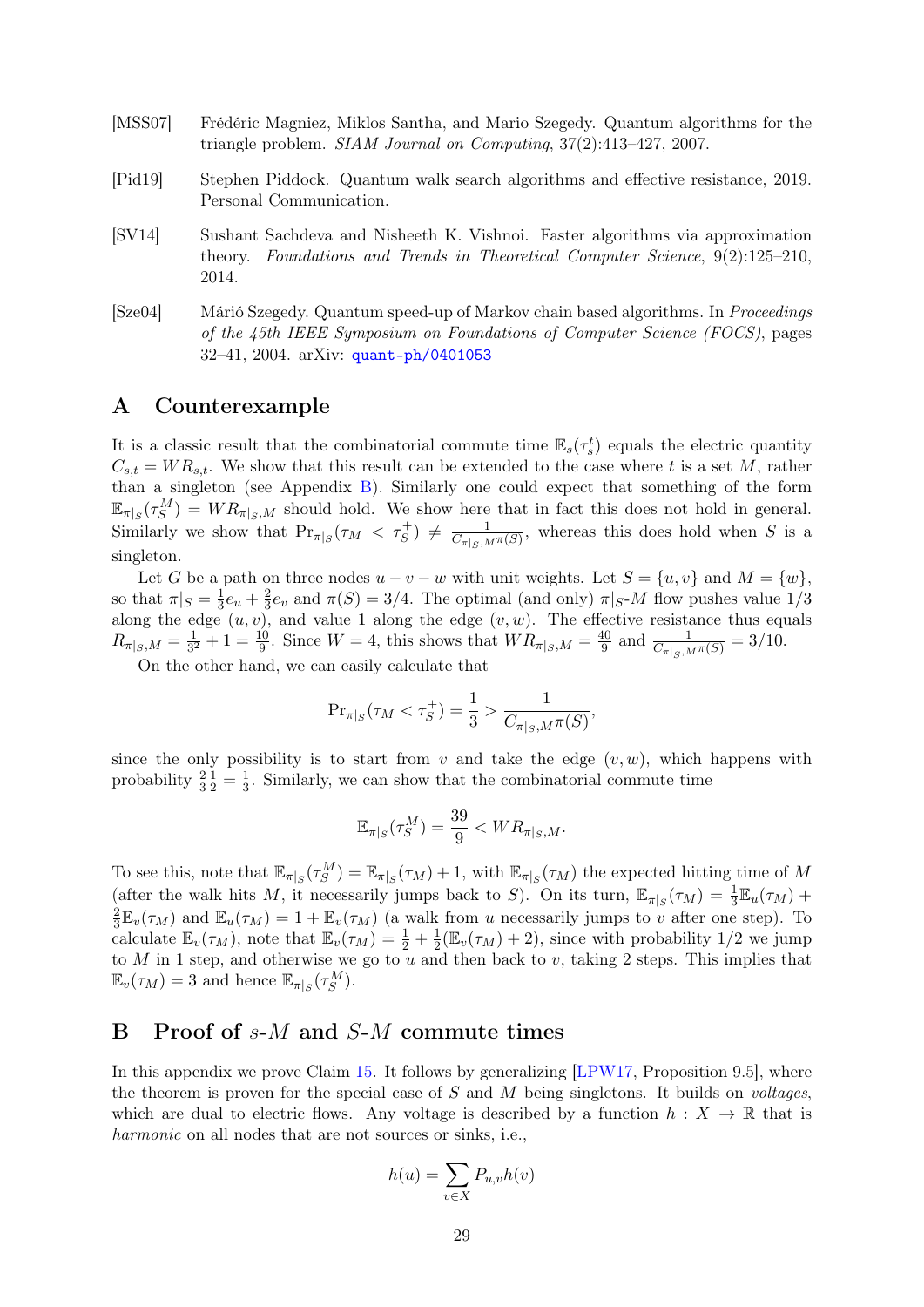[MSS07] Frédéric Magniez, Miklos Santha, and Mario Szegedy. Quantum algorithms for the triangle problem. *SIAM Journal on Computing*, 37(2):413–427, 2007.

[Pid19] Stephen Piddock. Quantum walk search algorithms and effective resistance, 2019. Personal Communication.

[SV14] Sushant Sachdeva and Nisheeth K. Vishnoi. Faster algorithms via approximation theory. *Foundations and Trends in Theoretical Computer Science*, 9(2):125–210, 2014.

[Sze04] Márió Szegedy. Quantum speed-up of Markov chain based algorithms. In *Proceedings of the 45th IEEE Symposium on Foundations of Computer Science (FOCS)*, pages 32–41, 2004. arXiv: quant-ph/0401053

## A Counterexample

It is a classic result that the combinatorial commute time $\mathbb{E}_s(\tau_s^t)$ equals the electric quantity $C_{s,t} = WR_{s,t}$. We show that this result can be extended to the case where $t$ is a set $M$, rather than a singleton (see Appendix B). Similarly one could expect that something of the form $\mathbb{E}_{\pi|_S}(\tau_S^M) = WR_{\pi|_S,M}$ should hold. We show here that in fact this does not hold in general. Similarly we show that $\Pr_{\pi|_S}(\tau_M < \tau_S^+) \neq \frac{1}{C_{\pi|_S,M}\pi(S)}$, whereas this does hold when $S$ is a singleton.

Let $G$ be a path on three nodes $u - v - w$ with unit weights. Let $S = \{u, v\}$ and $M = \{w\}$, so that $\pi|_S = \frac{1}{3}e_u + \frac{2}{3}e_v$ and $\pi(S) = 3/4$. The optimal (and only) $\pi|_S$-$M$ flow pushes value $1/3$ along the edge $(u, v)$, and value 1 along the edge $(v, w)$. The effective resistance thus equals $R_{\pi|_S,M} = \frac{1}{3^2} + 1 = \frac{10}{9}$. Since $W = 4$, this shows that $WR_{\pi|_S,M} = \frac{40}{9}$ and $\frac{1}{C_{\pi|_S,M}\pi(S)} = 3/10$.

On the other hand, we can easily calculate that

$$\Pr_{\pi|_S}(\tau_M < \tau_S^+) = \frac{1}{3} > \frac{1}{C_{\pi|_S,M}\pi(S)},$$

since the only possibility is to start from $v$ and take the edge $(v, w)$, which happens with probability $\frac{2}{3}\frac{1}{2} = \frac{1}{3}$. Similarly, we can show that the combinatorial commute time

$$\mathbb{E}_{\pi|_S}(\tau_S^M) = \frac{39}{9} < WR_{\pi|_S,M}.$$

To see this, note that $\mathbb{E}_{\pi|_S}(\tau_S^M) = \mathbb{E}_{\pi|_S}(\tau_M) + 1$, with $\mathbb{E}_{\pi|_S}(\tau_M)$ the expected hitting time of $M$ (after the walk hits $M$, it necessarily jumps back to $S$). On its turn, $\mathbb{E}_{\pi|_S}(\tau_M) = \frac{1}{3}\mathbb{E}_u(\tau_M) + \frac{2}{3}\mathbb{E}_v(\tau_M)$ and $\mathbb{E}_u(\tau_M) = 1 + \mathbb{E}_v(\tau_M)$ (a walk from $u$ necessarily jumps to $v$ after one step). To calculate $\mathbb{E}_v(\tau_M)$, note that $\mathbb{E}_v(\tau_M) = \frac{1}{2} + \frac{1}{2}(\mathbb{E}_v(\tau_M) + 2)$, since with probability $1/2$ we jump to $M$ in 1 step, and otherwise we go to $u$ and then back to $v$, taking 2 steps. This implies that $\mathbb{E}_v(\tau_M) = 3$ and hence $\mathbb{E}_{\pi|_S}(\tau_S^M)$.

## B Proof of $s$-$M$ and $S$-$M$ commute times

In this appendix we prove Claim 15. It follows by generalizing [LPW17, Proposition 9.5], where the theorem is proven for the special case of $S$ and $M$ being singletons. It builds on *voltages*, which are dual to electric flows. Any voltage is described by a function $h : X \to \mathbb{R}$ that is *harmonic* on all nodes that are not sources or sinks, i.e.,

$$h(u) = \sum_{v \in X} P_{u,v} h(v)$$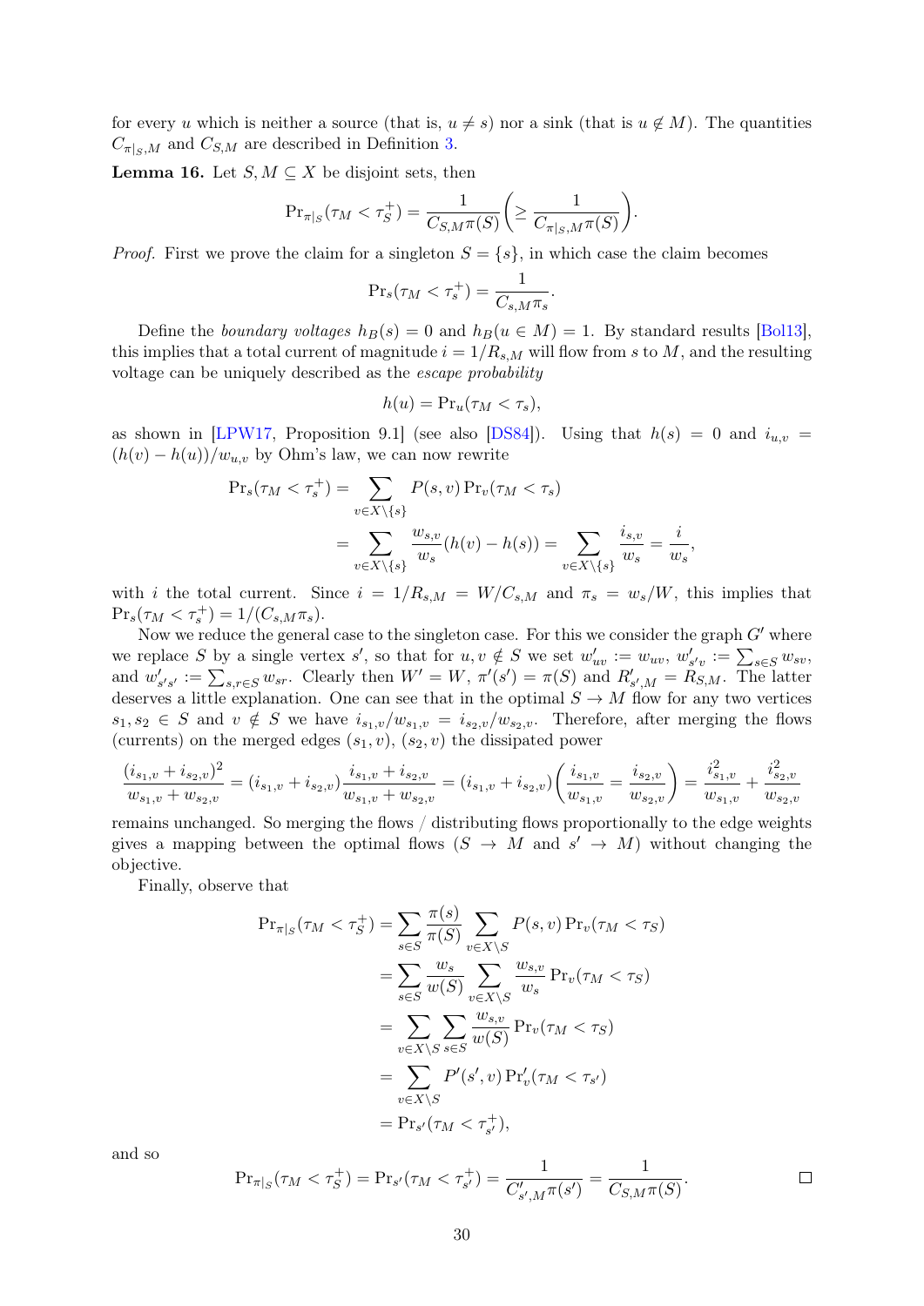for every $u$ which is neither a source (that is, $u \neq s$) nor a sink (that is $u \notin M$). The quantities $C_{\pi|_S,M}$ and $C_{S,M}$ are described in Definition 3.

**Lemma 16.** Let $S, M \subseteq X$ be disjoint sets, then

$$\Pr_{\pi|_S}(\tau_M < \tau_S^+) = \frac{1}{C_{S,M}\pi(S)}\left(\geq \frac{1}{C_{\pi|_S,M}\pi(S)}\right).$$

*Proof.* First we prove the claim for a singleton $S = \{s\}$, in which case the claim becomes

$$\Pr_s(\tau_M < \tau_s^+) = \frac{1}{C_{s,M}\pi_s}.$$

Define the *boundary voltages* $h_B(s) = 0$ and $h_B(u \in M) = 1$. By standard results [Bol13], this implies that a total current of magnitude $i = 1/R_{s,M}$ will flow from $s$ to $M$, and the resulting voltage can be uniquely described as the *escape probability*

$$h(u) = \Pr_u(\tau_M < \tau_s),$$

as shown in [LPW17, Proposition 9.1] (see also [DS84]). Using that $h(s) = 0$ and $i_{u,v} = (h(v) - h(u))/w_{u,v}$ by Ohm's law, we can now rewrite

$$\begin{aligned}
\Pr_s(\tau_M < \tau_s^+) &= \sum_{v \in X\setminus\{s\}} P(s,v)\Pr_v(\tau_M < \tau_s) \\
&= \sum_{v \in X\setminus\{s\}} \frac{w_{s,v}}{w_s}(h(v) - h(s)) = \sum_{v \in X\setminus\{s\}} \frac{i_{s,v}}{w_s} = \frac{i}{w_s},
\end{aligned}$$

with $i$ the total current. Since $i = 1/R_{s,M} = W/C_{s,M}$ and $\pi_s = w_s/W$, this implies that $\Pr_s(\tau_M < \tau_s^+) = 1/(C_{s,M}\pi_s)$.

Now we reduce the general case to the singleton case. For this we consider the graph $G'$ where we replace $S$ by a single vertex $s'$, so that for $u, v \notin S$ we set $w'_{uv} := w_{uv}$, $w'_{s'v} := \sum_{s\in S} w_{sv}$, and $w'_{s's'} := \sum_{s,r\in S} w_{sr}$. Clearly then $W' = W$, $\pi'(s') = \pi(S)$ and $R'_{s',M} = R_{S,M}$. The latter deserves a little explanation. One can see that in the optimal $S \to M$ flow for any two vertices $s_1, s_2 \in S$ and $v \notin S$ we have $i_{s_1,v}/w_{s_1,v} = i_{s_2,v}/w_{s_2,v}$. Therefore, after merging the flows (currents) on the merged edges $(s_1, v)$, $(s_2, v)$ the dissipated power

$$\frac{(i_{s_1,v} + i_{s_2,v})^2}{w_{s_1,v} + w_{s_2,v}} = (i_{s_1,v} + i_{s_2,v})\frac{i_{s_1,v} + i_{s_2,v}}{w_{s_1,v} + w_{s_2,v}} = (i_{s_1,v} + i_{s_2,v})\left(\frac{i_{s_1,v}}{w_{s_1,v}} = \frac{i_{s_2,v}}{w_{s_2,v}}\right) = \frac{i^2_{s_1,v}}{w_{s_1,v}} + \frac{i^2_{s_2,v}}{w_{s_2,v}}$$

remains unchanged. So merging the flows / distributing flows proportionally to the edge weights gives a mapping between the optimal flows ($S \to M$ and $s' \to M$) without changing the objective.

Finally, observe that

$$\begin{aligned}
\Pr_{\pi|_S}(\tau_M < \tau_S^+) &= \sum_{s\in S}\frac{\pi(s)}{\pi(S)}\sum_{v\in X\setminus S} P(s,v)\Pr_v(\tau_M < \tau_S) \\
&= \sum_{s\in S}\frac{w_s}{w(S)}\sum_{v\in X\setminus S}\frac{w_{s,v}}{w_s}\Pr_v(\tau_M < \tau_S) \\
&= \sum_{v\in X\setminus S}\sum_{s\in S}\frac{w_{s,v}}{w(S)}\Pr_v(\tau_M < \tau_S) \\
&= \sum_{v\in X\setminus S} P'(s',v)\Pr'_v(\tau_M < \tau_{s'}) \\
&= \Pr_{s'}(\tau_M < \tau_{s'}^+),
\end{aligned}$$

and so

$$\Pr_{\pi|_S}(\tau_M < \tau_S^+) = \Pr_{s'}(\tau_M < \tau_{s'}^+) = \frac{1}{C'_{s',M}\pi(s')} = \frac{1}{C_{S,M}\pi(S)}.$$

$\square$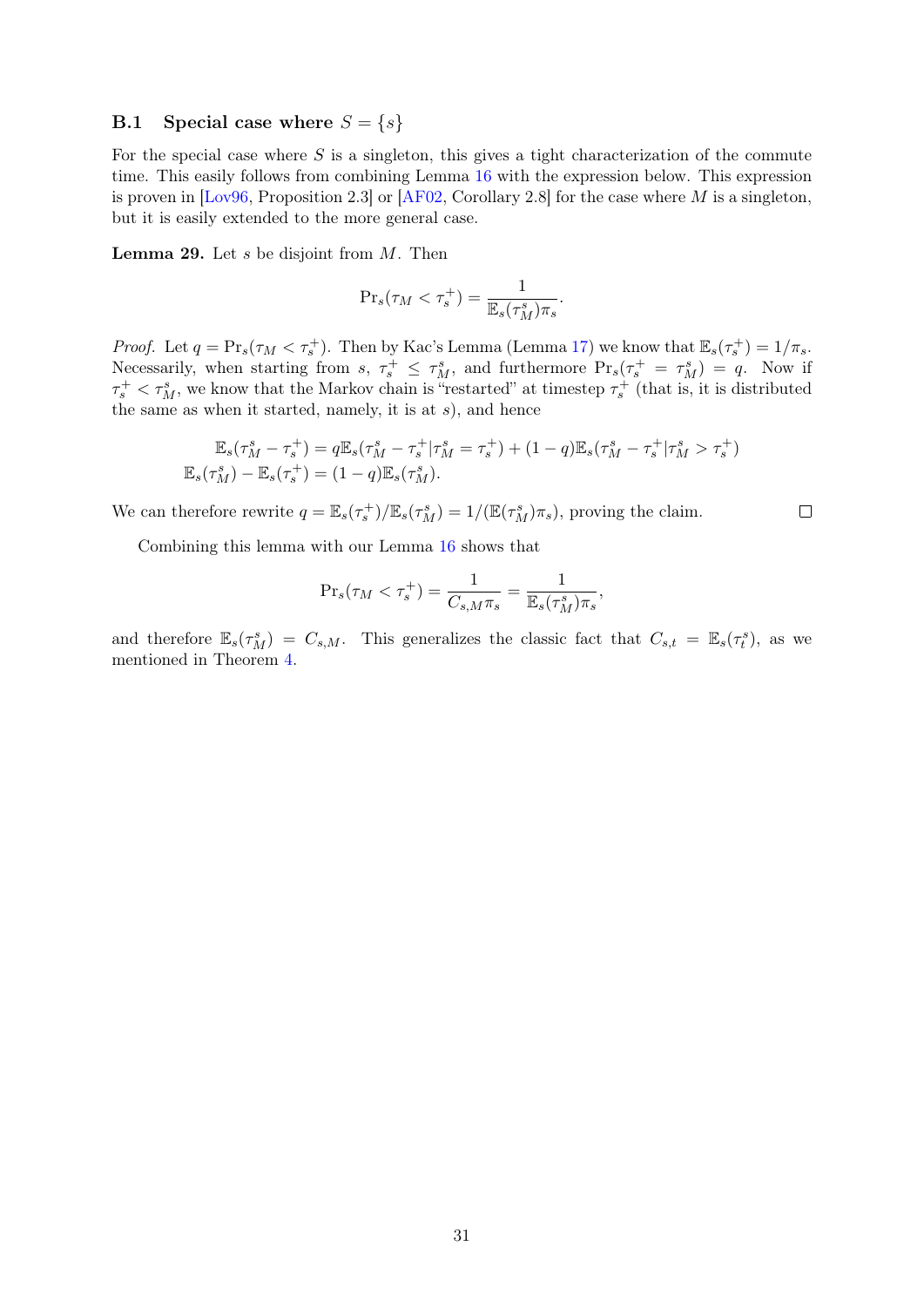### B.1 Special case where $S = \{s\}$

For the special case where $S$ is a singleton, this gives a tight characterization of the commute time. This easily follows from combining Lemma 16 with the expression below. This expression is proven in [Lov96, Proposition 2.3] or [AF02, Corollary 2.8] for the case where $M$ is a singleton, but it is easily extended to the more general case.

**Lemma 29.** Let $s$ be disjoint from $M$. Then

$$\Pr_s(\tau_M < \tau_s^+) = \frac{1}{\mathbb{E}_s(\tau_M^s)\pi_s}.$$

*Proof.* Let $q = \Pr_s(\tau_M < \tau_s^+)$. Then by Kac's Lemma (Lemma 17) we know that $\mathbb{E}_s(\tau_s^+) = 1/\pi_s$. Necessarily, when starting from $s$, $\tau_s^+ \le \tau_M^s$, and furthermore $\Pr_s(\tau_s^+ = \tau_M^s) = q$. Now if $\tau_s^+ < \tau_M^s$, we know that the Markov chain is "restarted" at timestep $\tau_s^+$ (that is, it is distributed the same as when it started, namely, it is at $s$), and hence

$$\begin{aligned}
\mathbb{E}_s(\tau_M^s - \tau_s^+) &= q\mathbb{E}_s(\tau_M^s - \tau_s^+ | \tau_M^s = \tau_s^+) + (1-q)\mathbb{E}_s(\tau_M^s - \tau_s^+ | \tau_M^s > \tau_s^+) \\
\mathbb{E}_s(\tau_M^s) - \mathbb{E}_s(\tau_s^+) &= (1-q)\mathbb{E}_s(\tau_M^s).
\end{aligned}$$

We can therefore rewrite $q = \mathbb{E}_s(\tau_s^+)/\mathbb{E}_s(\tau_M^s) = 1/(\mathbb{E}(\tau_M^s)\pi_s)$, proving the claim. $\square$

Combining this lemma with our Lemma 16 shows that

$$\Pr_s(\tau_M < \tau_s^+) = \frac{1}{C_{s,M}\pi_s} = \frac{1}{\mathbb{E}_s(\tau_M^s)\pi_s},$$

and therefore $\mathbb{E}_s(\tau_M^s) = C_{s,M}$. This generalizes the classic fact that $C_{s,t} = \mathbb{E}_s(\tau_t^s)$, as we mentioned in Theorem 4.